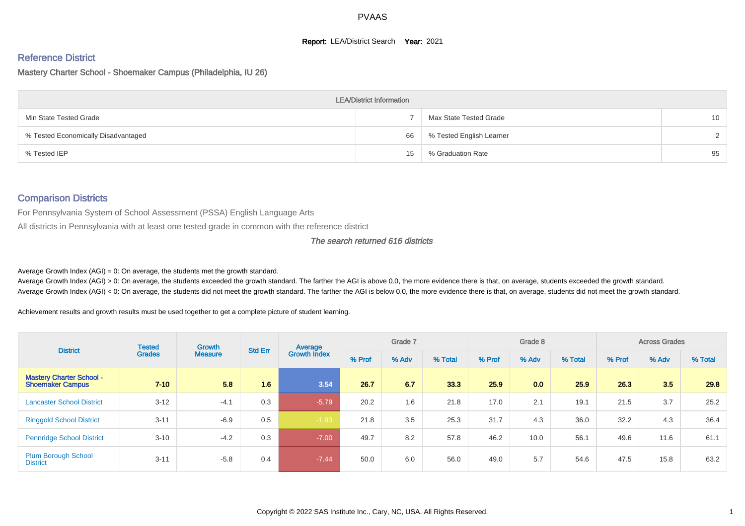PVAAS

**Report:** LEA/District Search **Year:** 2021

## Reference District

### Mastery Charter School - Shoemaker Campus (Philadelphia, IU 26)

| LEA/District Information | | | |
|---|---|---|---|
| Min State Tested Grade | 7 | Max State Tested Grade | 10 |
| % Tested Economically Disadvantaged | 66 | % Tested English Learner | 2 |
| % Tested IEP | 15 | % Graduation Rate | 95 |

## Comparison Districts

For Pennsylvania System of School Assessment (PSSA) English Language Arts

All districts in Pennsylvania with at least one tested grade in common with the reference district

*The search returned 616 districts*

Average Growth Index (AGI) = 0: On average, the students met the growth standard.
Average Growth Index (AGI) > 0: On average, the students exceeded the growth standard. The farther the AGI is above 0.0, the more evidence there is that, on average, students exceeded the growth standard.
Average Growth Index (AGI) < 0: On average, the students did not meet the growth standard. The farther the AGI is below 0.0, the more evidence there is that, on average, students did not meet the growth standard.

Achievement results and growth results must be used together to get a complete picture of student learning.

| District | Tested Grades | Growth Measure | Std Err | Average Growth Index | Grade 7 | | | Grade 8 | | | Across Grades | | |
|---|---|---|---|---|---|---|---|---|---|---|---|---|---|
| | | | | | % Prof | % Adv | % Total | % Prof | % Adv | % Total | % Prof | % Adv | % Total |
| **Mastery Charter School - Shoemaker Campus** | **7-10** | **5.8** | **1.6** | **3.54** | **26.7** | **6.7** | **33.3** | **25.9** | **0.0** | **25.9** | **26.3** | **3.5** | **29.8** |
| Lancaster School District | 3-12 | -4.1 | 0.3 | -5.79 | 20.2 | 1.6 | 21.8 | 17.0 | 2.1 | 19.1 | 21.5 | 3.7 | 25.2 |
| Ringgold School District | 3-11 | -6.9 | 0.5 | -1.93 | 21.8 | 3.5 | 25.3 | 31.7 | 4.3 | 36.0 | 32.2 | 4.3 | 36.4 |
| Pennridge School District | 3-10 | -4.2 | 0.3 | -7.00 | 49.7 | 8.2 | 57.8 | 46.2 | 10.0 | 56.1 | 49.6 | 11.6 | 61.1 |
| Plum Borough School District | 3-11 | -5.8 | 0.4 | -7.44 | 50.0 | 6.0 | 56.0 | 49.0 | 5.7 | 54.6 | 47.5 | 15.8 | 63.2 |

Copyright © 2022 SAS Institute Inc., Cary, NC, USA. All Rights Reserved.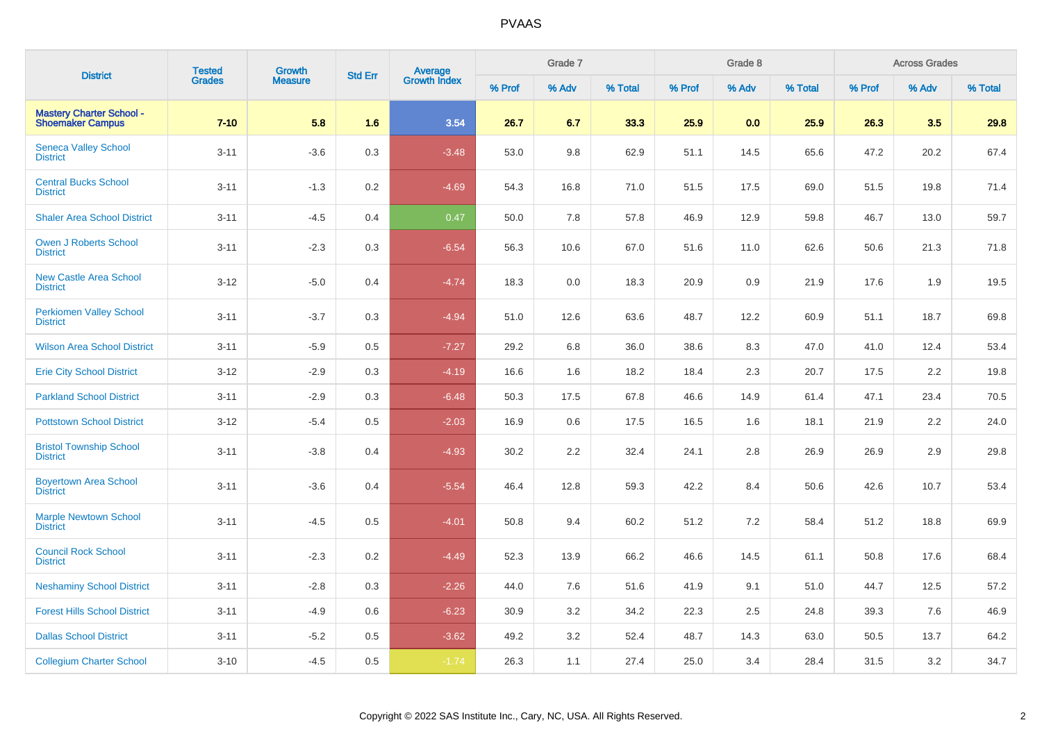| District | Tested Grades | Growth Measure | Std Err | Average Growth Index | Grade 7 | | | Grade 8 | | | Across Grades | | |
|---|---|---|---|---|---|---|---|---|---|---|---|---|---|
| | | | | | % Prof | % Adv | % Total | % Prof | % Adv | % Total | % Prof | % Adv | % Total |
| **Mastery Charter School - Shoemaker Campus** | **7-10** | **5.8** | **1.6** | **3.54** | **26.7** | **6.7** | **33.3** | **25.9** | **0.0** | **25.9** | **26.3** | **3.5** | **29.8** |
| Seneca Valley School District | 3-11 | -3.6 | 0.3 | -3.48 | 53.0 | 9.8 | 62.9 | 51.1 | 14.5 | 65.6 | 47.2 | 20.2 | 67.4 |
| Central Bucks School District | 3-11 | -1.3 | 0.2 | -4.69 | 54.3 | 16.8 | 71.0 | 51.5 | 17.5 | 69.0 | 51.5 | 19.8 | 71.4 |
| Shaler Area School District | 3-11 | -4.5 | 0.4 | 0.47 | 50.0 | 7.8 | 57.8 | 46.9 | 12.9 | 59.8 | 46.7 | 13.0 | 59.7 |
| Owen J Roberts School District | 3-11 | -2.3 | 0.3 | -6.54 | 56.3 | 10.6 | 67.0 | 51.6 | 11.0 | 62.6 | 50.6 | 21.3 | 71.8 |
| New Castle Area School District | 3-12 | -5.0 | 0.4 | -4.74 | 18.3 | 0.0 | 18.3 | 20.9 | 0.9 | 21.9 | 17.6 | 1.9 | 19.5 |
| Perkiomen Valley School District | 3-11 | -3.7 | 0.3 | -4.94 | 51.0 | 12.6 | 63.6 | 48.7 | 12.2 | 60.9 | 51.1 | 18.7 | 69.8 |
| Wilson Area School District | 3-11 | -5.9 | 0.5 | -7.27 | 29.2 | 6.8 | 36.0 | 38.6 | 8.3 | 47.0 | 41.0 | 12.4 | 53.4 |
| Erie City School District | 3-12 | -2.9 | 0.3 | -4.19 | 16.6 | 1.6 | 18.2 | 18.4 | 2.3 | 20.7 | 17.5 | 2.2 | 19.8 |
| Parkland School District | 3-11 | -2.9 | 0.3 | -6.48 | 50.3 | 17.5 | 67.8 | 46.6 | 14.9 | 61.4 | 47.1 | 23.4 | 70.5 |
| Pottstown School District | 3-12 | -5.4 | 0.5 | -2.03 | 16.9 | 0.6 | 17.5 | 16.5 | 1.6 | 18.1 | 21.9 | 2.2 | 24.0 |
| Bristol Township School District | 3-11 | -3.8 | 0.4 | -4.93 | 30.2 | 2.2 | 32.4 | 24.1 | 2.8 | 26.9 | 26.9 | 2.9 | 29.8 |
| Boyertown Area School District | 3-11 | -3.6 | 0.4 | -5.54 | 46.4 | 12.8 | 59.3 | 42.2 | 8.4 | 50.6 | 42.6 | 10.7 | 53.4 |
| Marple Newtown School District | 3-11 | -4.5 | 0.5 | -4.01 | 50.8 | 9.4 | 60.2 | 51.2 | 7.2 | 58.4 | 51.2 | 18.8 | 69.9 |
| Council Rock School District | 3-11 | -2.3 | 0.2 | -4.49 | 52.3 | 13.9 | 66.2 | 46.6 | 14.5 | 61.1 | 50.8 | 17.6 | 68.4 |
| Neshaminy School District | 3-11 | -2.8 | 0.3 | -2.26 | 44.0 | 7.6 | 51.6 | 41.9 | 9.1 | 51.0 | 44.7 | 12.5 | 57.2 |
| Forest Hills School District | 3-11 | -4.9 | 0.6 | -6.23 | 30.9 | 3.2 | 34.2 | 22.3 | 2.5 | 24.8 | 39.3 | 7.6 | 46.9 |
| Dallas School District | 3-11 | -5.2 | 0.5 | -3.62 | 49.2 | 3.2 | 52.4 | 48.7 | 14.3 | 63.0 | 50.5 | 13.7 | 64.2 |
| Collegium Charter School | 3-10 | -4.5 | 0.5 | -1.74 | 26.3 | 1.1 | 27.4 | 25.0 | 3.4 | 28.4 | 31.5 | 3.2 | 34.7 |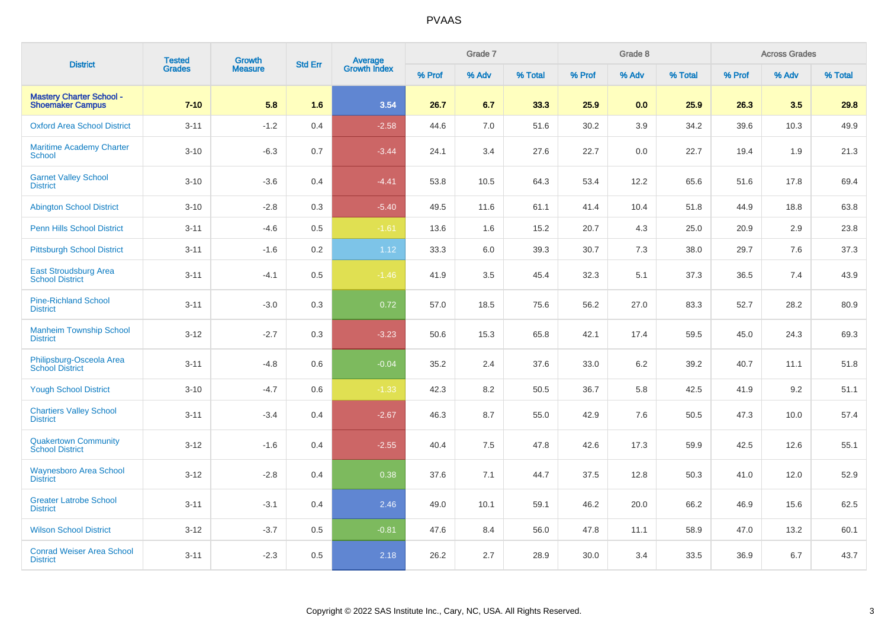# PVAAS

| District | Tested Grades | Growth Measure | Std Err | Average Growth Index | Grade 7 | | | Grade 8 | | | Across Grades | | |
|---|---|---|---|---|---|---|---|---|---|---|---|---|---|
| | | | | | % Prof | % Adv | % Total | % Prof | % Adv | % Total | % Prof | % Adv | % Total |
| **Mastery Charter School - Shoemaker Campus** | **7-10** | **5.8** | **1.6** | **3.54** | **26.7** | **6.7** | **33.3** | **25.9** | **0.0** | **25.9** | **26.3** | **3.5** | **29.8** |
| Oxford Area School District | 3-11 | -1.2 | 0.4 | -2.58 | 44.6 | 7.0 | 51.6 | 30.2 | 3.9 | 34.2 | 39.6 | 10.3 | 49.9 |
| Maritime Academy Charter School | 3-10 | -6.3 | 0.7 | -3.44 | 24.1 | 3.4 | 27.6 | 22.7 | 0.0 | 22.7 | 19.4 | 1.9 | 21.3 |
| Garnet Valley School District | 3-10 | -3.6 | 0.4 | -4.41 | 53.8 | 10.5 | 64.3 | 53.4 | 12.2 | 65.6 | 51.6 | 17.8 | 69.4 |
| Abington School District | 3-10 | -2.8 | 0.3 | -5.40 | 49.5 | 11.6 | 61.1 | 41.4 | 10.4 | 51.8 | 44.9 | 18.8 | 63.8 |
| Penn Hills School District | 3-11 | -4.6 | 0.5 | -1.61 | 13.6 | 1.6 | 15.2 | 20.7 | 4.3 | 25.0 | 20.9 | 2.9 | 23.8 |
| Pittsburgh School District | 3-11 | -1.6 | 0.2 | 1.12 | 33.3 | 6.0 | 39.3 | 30.7 | 7.3 | 38.0 | 29.7 | 7.6 | 37.3 |
| East Stroudsburg Area School District | 3-11 | -4.1 | 0.5 | -1.46 | 41.9 | 3.5 | 45.4 | 32.3 | 5.1 | 37.3 | 36.5 | 7.4 | 43.9 |
| Pine-Richland School District | 3-11 | -3.0 | 0.3 | 0.72 | 57.0 | 18.5 | 75.6 | 56.2 | 27.0 | 83.3 | 52.7 | 28.2 | 80.9 |
| Manheim Township School District | 3-12 | -2.7 | 0.3 | -3.23 | 50.6 | 15.3 | 65.8 | 42.1 | 17.4 | 59.5 | 45.0 | 24.3 | 69.3 |
| Philipsburg-Osceola Area School District | 3-11 | -4.8 | 0.6 | -0.04 | 35.2 | 2.4 | 37.6 | 33.0 | 6.2 | 39.2 | 40.7 | 11.1 | 51.8 |
| Yough School District | 3-10 | -4.7 | 0.6 | -1.33 | 42.3 | 8.2 | 50.5 | 36.7 | 5.8 | 42.5 | 41.9 | 9.2 | 51.1 |
| Chartiers Valley School District | 3-11 | -3.4 | 0.4 | -2.67 | 46.3 | 8.7 | 55.0 | 42.9 | 7.6 | 50.5 | 47.3 | 10.0 | 57.4 |
| Quakertown Community School District | 3-12 | -1.6 | 0.4 | -2.55 | 40.4 | 7.5 | 47.8 | 42.6 | 17.3 | 59.9 | 42.5 | 12.6 | 55.1 |
| Waynesboro Area School District | 3-12 | -2.8 | 0.4 | 0.38 | 37.6 | 7.1 | 44.7 | 37.5 | 12.8 | 50.3 | 41.0 | 12.0 | 52.9 |
| Greater Latrobe School District | 3-11 | -3.1 | 0.4 | 2.46 | 49.0 | 10.1 | 59.1 | 46.2 | 20.0 | 66.2 | 46.9 | 15.6 | 62.5 |
| Wilson School District | 3-12 | -3.7 | 0.5 | -0.81 | 47.6 | 8.4 | 56.0 | 47.8 | 11.1 | 58.9 | 47.0 | 13.2 | 60.1 |
| Conrad Weiser Area School District | 3-11 | -2.3 | 0.5 | 2.18 | 26.2 | 2.7 | 28.9 | 30.0 | 3.4 | 33.5 | 36.9 | 6.7 | 43.7 |

Copyright © 2022 SAS Institute Inc., Cary, NC, USA. All Rights Reserved.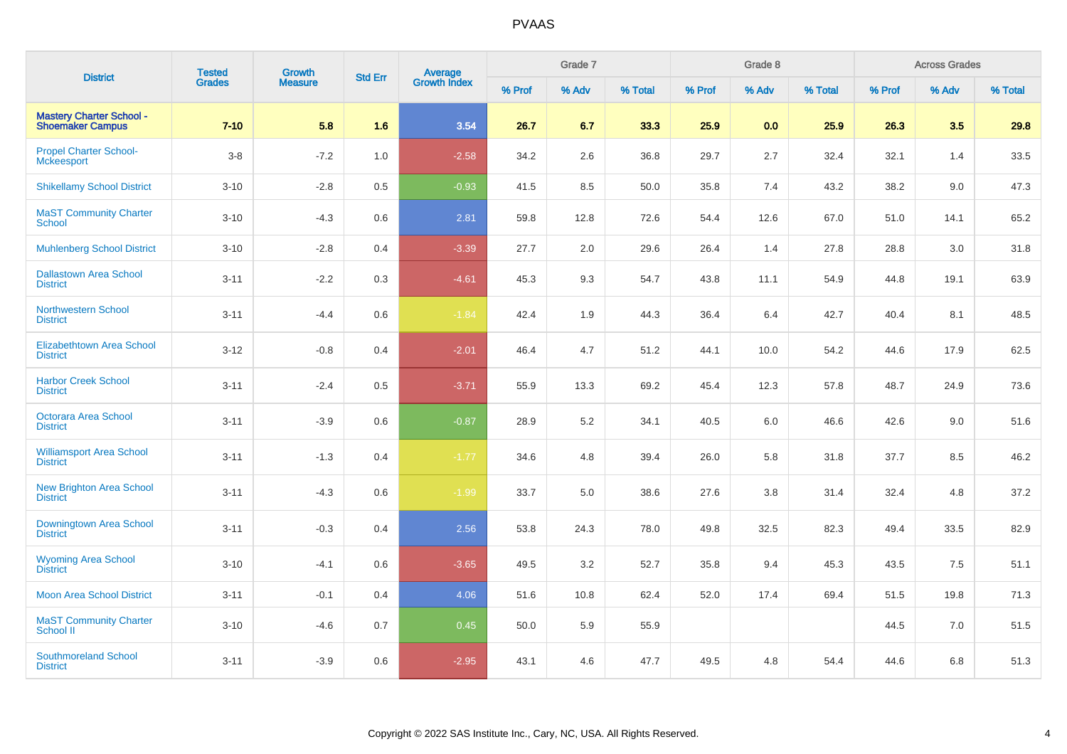# PVAAS

| District | Tested Grades | Growth Measure | Std Err | Average Growth Index | Grade 7 | | | Grade 8 | | | Across Grades | | |
|---|---|---|---|---|---|---|---|---|---|---|---|---|---|
| | | | | | % Prof | % Adv | % Total | % Prof | % Adv | % Total | % Prof | % Adv | % Total |
| **Mastery Charter School - Shoemaker Campus** | **7-10** | **5.8** | **1.6** | **3.54** | **26.7** | **6.7** | **33.3** | **25.9** | **0.0** | **25.9** | **26.3** | **3.5** | **29.8** |
| Propel Charter School-Mckeesport | 3-8 | -7.2 | 1.0 | -2.58 | 34.2 | 2.6 | 36.8 | 29.7 | 2.7 | 32.4 | 32.1 | 1.4 | 33.5 |
| Shikellamy School District | 3-10 | -2.8 | 0.5 | -0.93 | 41.5 | 8.5 | 50.0 | 35.8 | 7.4 | 43.2 | 38.2 | 9.0 | 47.3 |
| MaST Community Charter School | 3-10 | -4.3 | 0.6 | 2.81 | 59.8 | 12.8 | 72.6 | 54.4 | 12.6 | 67.0 | 51.0 | 14.1 | 65.2 |
| Muhlenberg School District | 3-10 | -2.8 | 0.4 | -3.39 | 27.7 | 2.0 | 29.6 | 26.4 | 1.4 | 27.8 | 28.8 | 3.0 | 31.8 |
| Dallastown Area School District | 3-11 | -2.2 | 0.3 | -4.61 | 45.3 | 9.3 | 54.7 | 43.8 | 11.1 | 54.9 | 44.8 | 19.1 | 63.9 |
| Northwestern School District | 3-11 | -4.4 | 0.6 | -1.84 | 42.4 | 1.9 | 44.3 | 36.4 | 6.4 | 42.7 | 40.4 | 8.1 | 48.5 |
| Elizabethtown Area School District | 3-12 | -0.8 | 0.4 | -2.01 | 46.4 | 4.7 | 51.2 | 44.1 | 10.0 | 54.2 | 44.6 | 17.9 | 62.5 |
| Harbor Creek School District | 3-11 | -2.4 | 0.5 | -3.71 | 55.9 | 13.3 | 69.2 | 45.4 | 12.3 | 57.8 | 48.7 | 24.9 | 73.6 |
| Octorara Area School District | 3-11 | -3.9 | 0.6 | -0.87 | 28.9 | 5.2 | 34.1 | 40.5 | 6.0 | 46.6 | 42.6 | 9.0 | 51.6 |
| Williamsport Area School District | 3-11 | -1.3 | 0.4 | -1.77 | 34.6 | 4.8 | 39.4 | 26.0 | 5.8 | 31.8 | 37.7 | 8.5 | 46.2 |
| New Brighton Area School District | 3-11 | -4.3 | 0.6 | -1.99 | 33.7 | 5.0 | 38.6 | 27.6 | 3.8 | 31.4 | 32.4 | 4.8 | 37.2 |
| Downingtown Area School District | 3-11 | -0.3 | 0.4 | 2.56 | 53.8 | 24.3 | 78.0 | 49.8 | 32.5 | 82.3 | 49.4 | 33.5 | 82.9 |
| Wyoming Area School District | 3-10 | -4.1 | 0.6 | -3.65 | 49.5 | 3.2 | 52.7 | 35.8 | 9.4 | 45.3 | 43.5 | 7.5 | 51.1 |
| Moon Area School District | 3-11 | -0.1 | 0.4 | 4.06 | 51.6 | 10.8 | 62.4 | 52.0 | 17.4 | 69.4 | 51.5 | 19.8 | 71.3 |
| MaST Community Charter School II | 3-10 | -4.6 | 0.7 | 0.45 | 50.0 | 5.9 | 55.9 | | | | 44.5 | 7.0 | 51.5 |
| Southmoreland School District | 3-11 | -3.9 | 0.6 | -2.95 | 43.1 | 4.6 | 47.7 | 49.5 | 4.8 | 54.4 | 44.6 | 6.8 | 51.3 |

Copyright © 2022 SAS Institute Inc., Cary, NC, USA. All Rights Reserved.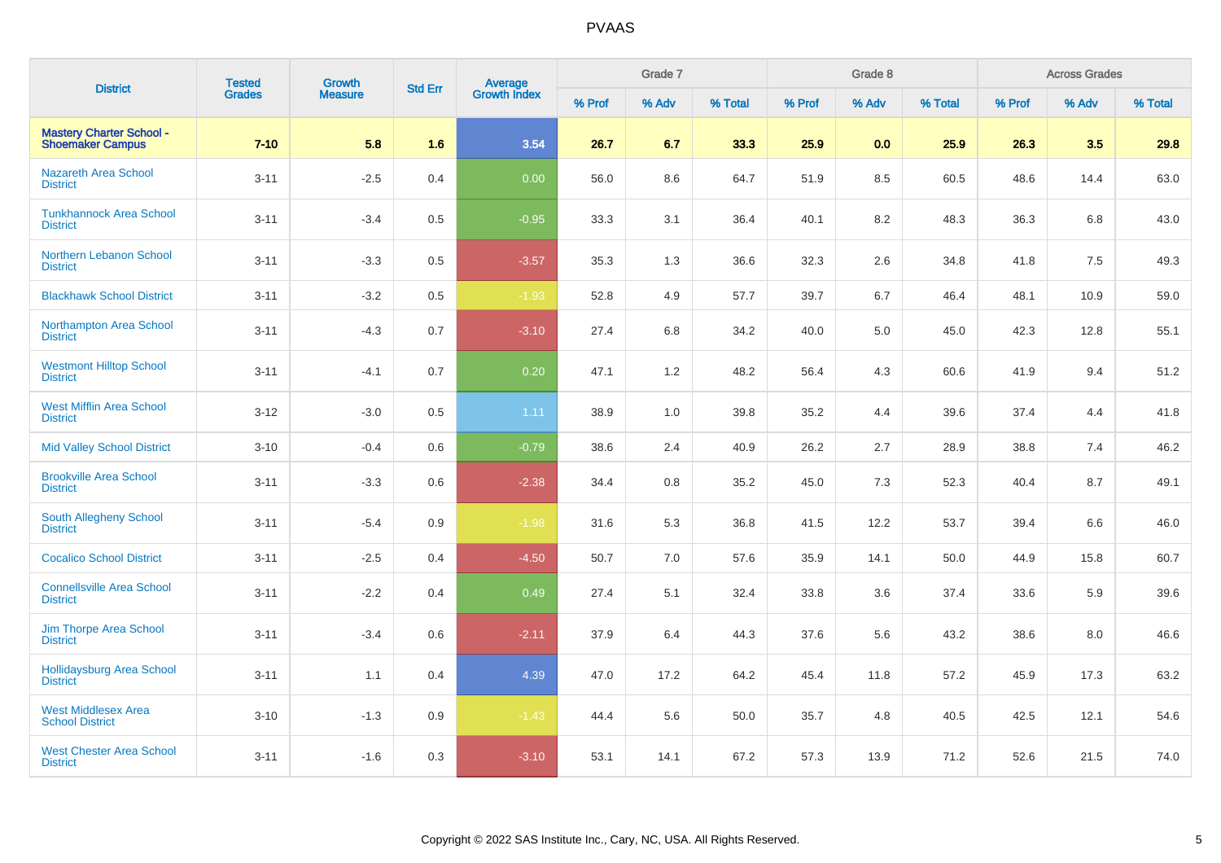# PVAAS

| District | Tested Grades | Growth Measure | Std Err | Average Growth Index | Grade 7 | | | Grade 8 | | | Across Grades | | |
|---|---|---|---|---|---|---|---|---|---|---|---|---|---|
| | | | | | % Prof | % Adv | % Total | % Prof | % Adv | % Total | % Prof | % Adv | % Total |
| **Mastery Charter School - Shoemaker Campus** | **7-10** | **5.8** | **1.6** | **3.54** | **26.7** | **6.7** | **33.3** | **25.9** | **0.0** | **25.9** | **26.3** | **3.5** | **29.8** |
| Nazareth Area School District | 3-11 | -2.5 | 0.4 | 0.00 | 56.0 | 8.6 | 64.7 | 51.9 | 8.5 | 60.5 | 48.6 | 14.4 | 63.0 |
| Tunkhannock Area School District | 3-11 | -3.4 | 0.5 | -0.95 | 33.3 | 3.1 | 36.4 | 40.1 | 8.2 | 48.3 | 36.3 | 6.8 | 43.0 |
| Northern Lebanon School District | 3-11 | -3.3 | 0.5 | -3.57 | 35.3 | 1.3 | 36.6 | 32.3 | 2.6 | 34.8 | 41.8 | 7.5 | 49.3 |
| Blackhawk School District | 3-11 | -3.2 | 0.5 | -1.93 | 52.8 | 4.9 | 57.7 | 39.7 | 6.7 | 46.4 | 48.1 | 10.9 | 59.0 |
| Northampton Area School District | 3-11 | -4.3 | 0.7 | -3.10 | 27.4 | 6.8 | 34.2 | 40.0 | 5.0 | 45.0 | 42.3 | 12.8 | 55.1 |
| Westmont Hilltop School District | 3-11 | -4.1 | 0.7 | 0.20 | 47.1 | 1.2 | 48.2 | 56.4 | 4.3 | 60.6 | 41.9 | 9.4 | 51.2 |
| West Mifflin Area School District | 3-12 | -3.0 | 0.5 | 1.11 | 38.9 | 1.0 | 39.8 | 35.2 | 4.4 | 39.6 | 37.4 | 4.4 | 41.8 |
| Mid Valley School District | 3-10 | -0.4 | 0.6 | -0.79 | 38.6 | 2.4 | 40.9 | 26.2 | 2.7 | 28.9 | 38.8 | 7.4 | 46.2 |
| Brookville Area School District | 3-11 | -3.3 | 0.6 | -2.38 | 34.4 | 0.8 | 35.2 | 45.0 | 7.3 | 52.3 | 40.4 | 8.7 | 49.1 |
| South Allegheny School District | 3-11 | -5.4 | 0.9 | -1.98 | 31.6 | 5.3 | 36.8 | 41.5 | 12.2 | 53.7 | 39.4 | 6.6 | 46.0 |
| Cocalico School District | 3-11 | -2.5 | 0.4 | -4.50 | 50.7 | 7.0 | 57.6 | 35.9 | 14.1 | 50.0 | 44.9 | 15.8 | 60.7 |
| Connellsville Area School District | 3-11 | -2.2 | 0.4 | 0.49 | 27.4 | 5.1 | 32.4 | 33.8 | 3.6 | 37.4 | 33.6 | 5.9 | 39.6 |
| Jim Thorpe Area School District | 3-11 | -3.4 | 0.6 | -2.11 | 37.9 | 6.4 | 44.3 | 37.6 | 5.6 | 43.2 | 38.6 | 8.0 | 46.6 |
| Hollidaysburg Area School District | 3-11 | 1.1 | 0.4 | 4.39 | 47.0 | 17.2 | 64.2 | 45.4 | 11.8 | 57.2 | 45.9 | 17.3 | 63.2 |
| West Middlesex Area School District | 3-10 | -1.3 | 0.9 | -1.43 | 44.4 | 5.6 | 50.0 | 35.7 | 4.8 | 40.5 | 42.5 | 12.1 | 54.6 |
| West Chester Area School District | 3-11 | -1.6 | 0.3 | -3.10 | 53.1 | 14.1 | 67.2 | 57.3 | 13.9 | 71.2 | 52.6 | 21.5 | 74.0 |

Copyright © 2022 SAS Institute Inc., Cary, NC, USA. All Rights Reserved.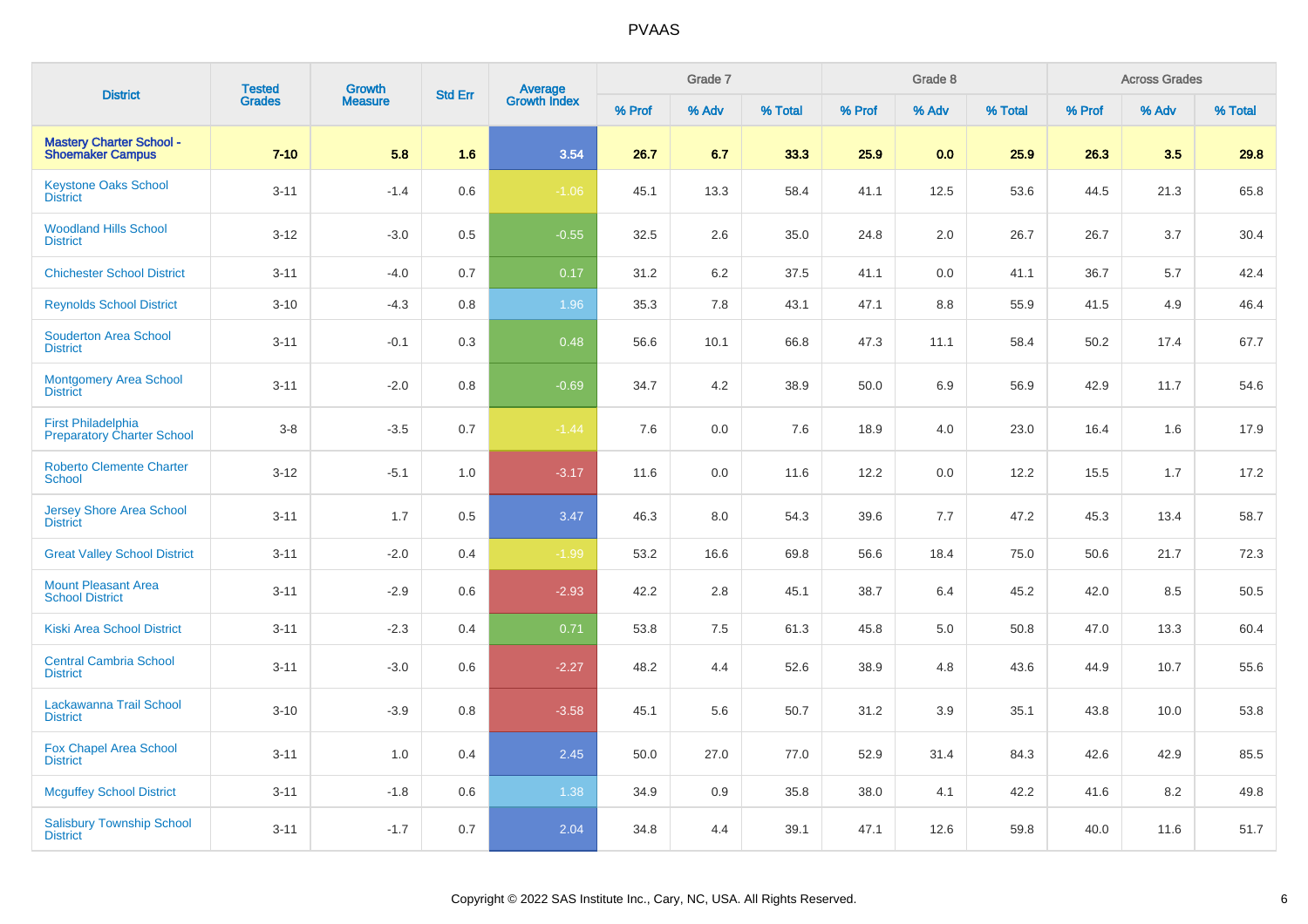# PVAAS

| District | Tested Grades | Growth Measure | Std Err | Average Growth Index | Grade 7 | | | Grade 8 | | | Across Grades | | |
|---|---|---|---|---|---|---|---|---|---|---|---|---|---|
| | | | | | % Prof | % Adv | % Total | % Prof | % Adv | % Total | % Prof | % Adv | % Total |
| **Mastery Charter School - Shoemaker Campus** | **7-10** | **5.8** | **1.6** | **3.54** | **26.7** | **6.7** | **33.3** | **25.9** | **0.0** | **25.9** | **26.3** | **3.5** | **29.8** |
| Keystone Oaks School District | 3-11 | -1.4 | 0.6 | -1.06 | 45.1 | 13.3 | 58.4 | 41.1 | 12.5 | 53.6 | 44.5 | 21.3 | 65.8 |
| Woodland Hills School District | 3-12 | -3.0 | 0.5 | -0.55 | 32.5 | 2.6 | 35.0 | 24.8 | 2.0 | 26.7 | 26.7 | 3.7 | 30.4 |
| Chichester School District | 3-11 | -4.0 | 0.7 | 0.17 | 31.2 | 6.2 | 37.5 | 41.1 | 0.0 | 41.1 | 36.7 | 5.7 | 42.4 |
| Reynolds School District | 3-10 | -4.3 | 0.8 | 1.96 | 35.3 | 7.8 | 43.1 | 47.1 | 8.8 | 55.9 | 41.5 | 4.9 | 46.4 |
| Souderton Area School District | 3-11 | -0.1 | 0.3 | 0.48 | 56.6 | 10.1 | 66.8 | 47.3 | 11.1 | 58.4 | 50.2 | 17.4 | 67.7 |
| Montgomery Area School District | 3-11 | -2.0 | 0.8 | -0.69 | 34.7 | 4.2 | 38.9 | 50.0 | 6.9 | 56.9 | 42.9 | 11.7 | 54.6 |
| First Philadelphia Preparatory Charter School | 3-8 | -3.5 | 0.7 | -1.44 | 7.6 | 0.0 | 7.6 | 18.9 | 4.0 | 23.0 | 16.4 | 1.6 | 17.9 |
| Roberto Clemente Charter School | 3-12 | -5.1 | 1.0 | -3.17 | 11.6 | 0.0 | 11.6 | 12.2 | 0.0 | 12.2 | 15.5 | 1.7 | 17.2 |
| Jersey Shore Area School District | 3-11 | 1.7 | 0.5 | 3.47 | 46.3 | 8.0 | 54.3 | 39.6 | 7.7 | 47.2 | 45.3 | 13.4 | 58.7 |
| Great Valley School District | 3-11 | -2.0 | 0.4 | -1.99 | 53.2 | 16.6 | 69.8 | 56.6 | 18.4 | 75.0 | 50.6 | 21.7 | 72.3 |
| Mount Pleasant Area School District | 3-11 | -2.9 | 0.6 | -2.93 | 42.2 | 2.8 | 45.1 | 38.7 | 6.4 | 45.2 | 42.0 | 8.5 | 50.5 |
| Kiski Area School District | 3-11 | -2.3 | 0.4 | 0.71 | 53.8 | 7.5 | 61.3 | 45.8 | 5.0 | 50.8 | 47.0 | 13.3 | 60.4 |
| Central Cambria School District | 3-11 | -3.0 | 0.6 | -2.27 | 48.2 | 4.4 | 52.6 | 38.9 | 4.8 | 43.6 | 44.9 | 10.7 | 55.6 |
| Lackawanna Trail School District | 3-10 | -3.9 | 0.8 | -3.58 | 45.1 | 5.6 | 50.7 | 31.2 | 3.9 | 35.1 | 43.8 | 10.0 | 53.8 |
| Fox Chapel Area School District | 3-11 | 1.0 | 0.4 | 2.45 | 50.0 | 27.0 | 77.0 | 52.9 | 31.4 | 84.3 | 42.6 | 42.9 | 85.5 |
| Mcguffey School District | 3-11 | -1.8 | 0.6 | 1.38 | 34.9 | 0.9 | 35.8 | 38.0 | 4.1 | 42.2 | 41.6 | 8.2 | 49.8 |
| Salisbury Township School District | 3-11 | -1.7 | 0.7 | 2.04 | 34.8 | 4.4 | 39.1 | 47.1 | 12.6 | 59.8 | 40.0 | 11.6 | 51.7 |

Copyright © 2022 SAS Institute Inc., Cary, NC, USA. All Rights Reserved.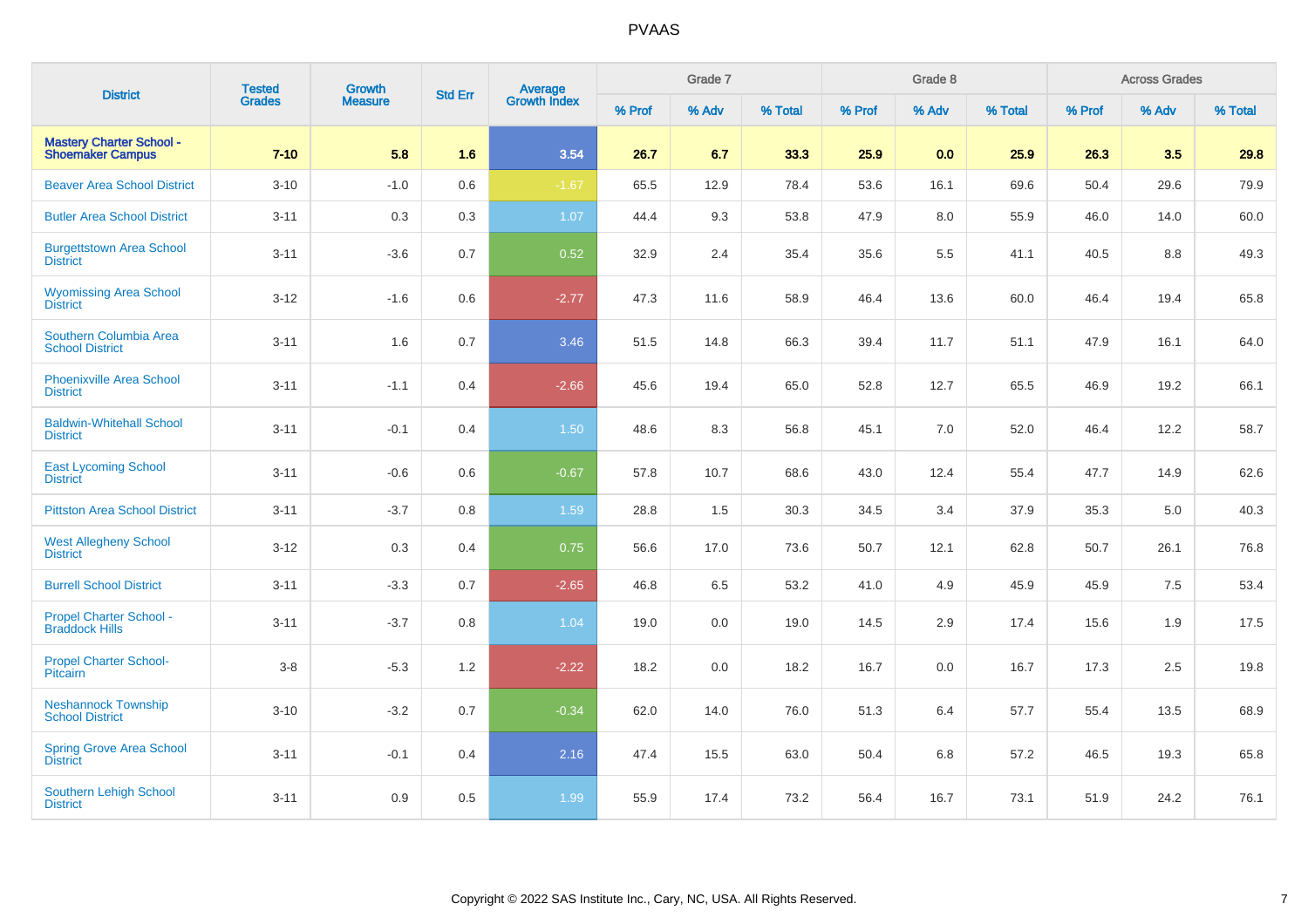# PVAAS

| District | Tested Grades | Growth Measure | Std Err | Average Growth Index | Grade 7 | | | Grade 8 | | | Across Grades | | |
|---|---|---|---|---|---|---|---|---|---|---|---|---|---|
| | | | | | % Prof | % Adv | % Total | % Prof | % Adv | % Total | % Prof | % Adv | % Total |
| **Mastery Charter School - Shoemaker Campus** | **7-10** | **5.8** | **1.6** | **3.54** | **26.7** | **6.7** | **33.3** | **25.9** | **0.0** | **25.9** | **26.3** | **3.5** | **29.8** |
| Beaver Area School District | 3-10 | -1.0 | 0.6 | -1.67 | 65.5 | 12.9 | 78.4 | 53.6 | 16.1 | 69.6 | 50.4 | 29.6 | 79.9 |
| Butler Area School District | 3-11 | 0.3 | 0.3 | 1.07 | 44.4 | 9.3 | 53.8 | 47.9 | 8.0 | 55.9 | 46.0 | 14.0 | 60.0 |
| Burgettstown Area School District | 3-11 | -3.6 | 0.7 | 0.52 | 32.9 | 2.4 | 35.4 | 35.6 | 5.5 | 41.1 | 40.5 | 8.8 | 49.3 |
| Wyomissing Area School District | 3-12 | -1.6 | 0.6 | -2.77 | 47.3 | 11.6 | 58.9 | 46.4 | 13.6 | 60.0 | 46.4 | 19.4 | 65.8 |
| Southern Columbia Area School District | 3-11 | 1.6 | 0.7 | 3.46 | 51.5 | 14.8 | 66.3 | 39.4 | 11.7 | 51.1 | 47.9 | 16.1 | 64.0 |
| Phoenixville Area School District | 3-11 | -1.1 | 0.4 | -2.66 | 45.6 | 19.4 | 65.0 | 52.8 | 12.7 | 65.5 | 46.9 | 19.2 | 66.1 |
| Baldwin-Whitehall School District | 3-11 | -0.1 | 0.4 | 1.50 | 48.6 | 8.3 | 56.8 | 45.1 | 7.0 | 52.0 | 46.4 | 12.2 | 58.7 |
| East Lycoming School District | 3-11 | -0.6 | 0.6 | -0.67 | 57.8 | 10.7 | 68.6 | 43.0 | 12.4 | 55.4 | 47.7 | 14.9 | 62.6 |
| Pittston Area School District | 3-11 | -3.7 | 0.8 | 1.59 | 28.8 | 1.5 | 30.3 | 34.5 | 3.4 | 37.9 | 35.3 | 5.0 | 40.3 |
| West Allegheny School District | 3-12 | 0.3 | 0.4 | 0.75 | 56.6 | 17.0 | 73.6 | 50.7 | 12.1 | 62.8 | 50.7 | 26.1 | 76.8 |
| Burrell School District | 3-11 | -3.3 | 0.7 | -2.65 | 46.8 | 6.5 | 53.2 | 41.0 | 4.9 | 45.9 | 45.9 | 7.5 | 53.4 |
| Propel Charter School - Braddock Hills | 3-11 | -3.7 | 0.8 | 1.04 | 19.0 | 0.0 | 19.0 | 14.5 | 2.9 | 17.4 | 15.6 | 1.9 | 17.5 |
| Propel Charter School-Pitcairn | 3-8 | -5.3 | 1.2 | -2.22 | 18.2 | 0.0 | 18.2 | 16.7 | 0.0 | 16.7 | 17.3 | 2.5 | 19.8 |
| Neshannock Township School District | 3-10 | -3.2 | 0.7 | -0.34 | 62.0 | 14.0 | 76.0 | 51.3 | 6.4 | 57.7 | 55.4 | 13.5 | 68.9 |
| Spring Grove Area School District | 3-11 | -0.1 | 0.4 | 2.16 | 47.4 | 15.5 | 63.0 | 50.4 | 6.8 | 57.2 | 46.5 | 19.3 | 65.8 |
| Southern Lehigh School District | 3-11 | 0.9 | 0.5 | 1.99 | 55.9 | 17.4 | 73.2 | 56.4 | 16.7 | 73.1 | 51.9 | 24.2 | 76.1 |

Copyright © 2022 SAS Institute Inc., Cary, NC, USA. All Rights Reserved.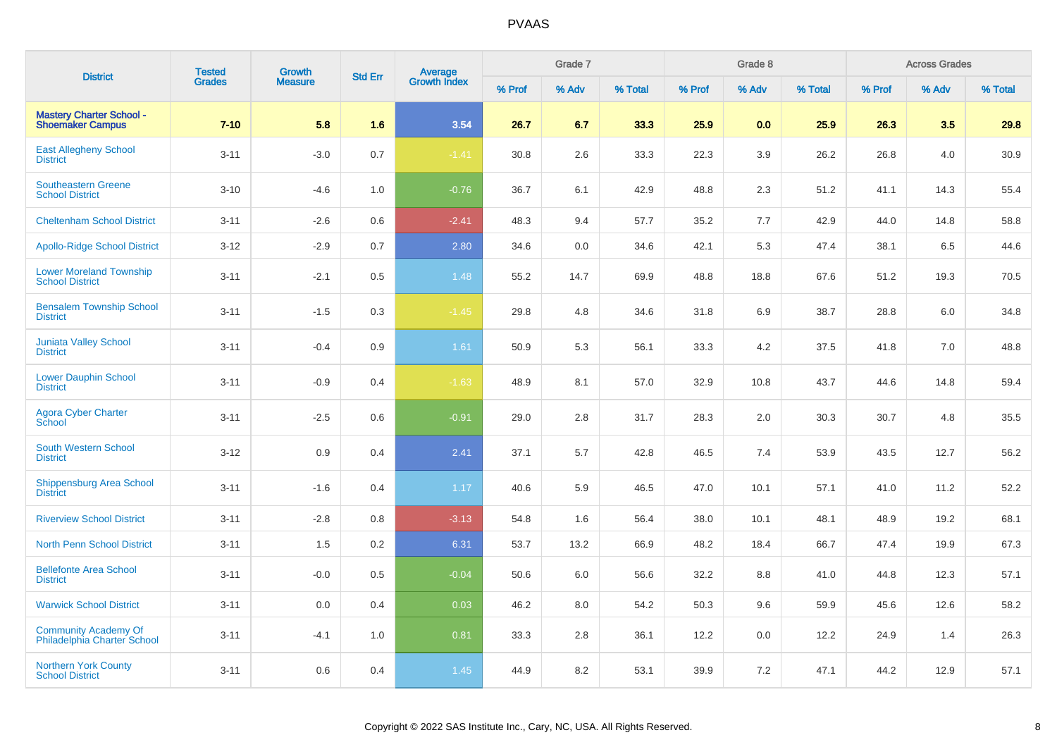| District | Tested Grades | Growth Measure | Std Err | Average Growth Index | Grade 7 | | | Grade 8 | | | Across Grades | | |
|---|---|---|---|---|---|---|---|---|---|---|---|---|---|
| | | | | | % Prof | % Adv | % Total | % Prof | % Adv | % Total | % Prof | % Adv | % Total |
| **Mastery Charter School - Shoemaker Campus** | **7-10** | **5.8** | **1.6** | **3.54** | **26.7** | **6.7** | **33.3** | **25.9** | **0.0** | **25.9** | **26.3** | **3.5** | **29.8** |
| East Allegheny School District | 3-11 | -3.0 | 0.7 | -1.41 | 30.8 | 2.6 | 33.3 | 22.3 | 3.9 | 26.2 | 26.8 | 4.0 | 30.9 |
| Southeastern Greene School District | 3-10 | -4.6 | 1.0 | -0.76 | 36.7 | 6.1 | 42.9 | 48.8 | 2.3 | 51.2 | 41.1 | 14.3 | 55.4 |
| Cheltenham School District | 3-11 | -2.6 | 0.6 | -2.41 | 48.3 | 9.4 | 57.7 | 35.2 | 7.7 | 42.9 | 44.0 | 14.8 | 58.8 |
| Apollo-Ridge School District | 3-12 | -2.9 | 0.7 | 2.80 | 34.6 | 0.0 | 34.6 | 42.1 | 5.3 | 47.4 | 38.1 | 6.5 | 44.6 |
| Lower Moreland Township School District | 3-11 | -2.1 | 0.5 | 1.48 | 55.2 | 14.7 | 69.9 | 48.8 | 18.8 | 67.6 | 51.2 | 19.3 | 70.5 |
| Bensalem Township School District | 3-11 | -1.5 | 0.3 | -1.45 | 29.8 | 4.8 | 34.6 | 31.8 | 6.9 | 38.7 | 28.8 | 6.0 | 34.8 |
| Juniata Valley School District | 3-11 | -0.4 | 0.9 | 1.61 | 50.9 | 5.3 | 56.1 | 33.3 | 4.2 | 37.5 | 41.8 | 7.0 | 48.8 |
| Lower Dauphin School District | 3-11 | -0.9 | 0.4 | -1.63 | 48.9 | 8.1 | 57.0 | 32.9 | 10.8 | 43.7 | 44.6 | 14.8 | 59.4 |
| Agora Cyber Charter School | 3-11 | -2.5 | 0.6 | -0.91 | 29.0 | 2.8 | 31.7 | 28.3 | 2.0 | 30.3 | 30.7 | 4.8 | 35.5 |
| South Western School District | 3-12 | 0.9 | 0.4 | 2.41 | 37.1 | 5.7 | 42.8 | 46.5 | 7.4 | 53.9 | 43.5 | 12.7 | 56.2 |
| Shippensburg Area School District | 3-11 | -1.6 | 0.4 | 1.17 | 40.6 | 5.9 | 46.5 | 47.0 | 10.1 | 57.1 | 41.0 | 11.2 | 52.2 |
| Riverview School District | 3-11 | -2.8 | 0.8 | -3.13 | 54.8 | 1.6 | 56.4 | 38.0 | 10.1 | 48.1 | 48.9 | 19.2 | 68.1 |
| North Penn School District | 3-11 | 1.5 | 0.2 | 6.31 | 53.7 | 13.2 | 66.9 | 48.2 | 18.4 | 66.7 | 47.4 | 19.9 | 67.3 |
| Bellefonte Area School District | 3-11 | -0.0 | 0.5 | -0.04 | 50.6 | 6.0 | 56.6 | 32.2 | 8.8 | 41.0 | 44.8 | 12.3 | 57.1 |
| Warwick School District | 3-11 | 0.0 | 0.4 | 0.03 | 46.2 | 8.0 | 54.2 | 50.3 | 9.6 | 59.9 | 45.6 | 12.6 | 58.2 |
| Community Academy Of Philadelphia Charter School | 3-11 | -4.1 | 1.0 | 0.81 | 33.3 | 2.8 | 36.1 | 12.2 | 0.0 | 12.2 | 24.9 | 1.4 | 26.3 |
| Northern York County School District | 3-11 | 0.6 | 0.4 | 1.45 | 44.9 | 8.2 | 53.1 | 39.9 | 7.2 | 47.1 | 44.2 | 12.9 | 57.1 |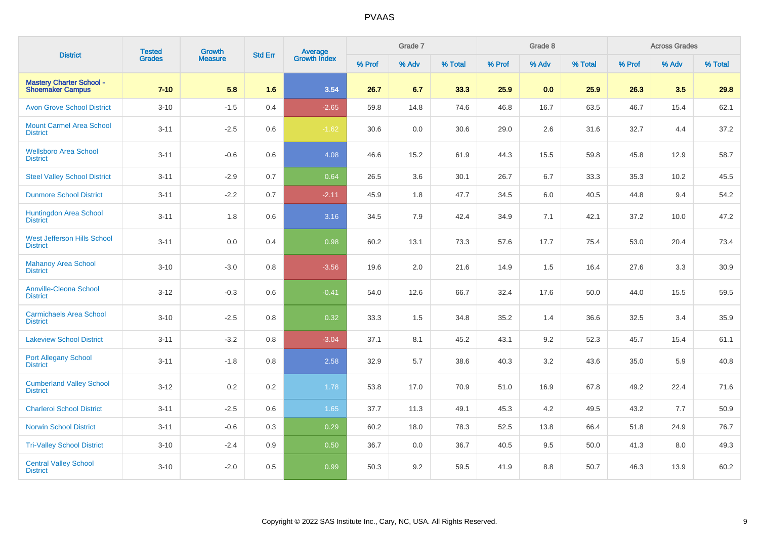# PVAAS

| District | Tested Grades | Growth Measure | Std Err | Average Growth Index | Grade 7 | | | Grade 8 | | | Across Grades | | |
|---|---|---|---|---|---|---|---|---|---|---|---|---|---|
| | | | | | % Prof | % Adv | % Total | % Prof | % Adv | % Total | % Prof | % Adv | % Total |
| **Mastery Charter School - Shoemaker Campus** | **7-10** | **5.8** | **1.6** | **3.54** | **26.7** | **6.7** | **33.3** | **25.9** | **0.0** | **25.9** | **26.3** | **3.5** | **29.8** |
| Avon Grove School District | 3-10 | -1.5 | 0.4 | -2.65 | 59.8 | 14.8 | 74.6 | 46.8 | 16.7 | 63.5 | 46.7 | 15.4 | 62.1 |
| Mount Carmel Area School District | 3-11 | -2.5 | 0.6 | -1.62 | 30.6 | 0.0 | 30.6 | 29.0 | 2.6 | 31.6 | 32.7 | 4.4 | 37.2 |
| Wellsboro Area School District | 3-11 | -0.6 | 0.6 | 4.08 | 46.6 | 15.2 | 61.9 | 44.3 | 15.5 | 59.8 | 45.8 | 12.9 | 58.7 |
| Steel Valley School District | 3-11 | -2.9 | 0.7 | 0.64 | 26.5 | 3.6 | 30.1 | 26.7 | 6.7 | 33.3 | 35.3 | 10.2 | 45.5 |
| Dunmore School District | 3-11 | -2.2 | 0.7 | -2.11 | 45.9 | 1.8 | 47.7 | 34.5 | 6.0 | 40.5 | 44.8 | 9.4 | 54.2 |
| Huntingdon Area School District | 3-11 | 1.8 | 0.6 | 3.16 | 34.5 | 7.9 | 42.4 | 34.9 | 7.1 | 42.1 | 37.2 | 10.0 | 47.2 |
| West Jefferson Hills School District | 3-11 | 0.0 | 0.4 | 0.98 | 60.2 | 13.1 | 73.3 | 57.6 | 17.7 | 75.4 | 53.0 | 20.4 | 73.4 |
| Mahanoy Area School District | 3-10 | -3.0 | 0.8 | -3.56 | 19.6 | 2.0 | 21.6 | 14.9 | 1.5 | 16.4 | 27.6 | 3.3 | 30.9 |
| Annville-Cleona School District | 3-12 | -0.3 | 0.6 | -0.41 | 54.0 | 12.6 | 66.7 | 32.4 | 17.6 | 50.0 | 44.0 | 15.5 | 59.5 |
| Carmichaels Area School District | 3-10 | -2.5 | 0.8 | 0.32 | 33.3 | 1.5 | 34.8 | 35.2 | 1.4 | 36.6 | 32.5 | 3.4 | 35.9 |
| Lakeview School District | 3-11 | -3.2 | 0.8 | -3.04 | 37.1 | 8.1 | 45.2 | 43.1 | 9.2 | 52.3 | 45.7 | 15.4 | 61.1 |
| Port Allegany School District | 3-11 | -1.8 | 0.8 | 2.58 | 32.9 | 5.7 | 38.6 | 40.3 | 3.2 | 43.6 | 35.0 | 5.9 | 40.8 |
| Cumberland Valley School District | 3-12 | 0.2 | 0.2 | 1.78 | 53.8 | 17.0 | 70.9 | 51.0 | 16.9 | 67.8 | 49.2 | 22.4 | 71.6 |
| Charleroi School District | 3-11 | -2.5 | 0.6 | 1.65 | 37.7 | 11.3 | 49.1 | 45.3 | 4.2 | 49.5 | 43.2 | 7.7 | 50.9 |
| Norwin School District | 3-11 | -0.6 | 0.3 | 0.29 | 60.2 | 18.0 | 78.3 | 52.5 | 13.8 | 66.4 | 51.8 | 24.9 | 76.7 |
| Tri-Valley School District | 3-10 | -2.4 | 0.9 | 0.50 | 36.7 | 0.0 | 36.7 | 40.5 | 9.5 | 50.0 | 41.3 | 8.0 | 49.3 |
| Central Valley School District | 3-10 | -2.0 | 0.5 | 0.99 | 50.3 | 9.2 | 59.5 | 41.9 | 8.8 | 50.7 | 46.3 | 13.9 | 60.2 |

Copyright © 2022 SAS Institute Inc., Cary, NC, USA. All Rights Reserved.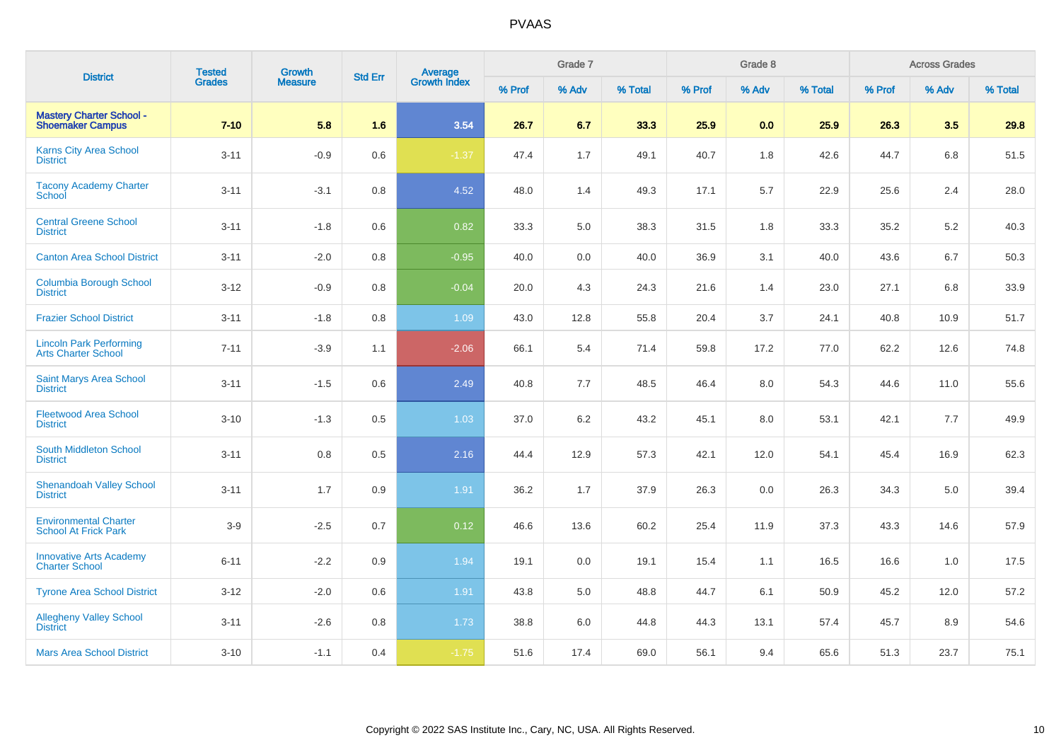| District | Tested Grades | Growth Measure | Std Err | Average Growth Index | Grade 7 | | | Grade 8 | | | Across Grades | | |
|---|---|---|---|---|---|---|---|---|---|---|---|---|---|
| | | | | | % Prof | % Adv | % Total | % Prof | % Adv | % Total | % Prof | % Adv | % Total |
| **Mastery Charter School - Shoemaker Campus** | **7-10** | **5.8** | **1.6** | **3.54** | **26.7** | **6.7** | **33.3** | **25.9** | **0.0** | **25.9** | **26.3** | **3.5** | **29.8** |
| Karns City Area School District | 3-11 | -0.9 | 0.6 | -1.37 | 47.4 | 1.7 | 49.1 | 40.7 | 1.8 | 42.6 | 44.7 | 6.8 | 51.5 |
| Tacony Academy Charter School | 3-11 | -3.1 | 0.8 | 4.52 | 48.0 | 1.4 | 49.3 | 17.1 | 5.7 | 22.9 | 25.6 | 2.4 | 28.0 |
| Central Greene School District | 3-11 | -1.8 | 0.6 | 0.82 | 33.3 | 5.0 | 38.3 | 31.5 | 1.8 | 33.3 | 35.2 | 5.2 | 40.3 |
| Canton Area School District | 3-11 | -2.0 | 0.8 | -0.95 | 40.0 | 0.0 | 40.0 | 36.9 | 3.1 | 40.0 | 43.6 | 6.7 | 50.3 |
| Columbia Borough School District | 3-12 | -0.9 | 0.8 | -0.04 | 20.0 | 4.3 | 24.3 | 21.6 | 1.4 | 23.0 | 27.1 | 6.8 | 33.9 |
| Frazier School District | 3-11 | -1.8 | 0.8 | 1.09 | 43.0 | 12.8 | 55.8 | 20.4 | 3.7 | 24.1 | 40.8 | 10.9 | 51.7 |
| Lincoln Park Performing Arts Charter School | 7-11 | -3.9 | 1.1 | -2.06 | 66.1 | 5.4 | 71.4 | 59.8 | 17.2 | 77.0 | 62.2 | 12.6 | 74.8 |
| Saint Marys Area School District | 3-11 | -1.5 | 0.6 | 2.49 | 40.8 | 7.7 | 48.5 | 46.4 | 8.0 | 54.3 | 44.6 | 11.0 | 55.6 |
| Fleetwood Area School District | 3-10 | -1.3 | 0.5 | 1.03 | 37.0 | 6.2 | 43.2 | 45.1 | 8.0 | 53.1 | 42.1 | 7.7 | 49.9 |
| South Middleton School District | 3-11 | 0.8 | 0.5 | 2.16 | 44.4 | 12.9 | 57.3 | 42.1 | 12.0 | 54.1 | 45.4 | 16.9 | 62.3 |
| Shenandoah Valley School District | 3-11 | 1.7 | 0.9 | 1.91 | 36.2 | 1.7 | 37.9 | 26.3 | 0.0 | 26.3 | 34.3 | 5.0 | 39.4 |
| Environmental Charter School At Frick Park | 3-9 | -2.5 | 0.7 | 0.12 | 46.6 | 13.6 | 60.2 | 25.4 | 11.9 | 37.3 | 43.3 | 14.6 | 57.9 |
| Innovative Arts Academy Charter School | 6-11 | -2.2 | 0.9 | 1.94 | 19.1 | 0.0 | 19.1 | 15.4 | 1.1 | 16.5 | 16.6 | 1.0 | 17.5 |
| Tyrone Area School District | 3-12 | -2.0 | 0.6 | 1.91 | 43.8 | 5.0 | 48.8 | 44.7 | 6.1 | 50.9 | 45.2 | 12.0 | 57.2 |
| Allegheny Valley School District | 3-11 | -2.6 | 0.8 | 1.73 | 38.8 | 6.0 | 44.8 | 44.3 | 13.1 | 57.4 | 45.7 | 8.9 | 54.6 |
| Mars Area School District | 3-10 | -1.1 | 0.4 | -1.75 | 51.6 | 17.4 | 69.0 | 56.1 | 9.4 | 65.6 | 51.3 | 23.7 | 75.1 |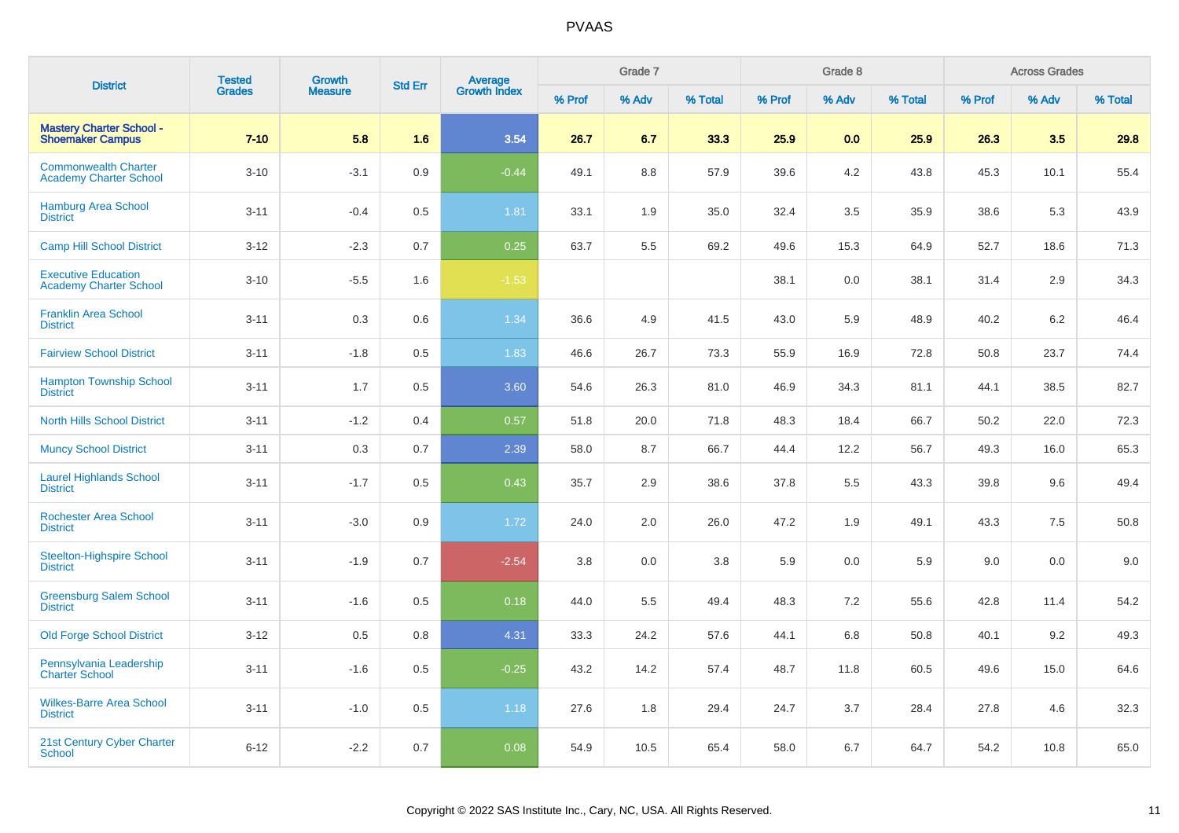# PVAAS

| District | Tested Grades | Growth Measure | Std Err | Average Growth Index | Grade 7 | | | Grade 8 | | | Across Grades | | |
|---|---|---|---|---|---|---|---|---|---|---|---|---|---|
| | | | | | % Prof | % Adv | % Total | % Prof | % Adv | % Total | % Prof | % Adv | % Total |
| **Mastery Charter School - Shoemaker Campus** | **7-10** | **5.8** | **1.6** | **3.54** | **26.7** | **6.7** | **33.3** | **25.9** | **0.0** | **25.9** | **26.3** | **3.5** | **29.8** |
| Commonwealth Charter Academy Charter School | 3-10 | -3.1 | 0.9 | -0.44 | 49.1 | 8.8 | 57.9 | 39.6 | 4.2 | 43.8 | 45.3 | 10.1 | 55.4 |
| Hamburg Area School District | 3-11 | -0.4 | 0.5 | 1.81 | 33.1 | 1.9 | 35.0 | 32.4 | 3.5 | 35.9 | 38.6 | 5.3 | 43.9 |
| Camp Hill School District | 3-12 | -2.3 | 0.7 | 0.25 | 63.7 | 5.5 | 69.2 | 49.6 | 15.3 | 64.9 | 52.7 | 18.6 | 71.3 |
| Executive Education Academy Charter School | 3-10 | -5.5 | 1.6 | -1.53 | | | | 38.1 | 0.0 | 38.1 | 31.4 | 2.9 | 34.3 |
| Franklin Area School District | 3-11 | 0.3 | 0.6 | 1.34 | 36.6 | 4.9 | 41.5 | 43.0 | 5.9 | 48.9 | 40.2 | 6.2 | 46.4 |
| Fairview School District | 3-11 | -1.8 | 0.5 | 1.83 | 46.6 | 26.7 | 73.3 | 55.9 | 16.9 | 72.8 | 50.8 | 23.7 | 74.4 |
| Hampton Township School District | 3-11 | 1.7 | 0.5 | 3.60 | 54.6 | 26.3 | 81.0 | 46.9 | 34.3 | 81.1 | 44.1 | 38.5 | 82.7 |
| North Hills School District | 3-11 | -1.2 | 0.4 | 0.57 | 51.8 | 20.0 | 71.8 | 48.3 | 18.4 | 66.7 | 50.2 | 22.0 | 72.3 |
| Muncy School District | 3-11 | 0.3 | 0.7 | 2.39 | 58.0 | 8.7 | 66.7 | 44.4 | 12.2 | 56.7 | 49.3 | 16.0 | 65.3 |
| Laurel Highlands School District | 3-11 | -1.7 | 0.5 | 0.43 | 35.7 | 2.9 | 38.6 | 37.8 | 5.5 | 43.3 | 39.8 | 9.6 | 49.4 |
| Rochester Area School District | 3-11 | -3.0 | 0.9 | 1.72 | 24.0 | 2.0 | 26.0 | 47.2 | 1.9 | 49.1 | 43.3 | 7.5 | 50.8 |
| Steelton-Highspire School District | 3-11 | -1.9 | 0.7 | -2.54 | 3.8 | 0.0 | 3.8 | 5.9 | 0.0 | 5.9 | 9.0 | 0.0 | 9.0 |
| Greensburg Salem School District | 3-11 | -1.6 | 0.5 | 0.18 | 44.0 | 5.5 | 49.4 | 48.3 | 7.2 | 55.6 | 42.8 | 11.4 | 54.2 |
| Old Forge School District | 3-12 | 0.5 | 0.8 | 4.31 | 33.3 | 24.2 | 57.6 | 44.1 | 6.8 | 50.8 | 40.1 | 9.2 | 49.3 |
| Pennsylvania Leadership Charter School | 3-11 | -1.6 | 0.5 | -0.25 | 43.2 | 14.2 | 57.4 | 48.7 | 11.8 | 60.5 | 49.6 | 15.0 | 64.6 |
| Wilkes-Barre Area School District | 3-11 | -1.0 | 0.5 | 1.18 | 27.6 | 1.8 | 29.4 | 24.7 | 3.7 | 28.4 | 27.8 | 4.6 | 32.3 |
| 21st Century Cyber Charter School | 6-12 | -2.2 | 0.7 | 0.08 | 54.9 | 10.5 | 65.4 | 58.0 | 6.7 | 64.7 | 54.2 | 10.8 | 65.0 |

Copyright © 2022 SAS Institute Inc., Cary, NC, USA. All Rights Reserved.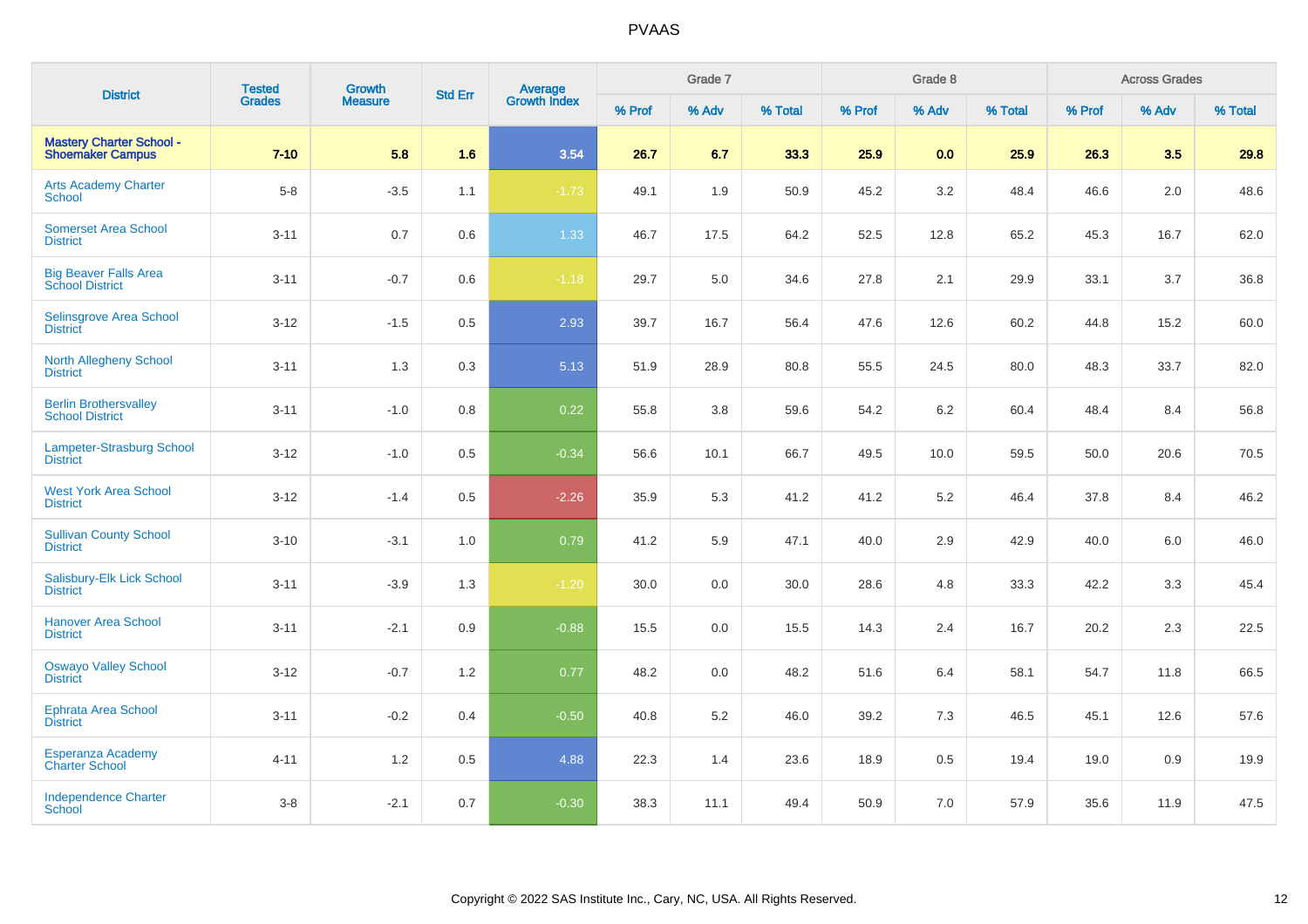# PVAAS

| District | Tested Grades | Growth Measure | Std Err | Average Growth Index | Grade 7 | | | Grade 8 | | | Across Grades | | |
|---|---|---|---|---|---|---|---|---|---|---|---|---|---|
| | | | | | % Prof | % Adv | % Total | % Prof | % Adv | % Total | % Prof | % Adv | % Total |
| **Mastery Charter School - Shoemaker Campus** | **7-10** | **5.8** | **1.6** | **3.54** | **26.7** | **6.7** | **33.3** | **25.9** | **0.0** | **25.9** | **26.3** | **3.5** | **29.8** |
| Arts Academy Charter School | 5-8 | -3.5 | 1.1 | -1.73 | 49.1 | 1.9 | 50.9 | 45.2 | 3.2 | 48.4 | 46.6 | 2.0 | 48.6 |
| Somerset Area School District | 3-11 | 0.7 | 0.6 | 1.33 | 46.7 | 17.5 | 64.2 | 52.5 | 12.8 | 65.2 | 45.3 | 16.7 | 62.0 |
| Big Beaver Falls Area School District | 3-11 | -0.7 | 0.6 | -1.18 | 29.7 | 5.0 | 34.6 | 27.8 | 2.1 | 29.9 | 33.1 | 3.7 | 36.8 |
| Selinsgrove Area School District | 3-12 | -1.5 | 0.5 | 2.93 | 39.7 | 16.7 | 56.4 | 47.6 | 12.6 | 60.2 | 44.8 | 15.2 | 60.0 |
| North Allegheny School District | 3-11 | 1.3 | 0.3 | 5.13 | 51.9 | 28.9 | 80.8 | 55.5 | 24.5 | 80.0 | 48.3 | 33.7 | 82.0 |
| Berlin Brothersvalley School District | 3-11 | -1.0 | 0.8 | 0.22 | 55.8 | 3.8 | 59.6 | 54.2 | 6.2 | 60.4 | 48.4 | 8.4 | 56.8 |
| Lampeter-Strasburg School District | 3-12 | -1.0 | 0.5 | -0.34 | 56.6 | 10.1 | 66.7 | 49.5 | 10.0 | 59.5 | 50.0 | 20.6 | 70.5 |
| West York Area School District | 3-12 | -1.4 | 0.5 | -2.26 | 35.9 | 5.3 | 41.2 | 41.2 | 5.2 | 46.4 | 37.8 | 8.4 | 46.2 |
| Sullivan County School District | 3-10 | -3.1 | 1.0 | 0.79 | 41.2 | 5.9 | 47.1 | 40.0 | 2.9 | 42.9 | 40.0 | 6.0 | 46.0 |
| Salisbury-Elk Lick School District | 3-11 | -3.9 | 1.3 | -1.20 | 30.0 | 0.0 | 30.0 | 28.6 | 4.8 | 33.3 | 42.2 | 3.3 | 45.4 |
| Hanover Area School District | 3-11 | -2.1 | 0.9 | -0.88 | 15.5 | 0.0 | 15.5 | 14.3 | 2.4 | 16.7 | 20.2 | 2.3 | 22.5 |
| Oswayo Valley School District | 3-12 | -0.7 | 1.2 | 0.77 | 48.2 | 0.0 | 48.2 | 51.6 | 6.4 | 58.1 | 54.7 | 11.8 | 66.5 |
| Ephrata Area School District | 3-11 | -0.2 | 0.4 | -0.50 | 40.8 | 5.2 | 46.0 | 39.2 | 7.3 | 46.5 | 45.1 | 12.6 | 57.6 |
| Esperanza Academy Charter School | 4-11 | 1.2 | 0.5 | 4.88 | 22.3 | 1.4 | 23.6 | 18.9 | 0.5 | 19.4 | 19.0 | 0.9 | 19.9 |
| Independence Charter School | 3-8 | -2.1 | 0.7 | -0.30 | 38.3 | 11.1 | 49.4 | 50.9 | 7.0 | 57.9 | 35.6 | 11.9 | 47.5 |

Copyright © 2022 SAS Institute Inc., Cary, NC, USA. All Rights Reserved.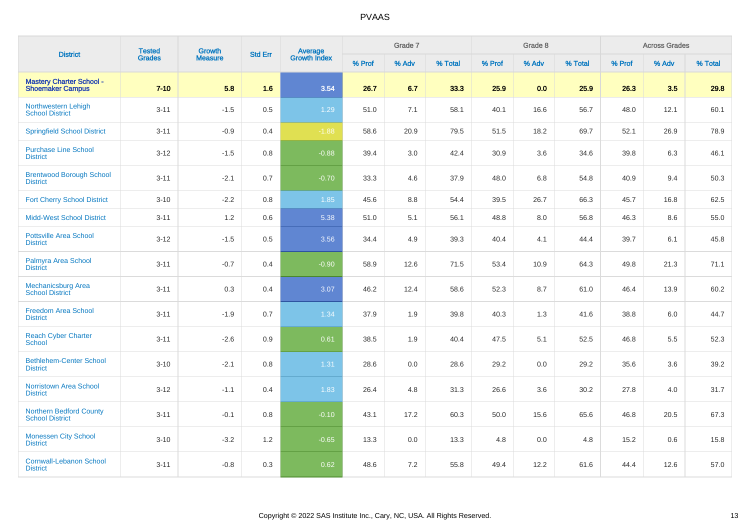# PVAAS

| District | Tested Grades | Growth Measure | Std Err | Average Growth Index | Grade 7 | | | Grade 8 | | | Across Grades | | |
|---|---|---|---|---|---|---|---|---|---|---|---|---|---|
| | | | | | % Prof | % Adv | % Total | % Prof | % Adv | % Total | % Prof | % Adv | % Total |
| **Mastery Charter School - Shoemaker Campus** | **7-10** | **5.8** | **1.6** | **3.54** | **26.7** | **6.7** | **33.3** | **25.9** | **0.0** | **25.9** | **26.3** | **3.5** | **29.8** |
| Northwestern Lehigh School District | 3-11 | -1.5 | 0.5 | 1.29 | 51.0 | 7.1 | 58.1 | 40.1 | 16.6 | 56.7 | 48.0 | 12.1 | 60.1 |
| Springfield School District | 3-11 | -0.9 | 0.4 | -1.88 | 58.6 | 20.9 | 79.5 | 51.5 | 18.2 | 69.7 | 52.1 | 26.9 | 78.9 |
| Purchase Line School District | 3-12 | -1.5 | 0.8 | -0.88 | 39.4 | 3.0 | 42.4 | 30.9 | 3.6 | 34.6 | 39.8 | 6.3 | 46.1 |
| Brentwood Borough School District | 3-11 | -2.1 | 0.7 | -0.70 | 33.3 | 4.6 | 37.9 | 48.0 | 6.8 | 54.8 | 40.9 | 9.4 | 50.3 |
| Fort Cherry School District | 3-10 | -2.2 | 0.8 | 1.85 | 45.6 | 8.8 | 54.4 | 39.5 | 26.7 | 66.3 | 45.7 | 16.8 | 62.5 |
| Midd-West School District | 3-11 | 1.2 | 0.6 | 5.38 | 51.0 | 5.1 | 56.1 | 48.8 | 8.0 | 56.8 | 46.3 | 8.6 | 55.0 |
| Pottsville Area School District | 3-12 | -1.5 | 0.5 | 3.56 | 34.4 | 4.9 | 39.3 | 40.4 | 4.1 | 44.4 | 39.7 | 6.1 | 45.8 |
| Palmyra Area School District | 3-11 | -0.7 | 0.4 | -0.90 | 58.9 | 12.6 | 71.5 | 53.4 | 10.9 | 64.3 | 49.8 | 21.3 | 71.1 |
| Mechanicsburg Area School District | 3-11 | 0.3 | 0.4 | 3.07 | 46.2 | 12.4 | 58.6 | 52.3 | 8.7 | 61.0 | 46.4 | 13.9 | 60.2 |
| Freedom Area School District | 3-11 | -1.9 | 0.7 | 1.34 | 37.9 | 1.9 | 39.8 | 40.3 | 1.3 | 41.6 | 38.8 | 6.0 | 44.7 |
| Reach Cyber Charter School | 3-11 | -2.6 | 0.9 | 0.61 | 38.5 | 1.9 | 40.4 | 47.5 | 5.1 | 52.5 | 46.8 | 5.5 | 52.3 |
| Bethlehem-Center School District | 3-10 | -2.1 | 0.8 | 1.31 | 28.6 | 0.0 | 28.6 | 29.2 | 0.0 | 29.2 | 35.6 | 3.6 | 39.2 |
| Norristown Area School District | 3-12 | -1.1 | 0.4 | 1.83 | 26.4 | 4.8 | 31.3 | 26.6 | 3.6 | 30.2 | 27.8 | 4.0 | 31.7 |
| Northern Bedford County School District | 3-11 | -0.1 | 0.8 | -0.10 | 43.1 | 17.2 | 60.3 | 50.0 | 15.6 | 65.6 | 46.8 | 20.5 | 67.3 |
| Monessen City School District | 3-10 | -3.2 | 1.2 | -0.65 | 13.3 | 0.0 | 13.3 | 4.8 | 0.0 | 4.8 | 15.2 | 0.6 | 15.8 |
| Cornwall-Lebanon School District | 3-11 | -0.8 | 0.3 | 0.62 | 48.6 | 7.2 | 55.8 | 49.4 | 12.2 | 61.6 | 44.4 | 12.6 | 57.0 |

Copyright © 2022 SAS Institute Inc., Cary, NC, USA. All Rights Reserved.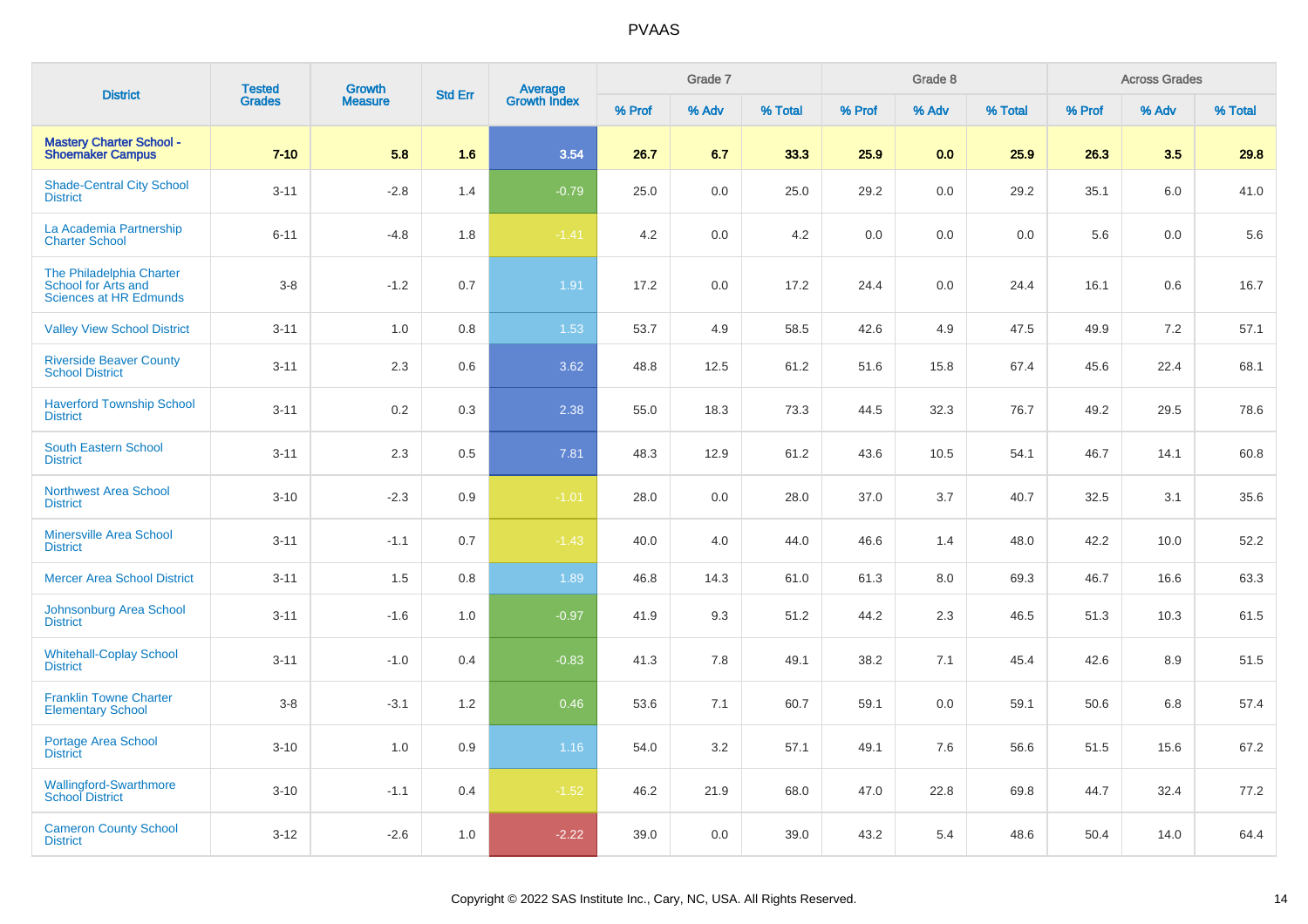# PVAAS

| District | Tested Grades | Growth Measure | Std Err | Average Growth Index | Grade 7 | | | Grade 8 | | | Across Grades | | |
|---|---|---|---|---|---|---|---|---|---|---|---|---|---|
| | | | | | % Prof | % Adv | % Total | % Prof | % Adv | % Total | % Prof | % Adv | % Total |
| **Mastery Charter School - Shoemaker Campus** | **7-10** | **5.8** | **1.6** | **3.54** | **26.7** | **6.7** | **33.3** | **25.9** | **0.0** | **25.9** | **26.3** | **3.5** | **29.8** |
| Shade-Central City School District | 3-11 | -2.8 | 1.4 | -0.79 | 25.0 | 0.0 | 25.0 | 29.2 | 0.0 | 29.2 | 35.1 | 6.0 | 41.0 |
| La Academia Partnership Charter School | 6-11 | -4.8 | 1.8 | -1.41 | 4.2 | 0.0 | 4.2 | 0.0 | 0.0 | 0.0 | 5.6 | 0.0 | 5.6 |
| The Philadelphia Charter School for Arts and Sciences at HR Edmunds | 3-8 | -1.2 | 0.7 | 1.91 | 17.2 | 0.0 | 17.2 | 24.4 | 0.0 | 24.4 | 16.1 | 0.6 | 16.7 |
| Valley View School District | 3-11 | 1.0 | 0.8 | 1.53 | 53.7 | 4.9 | 58.5 | 42.6 | 4.9 | 47.5 | 49.9 | 7.2 | 57.1 |
| Riverside Beaver County School District | 3-11 | 2.3 | 0.6 | 3.62 | 48.8 | 12.5 | 61.2 | 51.6 | 15.8 | 67.4 | 45.6 | 22.4 | 68.1 |
| Haverford Township School District | 3-11 | 0.2 | 0.3 | 2.38 | 55.0 | 18.3 | 73.3 | 44.5 | 32.3 | 76.7 | 49.2 | 29.5 | 78.6 |
| South Eastern School District | 3-11 | 2.3 | 0.5 | 7.81 | 48.3 | 12.9 | 61.2 | 43.6 | 10.5 | 54.1 | 46.7 | 14.1 | 60.8 |
| Northwest Area School District | 3-10 | -2.3 | 0.9 | -1.01 | 28.0 | 0.0 | 28.0 | 37.0 | 3.7 | 40.7 | 32.5 | 3.1 | 35.6 |
| Minersville Area School District | 3-11 | -1.1 | 0.7 | -1.43 | 40.0 | 4.0 | 44.0 | 46.6 | 1.4 | 48.0 | 42.2 | 10.0 | 52.2 |
| Mercer Area School District | 3-11 | 1.5 | 0.8 | 1.89 | 46.8 | 14.3 | 61.0 | 61.3 | 8.0 | 69.3 | 46.7 | 16.6 | 63.3 |
| Johnsonburg Area School District | 3-11 | -1.6 | 1.0 | -0.97 | 41.9 | 9.3 | 51.2 | 44.2 | 2.3 | 46.5 | 51.3 | 10.3 | 61.5 |
| Whitehall-Coplay School District | 3-11 | -1.0 | 0.4 | -0.83 | 41.3 | 7.8 | 49.1 | 38.2 | 7.1 | 45.4 | 42.6 | 8.9 | 51.5 |
| Franklin Towne Charter Elementary School | 3-8 | -3.1 | 1.2 | 0.46 | 53.6 | 7.1 | 60.7 | 59.1 | 0.0 | 59.1 | 50.6 | 6.8 | 57.4 |
| Portage Area School District | 3-10 | 1.0 | 0.9 | 1.16 | 54.0 | 3.2 | 57.1 | 49.1 | 7.6 | 56.6 | 51.5 | 15.6 | 67.2 |
| Wallingford-Swarthmore School District | 3-10 | -1.1 | 0.4 | -1.52 | 46.2 | 21.9 | 68.0 | 47.0 | 22.8 | 69.8 | 44.7 | 32.4 | 77.2 |
| Cameron County School District | 3-12 | -2.6 | 1.0 | -2.22 | 39.0 | 0.0 | 39.0 | 43.2 | 5.4 | 48.6 | 50.4 | 14.0 | 64.4 |

Copyright © 2022 SAS Institute Inc., Cary, NC, USA. All Rights Reserved.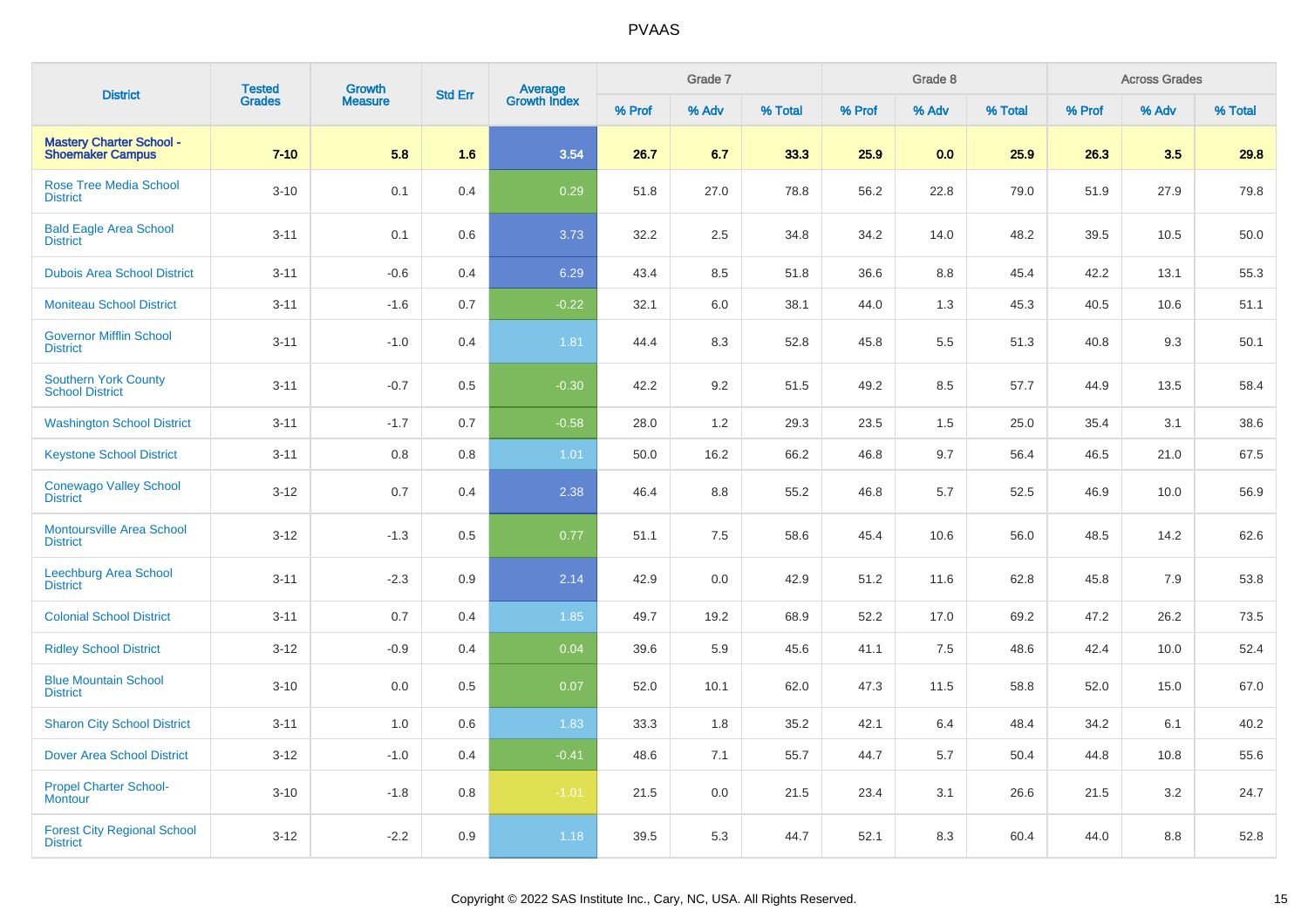| District | Tested Grades | Growth Measure | Std Err | Average Growth Index | Grade 7 | | | Grade 8 | | | Across Grades | | |
|---|---|---|---|---|---|---|---|---|---|---|---|---|---|
| | | | | | % Prof | % Adv | % Total | % Prof | % Adv | % Total | % Prof | % Adv | % Total |
| **Mastery Charter School - Shoemaker Campus** | **7-10** | **5.8** | **1.6** | **3.54** | **26.7** | **6.7** | **33.3** | **25.9** | **0.0** | **25.9** | **26.3** | **3.5** | **29.8** |
| Rose Tree Media School District | 3-10 | 0.1 | 0.4 | 0.29 | 51.8 | 27.0 | 78.8 | 56.2 | 22.8 | 79.0 | 51.9 | 27.9 | 79.8 |
| Bald Eagle Area School District | 3-11 | 0.1 | 0.6 | 3.73 | 32.2 | 2.5 | 34.8 | 34.2 | 14.0 | 48.2 | 39.5 | 10.5 | 50.0 |
| Dubois Area School District | 3-11 | -0.6 | 0.4 | 6.29 | 43.4 | 8.5 | 51.8 | 36.6 | 8.8 | 45.4 | 42.2 | 13.1 | 55.3 |
| Moniteau School District | 3-11 | -1.6 | 0.7 | -0.22 | 32.1 | 6.0 | 38.1 | 44.0 | 1.3 | 45.3 | 40.5 | 10.6 | 51.1 |
| Governor Mifflin School District | 3-11 | -1.0 | 0.4 | 1.81 | 44.4 | 8.3 | 52.8 | 45.8 | 5.5 | 51.3 | 40.8 | 9.3 | 50.1 |
| Southern York County School District | 3-11 | -0.7 | 0.5 | -0.30 | 42.2 | 9.2 | 51.5 | 49.2 | 8.5 | 57.7 | 44.9 | 13.5 | 58.4 |
| Washington School District | 3-11 | -1.7 | 0.7 | -0.58 | 28.0 | 1.2 | 29.3 | 23.5 | 1.5 | 25.0 | 35.4 | 3.1 | 38.6 |
| Keystone School District | 3-11 | 0.8 | 0.8 | 1.01 | 50.0 | 16.2 | 66.2 | 46.8 | 9.7 | 56.4 | 46.5 | 21.0 | 67.5 |
| Conewago Valley School District | 3-12 | 0.7 | 0.4 | 2.38 | 46.4 | 8.8 | 55.2 | 46.8 | 5.7 | 52.5 | 46.9 | 10.0 | 56.9 |
| Montoursville Area School District | 3-12 | -1.3 | 0.5 | 0.77 | 51.1 | 7.5 | 58.6 | 45.4 | 10.6 | 56.0 | 48.5 | 14.2 | 62.6 |
| Leechburg Area School District | 3-11 | -2.3 | 0.9 | 2.14 | 42.9 | 0.0 | 42.9 | 51.2 | 11.6 | 62.8 | 45.8 | 7.9 | 53.8 |
| Colonial School District | 3-11 | 0.7 | 0.4 | 1.85 | 49.7 | 19.2 | 68.9 | 52.2 | 17.0 | 69.2 | 47.2 | 26.2 | 73.5 |
| Ridley School District | 3-12 | -0.9 | 0.4 | 0.04 | 39.6 | 5.9 | 45.6 | 41.1 | 7.5 | 48.6 | 42.4 | 10.0 | 52.4 |
| Blue Mountain School District | 3-10 | 0.0 | 0.5 | 0.07 | 52.0 | 10.1 | 62.0 | 47.3 | 11.5 | 58.8 | 52.0 | 15.0 | 67.0 |
| Sharon City School District | 3-11 | 1.0 | 0.6 | 1.83 | 33.3 | 1.8 | 35.2 | 42.1 | 6.4 | 48.4 | 34.2 | 6.1 | 40.2 |
| Dover Area School District | 3-12 | -1.0 | 0.4 | -0.41 | 48.6 | 7.1 | 55.7 | 44.7 | 5.7 | 50.4 | 44.8 | 10.8 | 55.6 |
| Propel Charter School-Montour | 3-10 | -1.8 | 0.8 | -1.01 | 21.5 | 0.0 | 21.5 | 23.4 | 3.1 | 26.6 | 21.5 | 3.2 | 24.7 |
| Forest City Regional School District | 3-12 | -2.2 | 0.9 | 1.18 | 39.5 | 5.3 | 44.7 | 52.1 | 8.3 | 60.4 | 44.0 | 8.8 | 52.8 |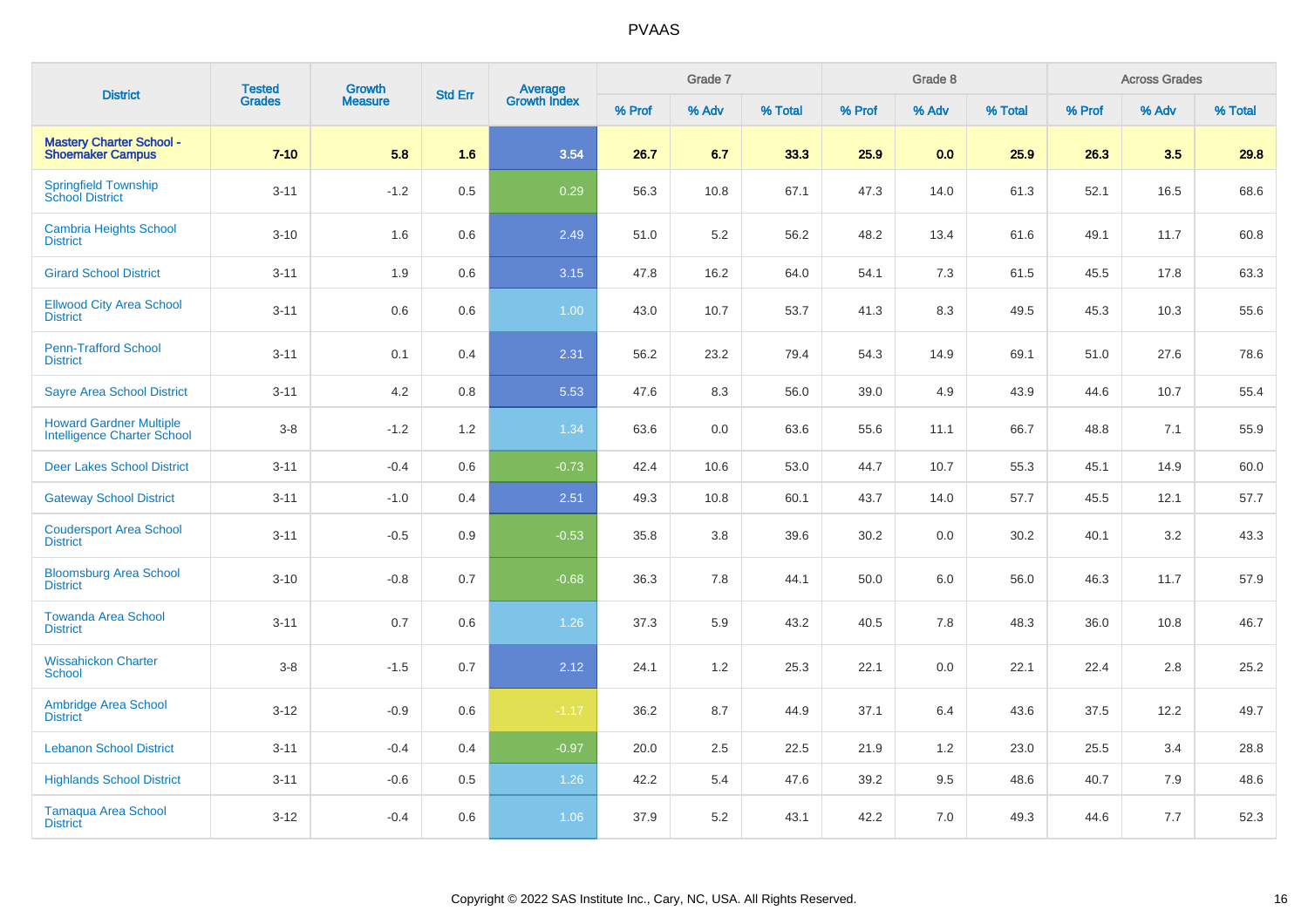| District | Tested Grades | Growth Measure | Std Err | Average Growth Index | Grade 7 | | | Grade 8 | | | Across Grades | | |
|---|---|---|---|---|---|---|---|---|---|---|---|---|---|
| | | | | | % Prof | % Adv | % Total | % Prof | % Adv | % Total | % Prof | % Adv | % Total |
| **Mastery Charter School - Shoemaker Campus** | **7-10** | **5.8** | **1.6** | **3.54** | **26.7** | **6.7** | **33.3** | **25.9** | **0.0** | **25.9** | **26.3** | **3.5** | **29.8** |
| Springfield Township School District | 3-11 | -1.2 | 0.5 | 0.29 | 56.3 | 10.8 | 67.1 | 47.3 | 14.0 | 61.3 | 52.1 | 16.5 | 68.6 |
| Cambria Heights School District | 3-10 | 1.6 | 0.6 | 2.49 | 51.0 | 5.2 | 56.2 | 48.2 | 13.4 | 61.6 | 49.1 | 11.7 | 60.8 |
| Girard School District | 3-11 | 1.9 | 0.6 | 3.15 | 47.8 | 16.2 | 64.0 | 54.1 | 7.3 | 61.5 | 45.5 | 17.8 | 63.3 |
| Ellwood City Area School District | 3-11 | 0.6 | 0.6 | 1.00 | 43.0 | 10.7 | 53.7 | 41.3 | 8.3 | 49.5 | 45.3 | 10.3 | 55.6 |
| Penn-Trafford School District | 3-11 | 0.1 | 0.4 | 2.31 | 56.2 | 23.2 | 79.4 | 54.3 | 14.9 | 69.1 | 51.0 | 27.6 | 78.6 |
| Sayre Area School District | 3-11 | 4.2 | 0.8 | 5.53 | 47.6 | 8.3 | 56.0 | 39.0 | 4.9 | 43.9 | 44.6 | 10.7 | 55.4 |
| Howard Gardner Multiple Intelligence Charter School | 3-8 | -1.2 | 1.2 | 1.34 | 63.6 | 0.0 | 63.6 | 55.6 | 11.1 | 66.7 | 48.8 | 7.1 | 55.9 |
| Deer Lakes School District | 3-11 | -0.4 | 0.6 | -0.73 | 42.4 | 10.6 | 53.0 | 44.7 | 10.7 | 55.3 | 45.1 | 14.9 | 60.0 |
| Gateway School District | 3-11 | -1.0 | 0.4 | 2.51 | 49.3 | 10.8 | 60.1 | 43.7 | 14.0 | 57.7 | 45.5 | 12.1 | 57.7 |
| Coudersport Area School District | 3-11 | -0.5 | 0.9 | -0.53 | 35.8 | 3.8 | 39.6 | 30.2 | 0.0 | 30.2 | 40.1 | 3.2 | 43.3 |
| Bloomsburg Area School District | 3-10 | -0.8 | 0.7 | -0.68 | 36.3 | 7.8 | 44.1 | 50.0 | 6.0 | 56.0 | 46.3 | 11.7 | 57.9 |
| Towanda Area School District | 3-11 | 0.7 | 0.6 | 1.26 | 37.3 | 5.9 | 43.2 | 40.5 | 7.8 | 48.3 | 36.0 | 10.8 | 46.7 |
| Wissahickon Charter School | 3-8 | -1.5 | 0.7 | 2.12 | 24.1 | 1.2 | 25.3 | 22.1 | 0.0 | 22.1 | 22.4 | 2.8 | 25.2 |
| Ambridge Area School District | 3-12 | -0.9 | 0.6 | -1.17 | 36.2 | 8.7 | 44.9 | 37.1 | 6.4 | 43.6 | 37.5 | 12.2 | 49.7 |
| Lebanon School District | 3-11 | -0.4 | 0.4 | -0.97 | 20.0 | 2.5 | 22.5 | 21.9 | 1.2 | 23.0 | 25.5 | 3.4 | 28.8 |
| Highlands School District | 3-11 | -0.6 | 0.5 | 1.26 | 42.2 | 5.4 | 47.6 | 39.2 | 9.5 | 48.6 | 40.7 | 7.9 | 48.6 |
| Tamaqua Area School District | 3-12 | -0.4 | 0.6 | 1.06 | 37.9 | 5.2 | 43.1 | 42.2 | 7.0 | 49.3 | 44.6 | 7.7 | 52.3 |

Copyright © 2022 SAS Institute Inc., Cary, NC, USA. All Rights Reserved.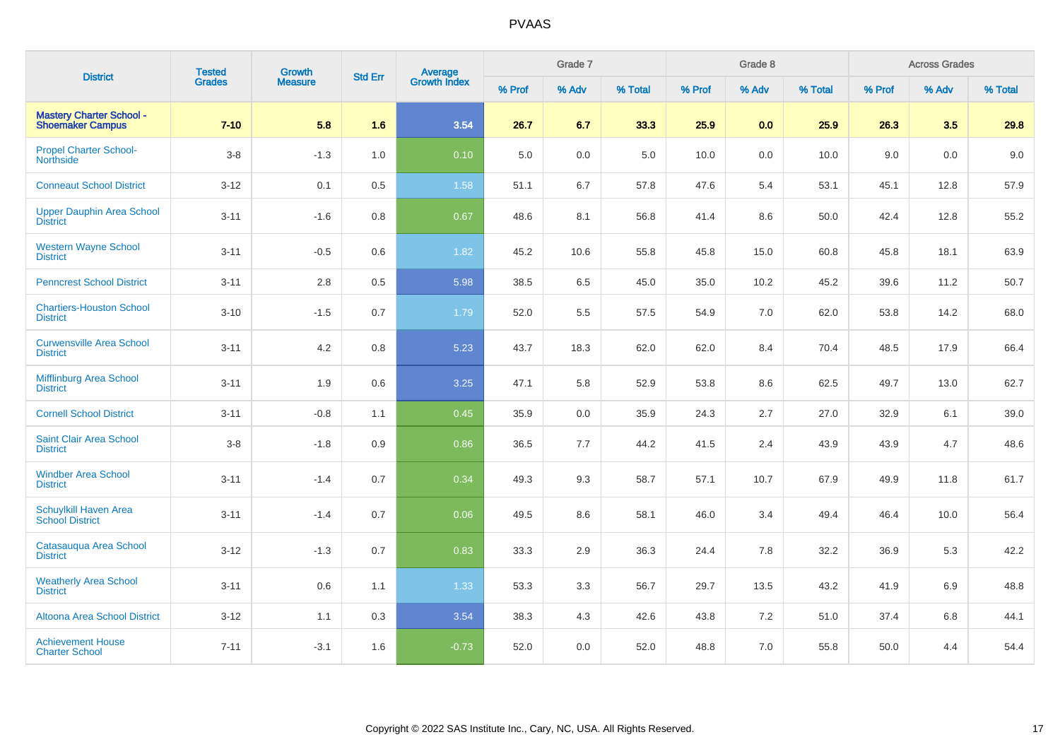# PVAAS

| District | Tested Grades | Growth Measure | Std Err | Average Growth Index | Grade 7 | | | Grade 8 | | | Across Grades | | |
|---|---|---|---|---|---|---|---|---|---|---|---|---|---|
| | | | | | % Prof | % Adv | % Total | % Prof | % Adv | % Total | % Prof | % Adv | % Total |
| **Mastery Charter School - Shoemaker Campus** | **7-10** | **5.8** | **1.6** | **3.54** | **26.7** | **6.7** | **33.3** | **25.9** | **0.0** | **25.9** | **26.3** | **3.5** | **29.8** |
| Propel Charter School-Northside | 3-8 | -1.3 | 1.0 | 0.10 | 5.0 | 0.0 | 5.0 | 10.0 | 0.0 | 10.0 | 9.0 | 0.0 | 9.0 |
| Conneaut School District | 3-12 | 0.1 | 0.5 | 1.58 | 51.1 | 6.7 | 57.8 | 47.6 | 5.4 | 53.1 | 45.1 | 12.8 | 57.9 |
| Upper Dauphin Area School District | 3-11 | -1.6 | 0.8 | 0.67 | 48.6 | 8.1 | 56.8 | 41.4 | 8.6 | 50.0 | 42.4 | 12.8 | 55.2 |
| Western Wayne School District | 3-11 | -0.5 | 0.6 | 1.82 | 45.2 | 10.6 | 55.8 | 45.8 | 15.0 | 60.8 | 45.8 | 18.1 | 63.9 |
| Penncrest School District | 3-11 | 2.8 | 0.5 | 5.98 | 38.5 | 6.5 | 45.0 | 35.0 | 10.2 | 45.2 | 39.6 | 11.2 | 50.7 |
| Chartiers-Houston School District | 3-10 | -1.5 | 0.7 | 1.79 | 52.0 | 5.5 | 57.5 | 54.9 | 7.0 | 62.0 | 53.8 | 14.2 | 68.0 |
| Curwensville Area School District | 3-11 | 4.2 | 0.8 | 5.23 | 43.7 | 18.3 | 62.0 | 62.0 | 8.4 | 70.4 | 48.5 | 17.9 | 66.4 |
| Mifflinburg Area School District | 3-11 | 1.9 | 0.6 | 3.25 | 47.1 | 5.8 | 52.9 | 53.8 | 8.6 | 62.5 | 49.7 | 13.0 | 62.7 |
| Cornell School District | 3-11 | -0.8 | 1.1 | 0.45 | 35.9 | 0.0 | 35.9 | 24.3 | 2.7 | 27.0 | 32.9 | 6.1 | 39.0 |
| Saint Clair Area School District | 3-8 | -1.8 | 0.9 | 0.86 | 36.5 | 7.7 | 44.2 | 41.5 | 2.4 | 43.9 | 43.9 | 4.7 | 48.6 |
| Windber Area School District | 3-11 | -1.4 | 0.7 | 0.34 | 49.3 | 9.3 | 58.7 | 57.1 | 10.7 | 67.9 | 49.9 | 11.8 | 61.7 |
| Schuylkill Haven Area School District | 3-11 | -1.4 | 0.7 | 0.06 | 49.5 | 8.6 | 58.1 | 46.0 | 3.4 | 49.4 | 46.4 | 10.0 | 56.4 |
| Catasauqua Area School District | 3-12 | -1.3 | 0.7 | 0.83 | 33.3 | 2.9 | 36.3 | 24.4 | 7.8 | 32.2 | 36.9 | 5.3 | 42.2 |
| Weatherly Area School District | 3-11 | 0.6 | 1.1 | 1.33 | 53.3 | 3.3 | 56.7 | 29.7 | 13.5 | 43.2 | 41.9 | 6.9 | 48.8 |
| Altoona Area School District | 3-12 | 1.1 | 0.3 | 3.54 | 38.3 | 4.3 | 42.6 | 43.8 | 7.2 | 51.0 | 37.4 | 6.8 | 44.1 |
| Achievement House Charter School | 7-11 | -3.1 | 1.6 | -0.73 | 52.0 | 0.0 | 52.0 | 48.8 | 7.0 | 55.8 | 50.0 | 4.4 | 54.4 |

Copyright © 2022 SAS Institute Inc., Cary, NC, USA. All Rights Reserved.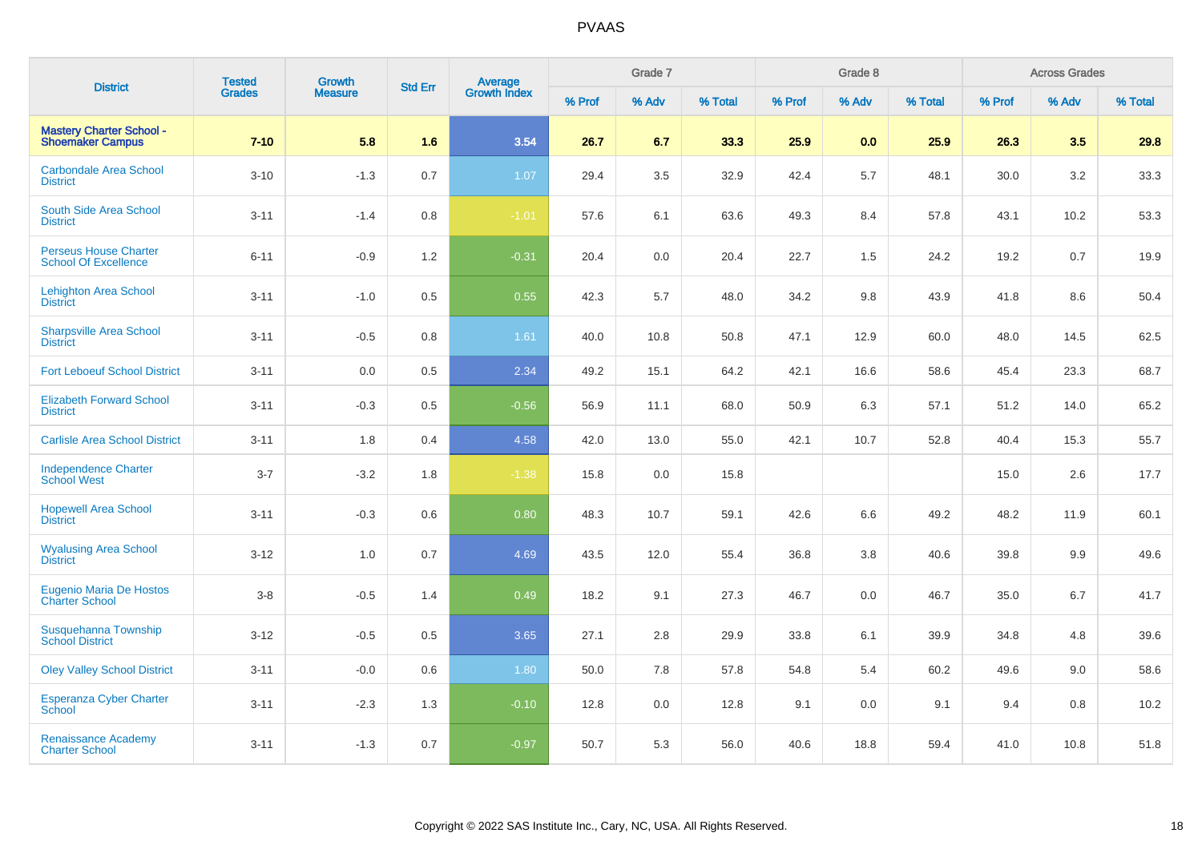# PVAAS

| District | Tested Grades | Growth Measure | Std Err | Average Growth Index | Grade 7 | | | Grade 8 | | | Across Grades | | |
|---|---|---|---|---|---|---|---|---|---|---|---|---|---|
| | | | | | % Prof | % Adv | % Total | % Prof | % Adv | % Total | % Prof | % Adv | % Total |
| **Mastery Charter School - Shoemaker Campus** | **7-10** | **5.8** | **1.6** | **3.54** | **26.7** | **6.7** | **33.3** | **25.9** | **0.0** | **25.9** | **26.3** | **3.5** | **29.8** |
| Carbondale Area School District | 3-10 | -1.3 | 0.7 | 1.07 | 29.4 | 3.5 | 32.9 | 42.4 | 5.7 | 48.1 | 30.0 | 3.2 | 33.3 |
| South Side Area School District | 3-11 | -1.4 | 0.8 | -1.01 | 57.6 | 6.1 | 63.6 | 49.3 | 8.4 | 57.8 | 43.1 | 10.2 | 53.3 |
| Perseus House Charter School Of Excellence | 6-11 | -0.9 | 1.2 | -0.31 | 20.4 | 0.0 | 20.4 | 22.7 | 1.5 | 24.2 | 19.2 | 0.7 | 19.9 |
| Lehighton Area School District | 3-11 | -1.0 | 0.5 | 0.55 | 42.3 | 5.7 | 48.0 | 34.2 | 9.8 | 43.9 | 41.8 | 8.6 | 50.4 |
| Sharpsville Area School District | 3-11 | -0.5 | 0.8 | 1.61 | 40.0 | 10.8 | 50.8 | 47.1 | 12.9 | 60.0 | 48.0 | 14.5 | 62.5 |
| Fort Leboeuf School District | 3-11 | 0.0 | 0.5 | 2.34 | 49.2 | 15.1 | 64.2 | 42.1 | 16.6 | 58.6 | 45.4 | 23.3 | 68.7 |
| Elizabeth Forward School District | 3-11 | -0.3 | 0.5 | -0.56 | 56.9 | 11.1 | 68.0 | 50.9 | 6.3 | 57.1 | 51.2 | 14.0 | 65.2 |
| Carlisle Area School District | 3-11 | 1.8 | 0.4 | 4.58 | 42.0 | 13.0 | 55.0 | 42.1 | 10.7 | 52.8 | 40.4 | 15.3 | 55.7 |
| Independence Charter School West | 3-7 | -3.2 | 1.8 | -1.38 | 15.8 | 0.0 | 15.8 | | | | 15.0 | 2.6 | 17.7 |
| Hopewell Area School District | 3-11 | -0.3 | 0.6 | 0.80 | 48.3 | 10.7 | 59.1 | 42.6 | 6.6 | 49.2 | 48.2 | 11.9 | 60.1 |
| Wyalusing Area School District | 3-12 | 1.0 | 0.7 | 4.69 | 43.5 | 12.0 | 55.4 | 36.8 | 3.8 | 40.6 | 39.8 | 9.9 | 49.6 |
| Eugenio Maria De Hostos Charter School | 3-8 | -0.5 | 1.4 | 0.49 | 18.2 | 9.1 | 27.3 | 46.7 | 0.0 | 46.7 | 35.0 | 6.7 | 41.7 |
| Susquehanna Township School District | 3-12 | -0.5 | 0.5 | 3.65 | 27.1 | 2.8 | 29.9 | 33.8 | 6.1 | 39.9 | 34.8 | 4.8 | 39.6 |
| Oley Valley School District | 3-11 | -0.0 | 0.6 | 1.80 | 50.0 | 7.8 | 57.8 | 54.8 | 5.4 | 60.2 | 49.6 | 9.0 | 58.6 |
| Esperanza Cyber Charter School | 3-11 | -2.3 | 1.3 | -0.10 | 12.8 | 0.0 | 12.8 | 9.1 | 0.0 | 9.1 | 9.4 | 0.8 | 10.2 |
| Renaissance Academy Charter School | 3-11 | -1.3 | 0.7 | -0.97 | 50.7 | 5.3 | 56.0 | 40.6 | 18.8 | 59.4 | 41.0 | 10.8 | 51.8 |

Copyright © 2022 SAS Institute Inc., Cary, NC, USA. All Rights Reserved.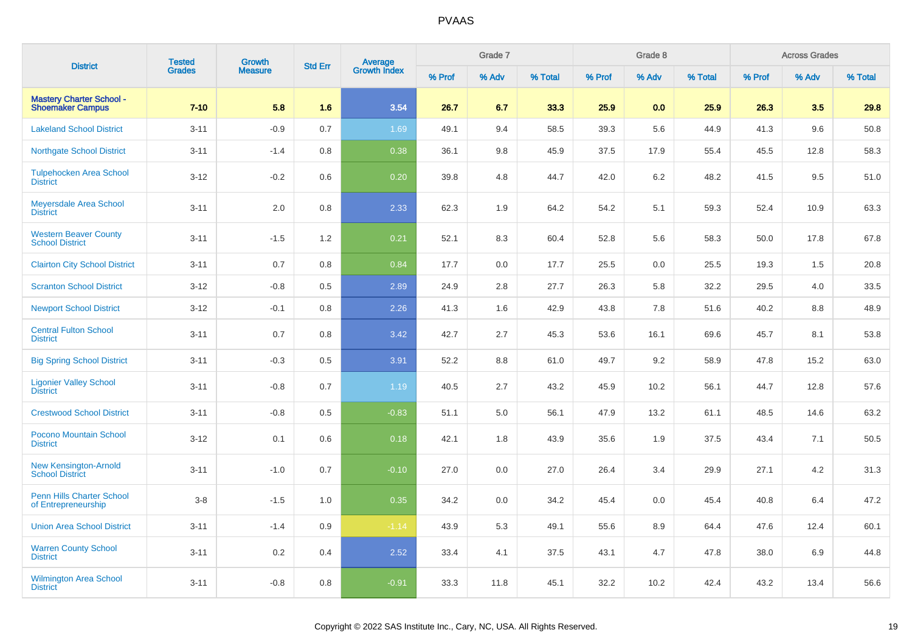| District | Tested Grades | Growth Measure | Std Err | Average Growth Index | Grade 7 | | | Grade 8 | | | Across Grades | | |
|---|---|---|---|---|---|---|---|---|---|---|---|---|---|
| | | | | | % Prof | % Adv | % Total | % Prof | % Adv | % Total | % Prof | % Adv | % Total |
| **Mastery Charter School - Shoemaker Campus** | **7-10** | **5.8** | **1.6** | **3.54** | **26.7** | **6.7** | **33.3** | **25.9** | **0.0** | **25.9** | **26.3** | **3.5** | **29.8** |
| Lakeland School District | 3-11 | -0.9 | 0.7 | 1.69 | 49.1 | 9.4 | 58.5 | 39.3 | 5.6 | 44.9 | 41.3 | 9.6 | 50.8 |
| Northgate School District | 3-11 | -1.4 | 0.8 | 0.38 | 36.1 | 9.8 | 45.9 | 37.5 | 17.9 | 55.4 | 45.5 | 12.8 | 58.3 |
| Tulpehocken Area School District | 3-12 | -0.2 | 0.6 | 0.20 | 39.8 | 4.8 | 44.7 | 42.0 | 6.2 | 48.2 | 41.5 | 9.5 | 51.0 |
| Meyersdale Area School District | 3-11 | 2.0 | 0.8 | 2.33 | 62.3 | 1.9 | 64.2 | 54.2 | 5.1 | 59.3 | 52.4 | 10.9 | 63.3 |
| Western Beaver County School District | 3-11 | -1.5 | 1.2 | 0.21 | 52.1 | 8.3 | 60.4 | 52.8 | 5.6 | 58.3 | 50.0 | 17.8 | 67.8 |
| Clairton City School District | 3-11 | 0.7 | 0.8 | 0.84 | 17.7 | 0.0 | 17.7 | 25.5 | 0.0 | 25.5 | 19.3 | 1.5 | 20.8 |
| Scranton School District | 3-12 | -0.8 | 0.5 | 2.89 | 24.9 | 2.8 | 27.7 | 26.3 | 5.8 | 32.2 | 29.5 | 4.0 | 33.5 |
| Newport School District | 3-12 | -0.1 | 0.8 | 2.26 | 41.3 | 1.6 | 42.9 | 43.8 | 7.8 | 51.6 | 40.2 | 8.8 | 48.9 |
| Central Fulton School District | 3-11 | 0.7 | 0.8 | 3.42 | 42.7 | 2.7 | 45.3 | 53.6 | 16.1 | 69.6 | 45.7 | 8.1 | 53.8 |
| Big Spring School District | 3-11 | -0.3 | 0.5 | 3.91 | 52.2 | 8.8 | 61.0 | 49.7 | 9.2 | 58.9 | 47.8 | 15.2 | 63.0 |
| Ligonier Valley School District | 3-11 | -0.8 | 0.7 | 1.19 | 40.5 | 2.7 | 43.2 | 45.9 | 10.2 | 56.1 | 44.7 | 12.8 | 57.6 |
| Crestwood School District | 3-11 | -0.8 | 0.5 | -0.83 | 51.1 | 5.0 | 56.1 | 47.9 | 13.2 | 61.1 | 48.5 | 14.6 | 63.2 |
| Pocono Mountain School District | 3-12 | 0.1 | 0.6 | 0.18 | 42.1 | 1.8 | 43.9 | 35.6 | 1.9 | 37.5 | 43.4 | 7.1 | 50.5 |
| New Kensington-Arnold School District | 3-11 | -1.0 | 0.7 | -0.10 | 27.0 | 0.0 | 27.0 | 26.4 | 3.4 | 29.9 | 27.1 | 4.2 | 31.3 |
| Penn Hills Charter School of Entrepreneurship | 3-8 | -1.5 | 1.0 | 0.35 | 34.2 | 0.0 | 34.2 | 45.4 | 0.0 | 45.4 | 40.8 | 6.4 | 47.2 |
| Union Area School District | 3-11 | -1.4 | 0.9 | -1.14 | 43.9 | 5.3 | 49.1 | 55.6 | 8.9 | 64.4 | 47.6 | 12.4 | 60.1 |
| Warren County School District | 3-11 | 0.2 | 0.4 | 2.52 | 33.4 | 4.1 | 37.5 | 43.1 | 4.7 | 47.8 | 38.0 | 6.9 | 44.8 |
| Wilmington Area School District | 3-11 | -0.8 | 0.8 | -0.91 | 33.3 | 11.8 | 45.1 | 32.2 | 10.2 | 42.4 | 43.2 | 13.4 | 56.6 |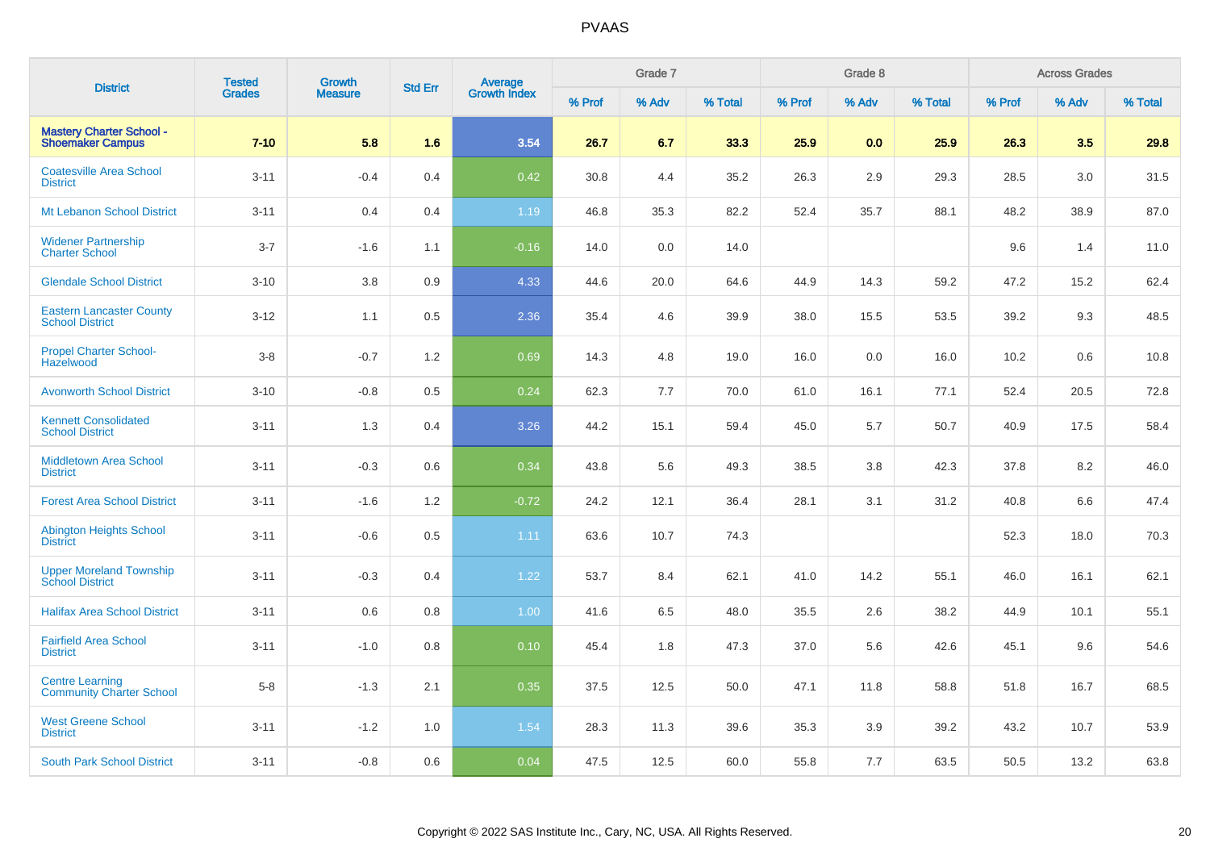# PVAAS

| District | Tested Grades | Growth Measure | Std Err | Average Growth Index | Grade 7 | | | Grade 8 | | | Across Grades | | |
|---|---|---|---|---|---|---|---|---|---|---|---|---|---|
| | | | | | % Prof | % Adv | % Total | % Prof | % Adv | % Total | % Prof | % Adv | % Total |
| **Mastery Charter School - Shoemaker Campus** | **7-10** | **5.8** | **1.6** | **3.54** | **26.7** | **6.7** | **33.3** | **25.9** | **0.0** | **25.9** | **26.3** | **3.5** | **29.8** |
| Coatesville Area School District | 3-11 | -0.4 | 0.4 | 0.42 | 30.8 | 4.4 | 35.2 | 26.3 | 2.9 | 29.3 | 28.5 | 3.0 | 31.5 |
| Mt Lebanon School District | 3-11 | 0.4 | 0.4 | 1.19 | 46.8 | 35.3 | 82.2 | 52.4 | 35.7 | 88.1 | 48.2 | 38.9 | 87.0 |
| Widener Partnership Charter School | 3-7 | -1.6 | 1.1 | -0.16 | 14.0 | 0.0 | 14.0 | | | | 9.6 | 1.4 | 11.0 |
| Glendale School District | 3-10 | 3.8 | 0.9 | 4.33 | 44.6 | 20.0 | 64.6 | 44.9 | 14.3 | 59.2 | 47.2 | 15.2 | 62.4 |
| Eastern Lancaster County School District | 3-12 | 1.1 | 0.5 | 2.36 | 35.4 | 4.6 | 39.9 | 38.0 | 15.5 | 53.5 | 39.2 | 9.3 | 48.5 |
| Propel Charter School-Hazelwood | 3-8 | -0.7 | 1.2 | 0.69 | 14.3 | 4.8 | 19.0 | 16.0 | 0.0 | 16.0 | 10.2 | 0.6 | 10.8 |
| Avonworth School District | 3-10 | -0.8 | 0.5 | 0.24 | 62.3 | 7.7 | 70.0 | 61.0 | 16.1 | 77.1 | 52.4 | 20.5 | 72.8 |
| Kennett Consolidated School District | 3-11 | 1.3 | 0.4 | 3.26 | 44.2 | 15.1 | 59.4 | 45.0 | 5.7 | 50.7 | 40.9 | 17.5 | 58.4 |
| Middletown Area School District | 3-11 | -0.3 | 0.6 | 0.34 | 43.8 | 5.6 | 49.3 | 38.5 | 3.8 | 42.3 | 37.8 | 8.2 | 46.0 |
| Forest Area School District | 3-11 | -1.6 | 1.2 | -0.72 | 24.2 | 12.1 | 36.4 | 28.1 | 3.1 | 31.2 | 40.8 | 6.6 | 47.4 |
| Abington Heights School District | 3-11 | -0.6 | 0.5 | 1.11 | 63.6 | 10.7 | 74.3 | | | | 52.3 | 18.0 | 70.3 |
| Upper Moreland Township School District | 3-11 | -0.3 | 0.4 | 1.22 | 53.7 | 8.4 | 62.1 | 41.0 | 14.2 | 55.1 | 46.0 | 16.1 | 62.1 |
| Halifax Area School District | 3-11 | 0.6 | 0.8 | 1.00 | 41.6 | 6.5 | 48.0 | 35.5 | 2.6 | 38.2 | 44.9 | 10.1 | 55.1 |
| Fairfield Area School District | 3-11 | -1.0 | 0.8 | 0.10 | 45.4 | 1.8 | 47.3 | 37.0 | 5.6 | 42.6 | 45.1 | 9.6 | 54.6 |
| Centre Learning Community Charter School | 5-8 | -1.3 | 2.1 | 0.35 | 37.5 | 12.5 | 50.0 | 47.1 | 11.8 | 58.8 | 51.8 | 16.7 | 68.5 |
| West Greene School District | 3-11 | -1.2 | 1.0 | 1.54 | 28.3 | 11.3 | 39.6 | 35.3 | 3.9 | 39.2 | 43.2 | 10.7 | 53.9 |
| South Park School District | 3-11 | -0.8 | 0.6 | 0.04 | 47.5 | 12.5 | 60.0 | 55.8 | 7.7 | 63.5 | 50.5 | 13.2 | 63.8 |

Copyright © 2022 SAS Institute Inc., Cary, NC, USA. All Rights Reserved.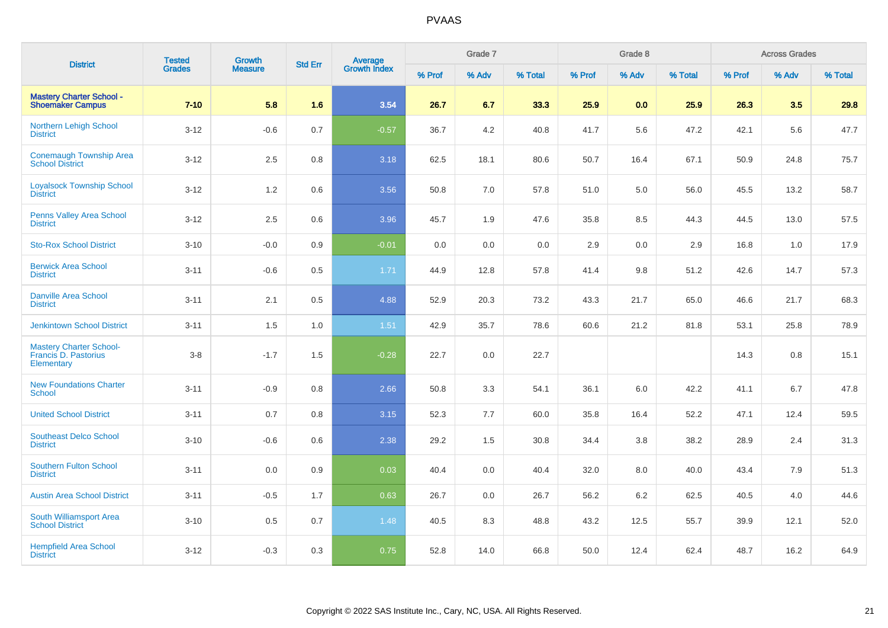# PVAAS

| District | Tested Grades | Growth Measure | Std Err | Average Growth Index | Grade 7 | | | Grade 8 | | | Across Grades | | |
|---|---|---|---|---|---|---|---|---|---|---|---|---|---|
| | | | | | % Prof | % Adv | % Total | % Prof | % Adv | % Total | % Prof | % Adv | % Total |
| **Mastery Charter School - Shoemaker Campus** | **7-10** | **5.8** | **1.6** | **3.54** | **26.7** | **6.7** | **33.3** | **25.9** | **0.0** | **25.9** | **26.3** | **3.5** | **29.8** |
| Northern Lehigh School District | 3-12 | -0.6 | 0.7 | -0.57 | 36.7 | 4.2 | 40.8 | 41.7 | 5.6 | 47.2 | 42.1 | 5.6 | 47.7 |
| Conemaugh Township Area School District | 3-12 | 2.5 | 0.8 | 3.18 | 62.5 | 18.1 | 80.6 | 50.7 | 16.4 | 67.1 | 50.9 | 24.8 | 75.7 |
| Loyalsock Township School District | 3-12 | 1.2 | 0.6 | 3.56 | 50.8 | 7.0 | 57.8 | 51.0 | 5.0 | 56.0 | 45.5 | 13.2 | 58.7 |
| Penns Valley Area School District | 3-12 | 2.5 | 0.6 | 3.96 | 45.7 | 1.9 | 47.6 | 35.8 | 8.5 | 44.3 | 44.5 | 13.0 | 57.5 |
| Sto-Rox School District | 3-10 | -0.0 | 0.9 | -0.01 | 0.0 | 0.0 | 0.0 | 2.9 | 0.0 | 2.9 | 16.8 | 1.0 | 17.9 |
| Berwick Area School District | 3-11 | -0.6 | 0.5 | 1.71 | 44.9 | 12.8 | 57.8 | 41.4 | 9.8 | 51.2 | 42.6 | 14.7 | 57.3 |
| Danville Area School District | 3-11 | 2.1 | 0.5 | 4.88 | 52.9 | 20.3 | 73.2 | 43.3 | 21.7 | 65.0 | 46.6 | 21.7 | 68.3 |
| Jenkintown School District | 3-11 | 1.5 | 1.0 | 1.51 | 42.9 | 35.7 | 78.6 | 60.6 | 21.2 | 81.8 | 53.1 | 25.8 | 78.9 |
| Mastery Charter School-Francis D. Pastorius Elementary | 3-8 | -1.7 | 1.5 | -0.28 | 22.7 | 0.0 | 22.7 | | | | 14.3 | 0.8 | 15.1 |
| New Foundations Charter School | 3-11 | -0.9 | 0.8 | 2.66 | 50.8 | 3.3 | 54.1 | 36.1 | 6.0 | 42.2 | 41.1 | 6.7 | 47.8 |
| United School District | 3-11 | 0.7 | 0.8 | 3.15 | 52.3 | 7.7 | 60.0 | 35.8 | 16.4 | 52.2 | 47.1 | 12.4 | 59.5 |
| Southeast Delco School District | 3-10 | -0.6 | 0.6 | 2.38 | 29.2 | 1.5 | 30.8 | 34.4 | 3.8 | 38.2 | 28.9 | 2.4 | 31.3 |
| Southern Fulton School District | 3-11 | 0.0 | 0.9 | 0.03 | 40.4 | 0.0 | 40.4 | 32.0 | 8.0 | 40.0 | 43.4 | 7.9 | 51.3 |
| Austin Area School District | 3-11 | -0.5 | 1.7 | 0.63 | 26.7 | 0.0 | 26.7 | 56.2 | 6.2 | 62.5 | 40.5 | 4.0 | 44.6 |
| South Williamsport Area School District | 3-10 | 0.5 | 0.7 | 1.48 | 40.5 | 8.3 | 48.8 | 43.2 | 12.5 | 55.7 | 39.9 | 12.1 | 52.0 |
| Hempfield Area School District | 3-12 | -0.3 | 0.3 | 0.75 | 52.8 | 14.0 | 66.8 | 50.0 | 12.4 | 62.4 | 48.7 | 16.2 | 64.9 |

Copyright © 2022 SAS Institute Inc., Cary, NC, USA. All Rights Reserved.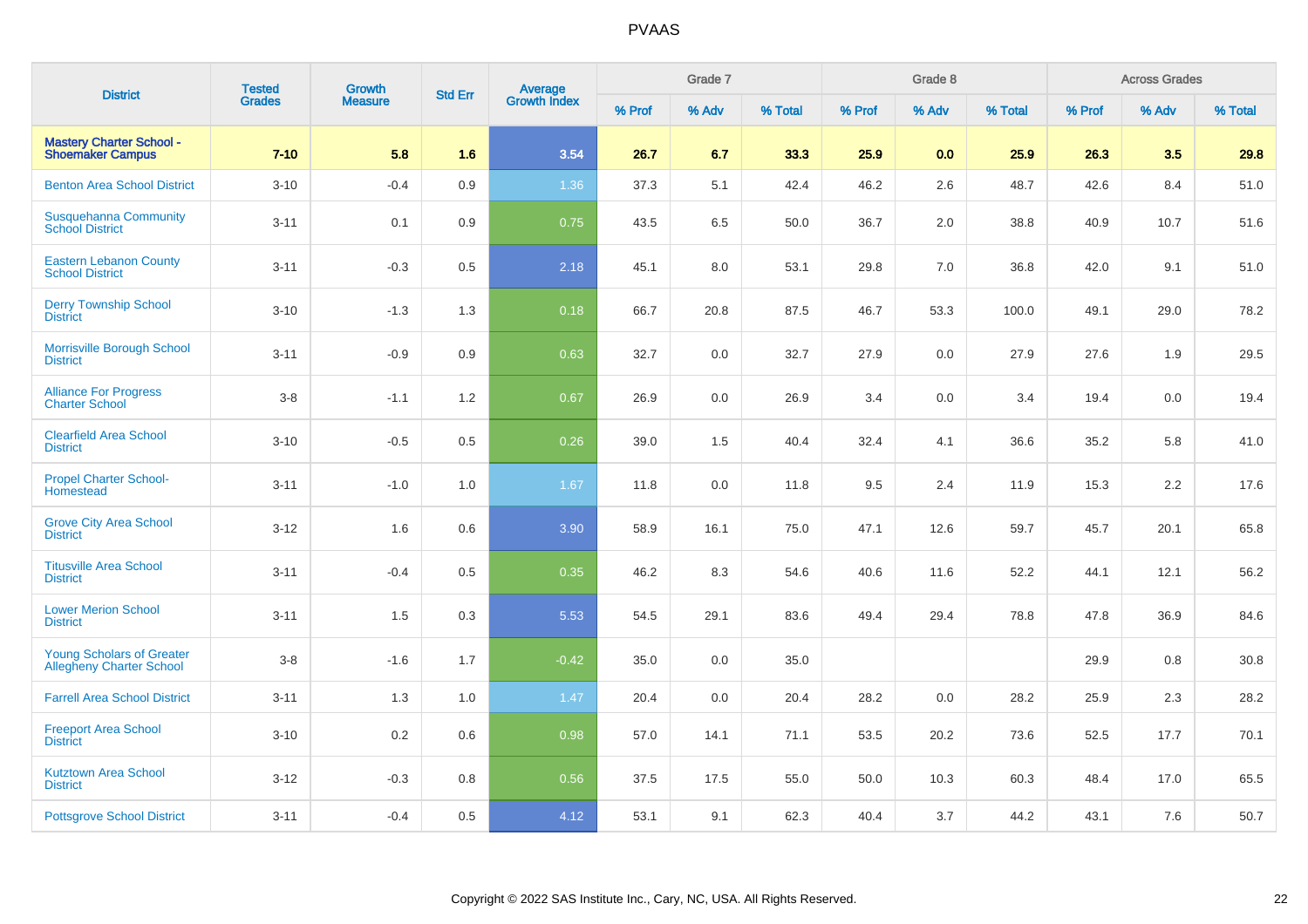| District | Tested Grades | Growth Measure | Std Err | Average Growth Index | Grade 7 | | | Grade 8 | | | Across Grades | | |
|---|---|---|---|---|---|---|---|---|---|---|---|---|---|
| | | | | | % Prof | % Adv | % Total | % Prof | % Adv | % Total | % Prof | % Adv | % Total |
| **Mastery Charter School - Shoemaker Campus** | **7-10** | **5.8** | **1.6** | **3.54** | **26.7** | **6.7** | **33.3** | **25.9** | **0.0** | **25.9** | **26.3** | **3.5** | **29.8** |
| Benton Area School District | 3-10 | -0.4 | 0.9 | 1.36 | 37.3 | 5.1 | 42.4 | 46.2 | 2.6 | 48.7 | 42.6 | 8.4 | 51.0 |
| Susquehanna Community School District | 3-11 | 0.1 | 0.9 | 0.75 | 43.5 | 6.5 | 50.0 | 36.7 | 2.0 | 38.8 | 40.9 | 10.7 | 51.6 |
| Eastern Lebanon County School District | 3-11 | -0.3 | 0.5 | 2.18 | 45.1 | 8.0 | 53.1 | 29.8 | 7.0 | 36.8 | 42.0 | 9.1 | 51.0 |
| Derry Township School District | 3-10 | -1.3 | 1.3 | 0.18 | 66.7 | 20.8 | 87.5 | 46.7 | 53.3 | 100.0 | 49.1 | 29.0 | 78.2 |
| Morrisville Borough School District | 3-11 | -0.9 | 0.9 | 0.63 | 32.7 | 0.0 | 32.7 | 27.9 | 0.0 | 27.9 | 27.6 | 1.9 | 29.5 |
| Alliance For Progress Charter School | 3-8 | -1.1 | 1.2 | 0.67 | 26.9 | 0.0 | 26.9 | 3.4 | 0.0 | 3.4 | 19.4 | 0.0 | 19.4 |
| Clearfield Area School District | 3-10 | -0.5 | 0.5 | 0.26 | 39.0 | 1.5 | 40.4 | 32.4 | 4.1 | 36.6 | 35.2 | 5.8 | 41.0 |
| Propel Charter School-Homestead | 3-11 | -1.0 | 1.0 | 1.67 | 11.8 | 0.0 | 11.8 | 9.5 | 2.4 | 11.9 | 15.3 | 2.2 | 17.6 |
| Grove City Area School District | 3-12 | 1.6 | 0.6 | 3.90 | 58.9 | 16.1 | 75.0 | 47.1 | 12.6 | 59.7 | 45.7 | 20.1 | 65.8 |
| Titusville Area School District | 3-11 | -0.4 | 0.5 | 0.35 | 46.2 | 8.3 | 54.6 | 40.6 | 11.6 | 52.2 | 44.1 | 12.1 | 56.2 |
| Lower Merion School District | 3-11 | 1.5 | 0.3 | 5.53 | 54.5 | 29.1 | 83.6 | 49.4 | 29.4 | 78.8 | 47.8 | 36.9 | 84.6 |
| Young Scholars of Greater Allegheny Charter School | 3-8 | -1.6 | 1.7 | -0.42 | 35.0 | 0.0 | 35.0 | | | | 29.9 | 0.8 | 30.8 |
| Farrell Area School District | 3-11 | 1.3 | 1.0 | 1.47 | 20.4 | 0.0 | 20.4 | 28.2 | 0.0 | 28.2 | 25.9 | 2.3 | 28.2 |
| Freeport Area School District | 3-10 | 0.2 | 0.6 | 0.98 | 57.0 | 14.1 | 71.1 | 53.5 | 20.2 | 73.6 | 52.5 | 17.7 | 70.1 |
| Kutztown Area School District | 3-12 | -0.3 | 0.8 | 0.56 | 37.5 | 17.5 | 55.0 | 50.0 | 10.3 | 60.3 | 48.4 | 17.0 | 65.5 |
| Pottsgrove School District | 3-11 | -0.4 | 0.5 | 4.12 | 53.1 | 9.1 | 62.3 | 40.4 | 3.7 | 44.2 | 43.1 | 7.6 | 50.7 |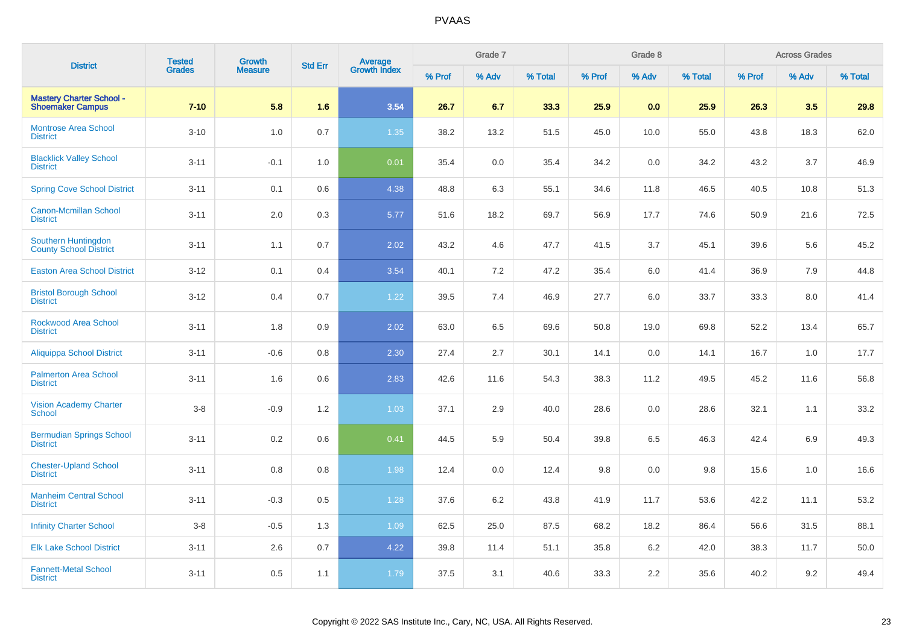| District | Tested Grades | Growth Measure | Std Err | Average Growth Index | Grade 7 | | | Grade 8 | | | Across Grades | | |
|---|---|---|---|---|---|---|---|---|---|---|---|---|---|
| | | | | | % Prof | % Adv | % Total | % Prof | % Adv | % Total | % Prof | % Adv | % Total |
| **Mastery Charter School - Shoemaker Campus** | **7-10** | **5.8** | **1.6** | **3.54** | **26.7** | **6.7** | **33.3** | **25.9** | **0.0** | **25.9** | **26.3** | **3.5** | **29.8** |
| Montrose Area School District | 3-10 | 1.0 | 0.7 | 1.35 | 38.2 | 13.2 | 51.5 | 45.0 | 10.0 | 55.0 | 43.8 | 18.3 | 62.0 |
| Blacklick Valley School District | 3-11 | -0.1 | 1.0 | 0.01 | 35.4 | 0.0 | 35.4 | 34.2 | 0.0 | 34.2 | 43.2 | 3.7 | 46.9 |
| Spring Cove School District | 3-11 | 0.1 | 0.6 | 4.38 | 48.8 | 6.3 | 55.1 | 34.6 | 11.8 | 46.5 | 40.5 | 10.8 | 51.3 |
| Canon-Mcmillan School District | 3-11 | 2.0 | 0.3 | 5.77 | 51.6 | 18.2 | 69.7 | 56.9 | 17.7 | 74.6 | 50.9 | 21.6 | 72.5 |
| Southern Huntingdon County School District | 3-11 | 1.1 | 0.7 | 2.02 | 43.2 | 4.6 | 47.7 | 41.5 | 3.7 | 45.1 | 39.6 | 5.6 | 45.2 |
| Easton Area School District | 3-12 | 0.1 | 0.4 | 3.54 | 40.1 | 7.2 | 47.2 | 35.4 | 6.0 | 41.4 | 36.9 | 7.9 | 44.8 |
| Bristol Borough School District | 3-12 | 0.4 | 0.7 | 1.22 | 39.5 | 7.4 | 46.9 | 27.7 | 6.0 | 33.7 | 33.3 | 8.0 | 41.4 |
| Rockwood Area School District | 3-11 | 1.8 | 0.9 | 2.02 | 63.0 | 6.5 | 69.6 | 50.8 | 19.0 | 69.8 | 52.2 | 13.4 | 65.7 |
| Aliquippa School District | 3-11 | -0.6 | 0.8 | 2.30 | 27.4 | 2.7 | 30.1 | 14.1 | 0.0 | 14.1 | 16.7 | 1.0 | 17.7 |
| Palmerton Area School District | 3-11 | 1.6 | 0.6 | 2.83 | 42.6 | 11.6 | 54.3 | 38.3 | 11.2 | 49.5 | 45.2 | 11.6 | 56.8 |
| Vision Academy Charter School | 3-8 | -0.9 | 1.2 | 1.03 | 37.1 | 2.9 | 40.0 | 28.6 | 0.0 | 28.6 | 32.1 | 1.1 | 33.2 |
| Bermudian Springs School District | 3-11 | 0.2 | 0.6 | 0.41 | 44.5 | 5.9 | 50.4 | 39.8 | 6.5 | 46.3 | 42.4 | 6.9 | 49.3 |
| Chester-Upland School District | 3-11 | 0.8 | 0.8 | 1.98 | 12.4 | 0.0 | 12.4 | 9.8 | 0.0 | 9.8 | 15.6 | 1.0 | 16.6 |
| Manheim Central School District | 3-11 | -0.3 | 0.5 | 1.28 | 37.6 | 6.2 | 43.8 | 41.9 | 11.7 | 53.6 | 42.2 | 11.1 | 53.2 |
| Infinity Charter School | 3-8 | -0.5 | 1.3 | 1.09 | 62.5 | 25.0 | 87.5 | 68.2 | 18.2 | 86.4 | 56.6 | 31.5 | 88.1 |
| Elk Lake School District | 3-11 | 2.6 | 0.7 | 4.22 | 39.8 | 11.4 | 51.1 | 35.8 | 6.2 | 42.0 | 38.3 | 11.7 | 50.0 |
| Fannett-Metal School District | 3-11 | 0.5 | 1.1 | 1.79 | 37.5 | 3.1 | 40.6 | 33.3 | 2.2 | 35.6 | 40.2 | 9.2 | 49.4 |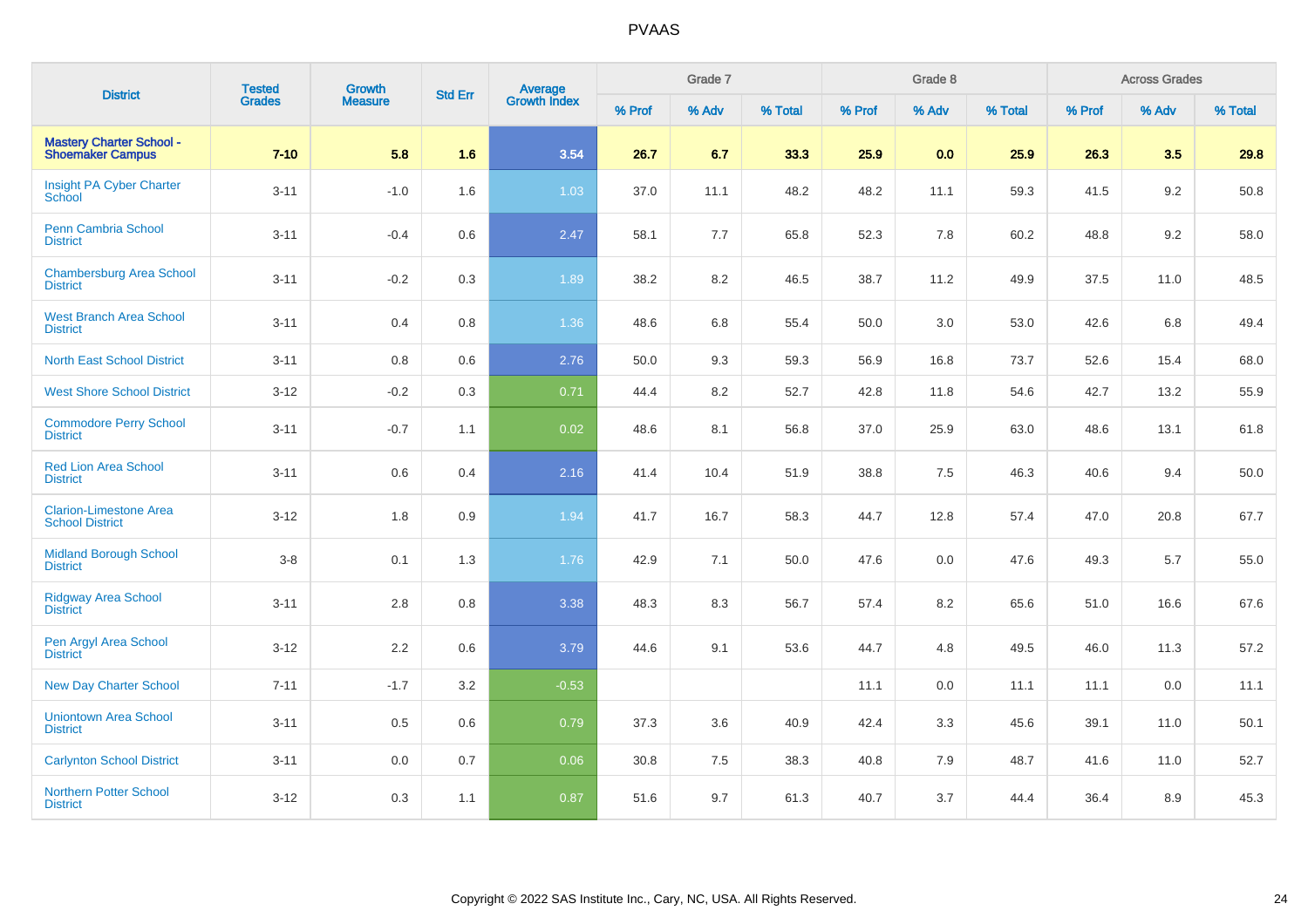# PVAAS

| District | Tested Grades | Growth Measure | Std Err | Average Growth Index | Grade 7 | | | Grade 8 | | | Across Grades | | |
|---|---|---|---|---|---|---|---|---|---|---|---|---|---|
| | | | | | % Prof | % Adv | % Total | % Prof | % Adv | % Total | % Prof | % Adv | % Total |
| **Mastery Charter School - Shoemaker Campus** | **7-10** | **5.8** | **1.6** | **3.54** | **26.7** | **6.7** | **33.3** | **25.9** | **0.0** | **25.9** | **26.3** | **3.5** | **29.8** |
| Insight PA Cyber Charter School | 3-11 | -1.0 | 1.6 | 1.03 | 37.0 | 11.1 | 48.2 | 48.2 | 11.1 | 59.3 | 41.5 | 9.2 | 50.8 |
| Penn Cambria School District | 3-11 | -0.4 | 0.6 | 2.47 | 58.1 | 7.7 | 65.8 | 52.3 | 7.8 | 60.2 | 48.8 | 9.2 | 58.0 |
| Chambersburg Area School District | 3-11 | -0.2 | 0.3 | 1.89 | 38.2 | 8.2 | 46.5 | 38.7 | 11.2 | 49.9 | 37.5 | 11.0 | 48.5 |
| West Branch Area School District | 3-11 | 0.4 | 0.8 | 1.36 | 48.6 | 6.8 | 55.4 | 50.0 | 3.0 | 53.0 | 42.6 | 6.8 | 49.4 |
| North East School District | 3-11 | 0.8 | 0.6 | 2.76 | 50.0 | 9.3 | 59.3 | 56.9 | 16.8 | 73.7 | 52.6 | 15.4 | 68.0 |
| West Shore School District | 3-12 | -0.2 | 0.3 | 0.71 | 44.4 | 8.2 | 52.7 | 42.8 | 11.8 | 54.6 | 42.7 | 13.2 | 55.9 |
| Commodore Perry School District | 3-11 | -0.7 | 1.1 | 0.02 | 48.6 | 8.1 | 56.8 | 37.0 | 25.9 | 63.0 | 48.6 | 13.1 | 61.8 |
| Red Lion Area School District | 3-11 | 0.6 | 0.4 | 2.16 | 41.4 | 10.4 | 51.9 | 38.8 | 7.5 | 46.3 | 40.6 | 9.4 | 50.0 |
| Clarion-Limestone Area School District | 3-12 | 1.8 | 0.9 | 1.94 | 41.7 | 16.7 | 58.3 | 44.7 | 12.8 | 57.4 | 47.0 | 20.8 | 67.7 |
| Midland Borough School District | 3-8 | 0.1 | 1.3 | 1.76 | 42.9 | 7.1 | 50.0 | 47.6 | 0.0 | 47.6 | 49.3 | 5.7 | 55.0 |
| Ridgway Area School District | 3-11 | 2.8 | 0.8 | 3.38 | 48.3 | 8.3 | 56.7 | 57.4 | 8.2 | 65.6 | 51.0 | 16.6 | 67.6 |
| Pen Argyl Area School District | 3-12 | 2.2 | 0.6 | 3.79 | 44.6 | 9.1 | 53.6 | 44.7 | 4.8 | 49.5 | 46.0 | 11.3 | 57.2 |
| New Day Charter School | 7-11 | -1.7 | 3.2 | -0.53 | | | | 11.1 | 0.0 | 11.1 | 11.1 | 0.0 | 11.1 |
| Uniontown Area School District | 3-11 | 0.5 | 0.6 | 0.79 | 37.3 | 3.6 | 40.9 | 42.4 | 3.3 | 45.6 | 39.1 | 11.0 | 50.1 |
| Carlynton School District | 3-11 | 0.0 | 0.7 | 0.06 | 30.8 | 7.5 | 38.3 | 40.8 | 7.9 | 48.7 | 41.6 | 11.0 | 52.7 |
| Northern Potter School District | 3-12 | 0.3 | 1.1 | 0.87 | 51.6 | 9.7 | 61.3 | 40.7 | 3.7 | 44.4 | 36.4 | 8.9 | 45.3 |

Copyright © 2022 SAS Institute Inc., Cary, NC, USA. All Rights Reserved.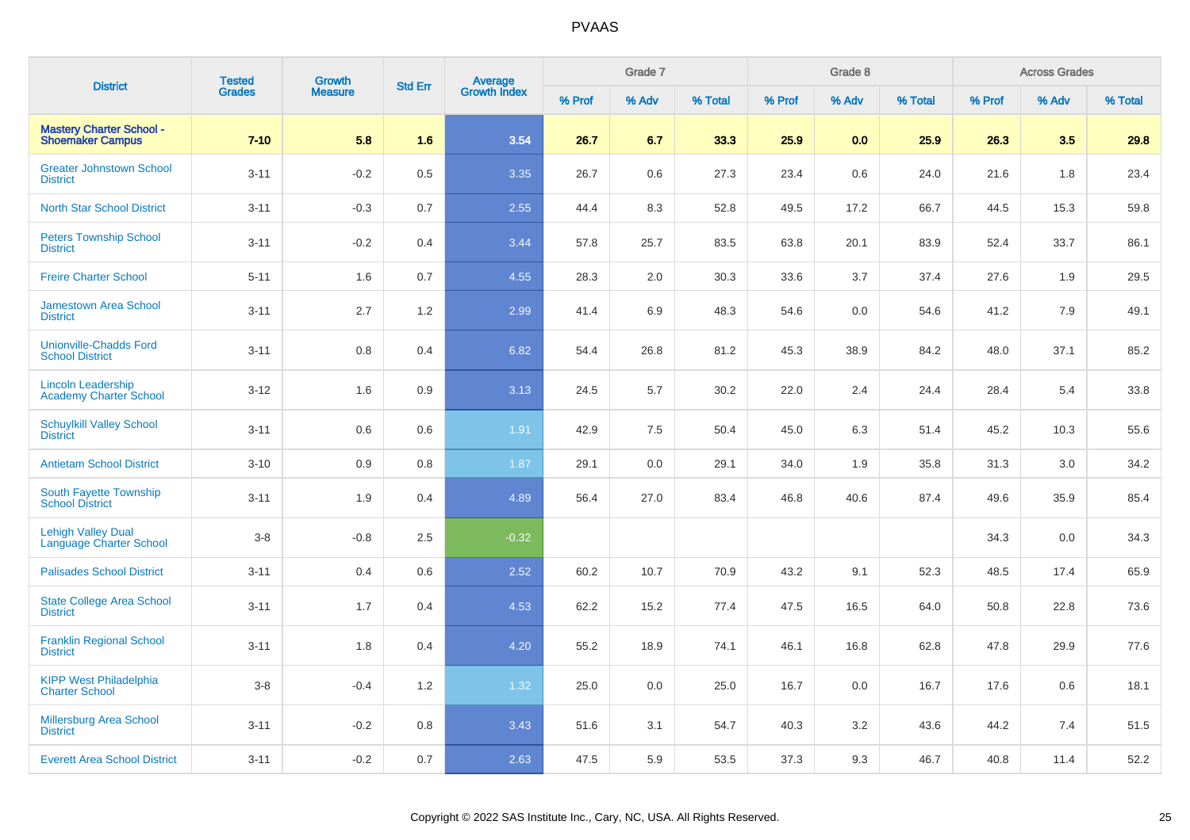# PVAAS

| District | Tested Grades | Growth Measure | Std Err | Average Growth Index | Grade 7 | | | Grade 8 | | | Across Grades | | |
|---|---|---|---|---|---|---|---|---|---|---|---|---|---|
| | | | | | % Prof | % Adv | % Total | % Prof | % Adv | % Total | % Prof | % Adv | % Total |
| **Mastery Charter School - Shoemaker Campus** | **7-10** | **5.8** | **1.6** | **3.54** | **26.7** | **6.7** | **33.3** | **25.9** | **0.0** | **25.9** | **26.3** | **3.5** | **29.8** |
| Greater Johnstown School District | 3-11 | -0.2 | 0.5 | 3.35 | 26.7 | 0.6 | 27.3 | 23.4 | 0.6 | 24.0 | 21.6 | 1.8 | 23.4 |
| North Star School District | 3-11 | -0.3 | 0.7 | 2.55 | 44.4 | 8.3 | 52.8 | 49.5 | 17.2 | 66.7 | 44.5 | 15.3 | 59.8 |
| Peters Township School District | 3-11 | -0.2 | 0.4 | 3.44 | 57.8 | 25.7 | 83.5 | 63.8 | 20.1 | 83.9 | 52.4 | 33.7 | 86.1 |
| Freire Charter School | 5-11 | 1.6 | 0.7 | 4.55 | 28.3 | 2.0 | 30.3 | 33.6 | 3.7 | 37.4 | 27.6 | 1.9 | 29.5 |
| Jamestown Area School District | 3-11 | 2.7 | 1.2 | 2.99 | 41.4 | 6.9 | 48.3 | 54.6 | 0.0 | 54.6 | 41.2 | 7.9 | 49.1 |
| Unionville-Chadds Ford School District | 3-11 | 0.8 | 0.4 | 6.82 | 54.4 | 26.8 | 81.2 | 45.3 | 38.9 | 84.2 | 48.0 | 37.1 | 85.2 |
| Lincoln Leadership Academy Charter School | 3-12 | 1.6 | 0.9 | 3.13 | 24.5 | 5.7 | 30.2 | 22.0 | 2.4 | 24.4 | 28.4 | 5.4 | 33.8 |
| Schuylkill Valley School District | 3-11 | 0.6 | 0.6 | 1.91 | 42.9 | 7.5 | 50.4 | 45.0 | 6.3 | 51.4 | 45.2 | 10.3 | 55.6 |
| Antietam School District | 3-10 | 0.9 | 0.8 | 1.87 | 29.1 | 0.0 | 29.1 | 34.0 | 1.9 | 35.8 | 31.3 | 3.0 | 34.2 |
| South Fayette Township School District | 3-11 | 1.9 | 0.4 | 4.89 | 56.4 | 27.0 | 83.4 | 46.8 | 40.6 | 87.4 | 49.6 | 35.9 | 85.4 |
| Lehigh Valley Dual Language Charter School | 3-8 | -0.8 | 2.5 | -0.32 | | | | | | | 34.3 | 0.0 | 34.3 |
| Palisades School District | 3-11 | 0.4 | 0.6 | 2.52 | 60.2 | 10.7 | 70.9 | 43.2 | 9.1 | 52.3 | 48.5 | 17.4 | 65.9 |
| State College Area School District | 3-11 | 1.7 | 0.4 | 4.53 | 62.2 | 15.2 | 77.4 | 47.5 | 16.5 | 64.0 | 50.8 | 22.8 | 73.6 |
| Franklin Regional School District | 3-11 | 1.8 | 0.4 | 4.20 | 55.2 | 18.9 | 74.1 | 46.1 | 16.8 | 62.8 | 47.8 | 29.9 | 77.6 |
| KIPP West Philadelphia Charter School | 3-8 | -0.4 | 1.2 | 1.32 | 25.0 | 0.0 | 25.0 | 16.7 | 0.0 | 16.7 | 17.6 | 0.6 | 18.1 |
| Millersburg Area School District | 3-11 | -0.2 | 0.8 | 3.43 | 51.6 | 3.1 | 54.7 | 40.3 | 3.2 | 43.6 | 44.2 | 7.4 | 51.5 |
| Everett Area School District | 3-11 | -0.2 | 0.7 | 2.63 | 47.5 | 5.9 | 53.5 | 37.3 | 9.3 | 46.7 | 40.8 | 11.4 | 52.2 |

Copyright © 2022 SAS Institute Inc., Cary, NC, USA. All Rights Reserved.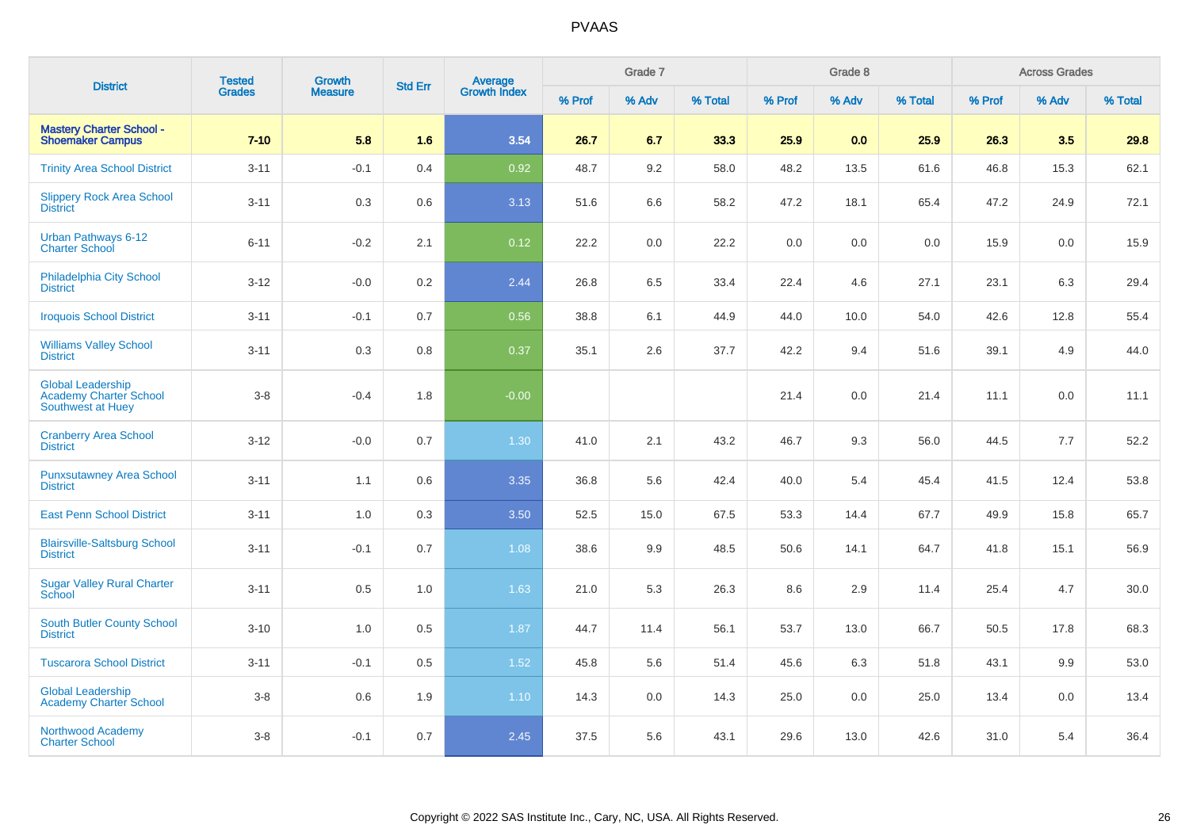| District | Tested Grades | Growth Measure | Std Err | Average Growth Index | Grade 7 | | | Grade 8 | | | Across Grades | | |
|---|---|---|---|---|---|---|---|---|---|---|---|---|---|
| | | | | | % Prof | % Adv | % Total | % Prof | % Adv | % Total | % Prof | % Adv | % Total |
| **Mastery Charter School - Shoemaker Campus** | **7-10** | **5.8** | **1.6** | **3.54** | **26.7** | **6.7** | **33.3** | **25.9** | **0.0** | **25.9** | **26.3** | **3.5** | **29.8** |
| Trinity Area School District | 3-11 | -0.1 | 0.4 | 0.92 | 48.7 | 9.2 | 58.0 | 48.2 | 13.5 | 61.6 | 46.8 | 15.3 | 62.1 |
| Slippery Rock Area School District | 3-11 | 0.3 | 0.6 | 3.13 | 51.6 | 6.6 | 58.2 | 47.2 | 18.1 | 65.4 | 47.2 | 24.9 | 72.1 |
| Urban Pathways 6-12 Charter School | 6-11 | -0.2 | 2.1 | 0.12 | 22.2 | 0.0 | 22.2 | 0.0 | 0.0 | 0.0 | 15.9 | 0.0 | 15.9 |
| Philadelphia City School District | 3-12 | -0.0 | 0.2 | 2.44 | 26.8 | 6.5 | 33.4 | 22.4 | 4.6 | 27.1 | 23.1 | 6.3 | 29.4 |
| Iroquois School District | 3-11 | -0.1 | 0.7 | 0.56 | 38.8 | 6.1 | 44.9 | 44.0 | 10.0 | 54.0 | 42.6 | 12.8 | 55.4 |
| Williams Valley School District | 3-11 | 0.3 | 0.8 | 0.37 | 35.1 | 2.6 | 37.7 | 42.2 | 9.4 | 51.6 | 39.1 | 4.9 | 44.0 |
| Global Leadership Academy Charter School Southwest at Huey | 3-8 | -0.4 | 1.8 | -0.00 | | | | 21.4 | 0.0 | 21.4 | 11.1 | 0.0 | 11.1 |
| Cranberry Area School District | 3-12 | -0.0 | 0.7 | 1.30 | 41.0 | 2.1 | 43.2 | 46.7 | 9.3 | 56.0 | 44.5 | 7.7 | 52.2 |
| Punxsutawney Area School District | 3-11 | 1.1 | 0.6 | 3.35 | 36.8 | 5.6 | 42.4 | 40.0 | 5.4 | 45.4 | 41.5 | 12.4 | 53.8 |
| East Penn School District | 3-11 | 1.0 | 0.3 | 3.50 | 52.5 | 15.0 | 67.5 | 53.3 | 14.4 | 67.7 | 49.9 | 15.8 | 65.7 |
| Blairsville-Saltsburg School District | 3-11 | -0.1 | 0.7 | 1.08 | 38.6 | 9.9 | 48.5 | 50.6 | 14.1 | 64.7 | 41.8 | 15.1 | 56.9 |
| Sugar Valley Rural Charter School | 3-11 | 0.5 | 1.0 | 1.63 | 21.0 | 5.3 | 26.3 | 8.6 | 2.9 | 11.4 | 25.4 | 4.7 | 30.0 |
| South Butler County School District | 3-10 | 1.0 | 0.5 | 1.87 | 44.7 | 11.4 | 56.1 | 53.7 | 13.0 | 66.7 | 50.5 | 17.8 | 68.3 |
| Tuscarora School District | 3-11 | -0.1 | 0.5 | 1.52 | 45.8 | 5.6 | 51.4 | 45.6 | 6.3 | 51.8 | 43.1 | 9.9 | 53.0 |
| Global Leadership Academy Charter School | 3-8 | 0.6 | 1.9 | 1.10 | 14.3 | 0.0 | 14.3 | 25.0 | 0.0 | 25.0 | 13.4 | 0.0 | 13.4 |
| Northwood Academy Charter School | 3-8 | -0.1 | 0.7 | 2.45 | 37.5 | 5.6 | 43.1 | 29.6 | 13.0 | 42.6 | 31.0 | 5.4 | 36.4 |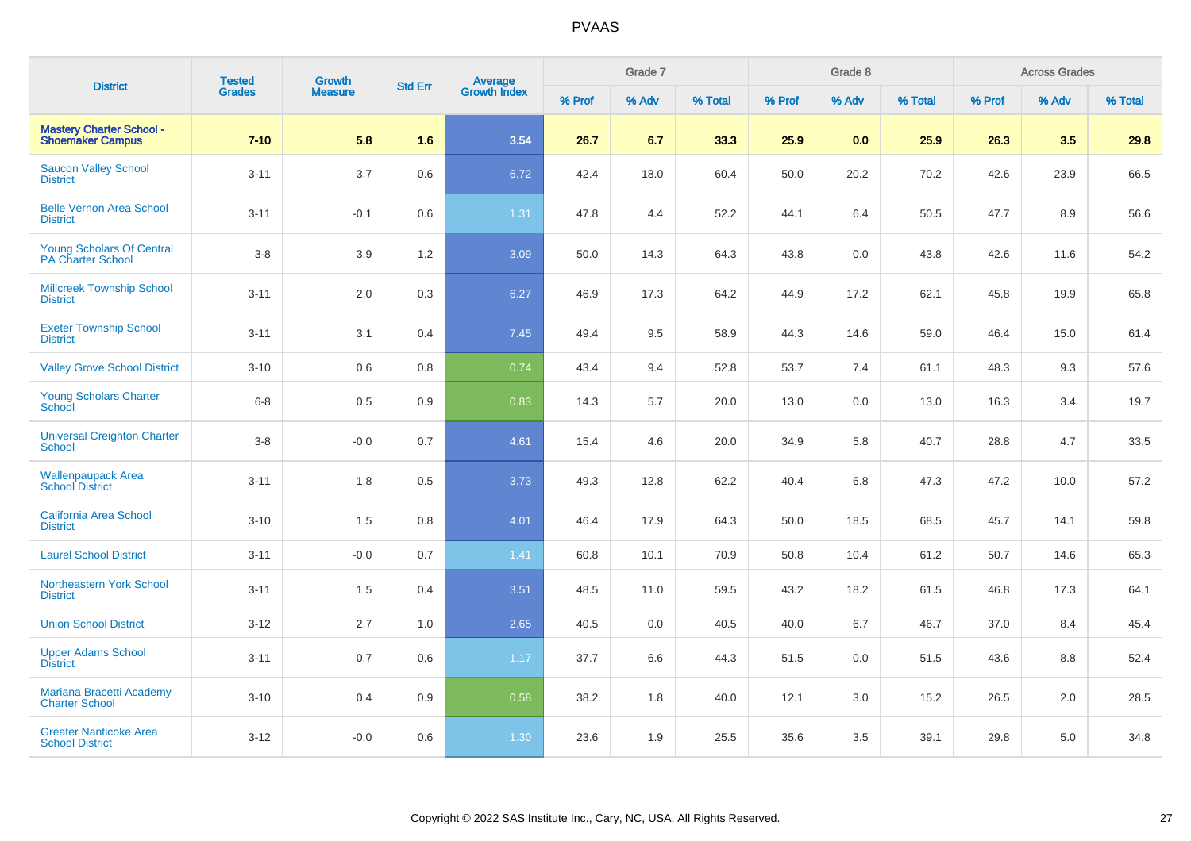# PVAAS

| District | Tested Grades | Growth Measure | Std Err | Average Growth Index | Grade 7 | | | Grade 8 | | | Across Grades | | |
|---|---|---|---|---|---|---|---|---|---|---|---|---|---|
| | | | | | % Prof | % Adv | % Total | % Prof | % Adv | % Total | % Prof | % Adv | % Total |
| **Mastery Charter School - Shoemaker Campus** | **7-10** | **5.8** | **1.6** | **3.54** | **26.7** | **6.7** | **33.3** | **25.9** | **0.0** | **25.9** | **26.3** | **3.5** | **29.8** |
| Saucon Valley School District | 3-11 | 3.7 | 0.6 | 6.72 | 42.4 | 18.0 | 60.4 | 50.0 | 20.2 | 70.2 | 42.6 | 23.9 | 66.5 |
| Belle Vernon Area School District | 3-11 | -0.1 | 0.6 | 1.31 | 47.8 | 4.4 | 52.2 | 44.1 | 6.4 | 50.5 | 47.7 | 8.9 | 56.6 |
| Young Scholars Of Central PA Charter School | 3-8 | 3.9 | 1.2 | 3.09 | 50.0 | 14.3 | 64.3 | 43.8 | 0.0 | 43.8 | 42.6 | 11.6 | 54.2 |
| Millcreek Township School District | 3-11 | 2.0 | 0.3 | 6.27 | 46.9 | 17.3 | 64.2 | 44.9 | 17.2 | 62.1 | 45.8 | 19.9 | 65.8 |
| Exeter Township School District | 3-11 | 3.1 | 0.4 | 7.45 | 49.4 | 9.5 | 58.9 | 44.3 | 14.6 | 59.0 | 46.4 | 15.0 | 61.4 |
| Valley Grove School District | 3-10 | 0.6 | 0.8 | 0.74 | 43.4 | 9.4 | 52.8 | 53.7 | 7.4 | 61.1 | 48.3 | 9.3 | 57.6 |
| Young Scholars Charter School | 6-8 | 0.5 | 0.9 | 0.83 | 14.3 | 5.7 | 20.0 | 13.0 | 0.0 | 13.0 | 16.3 | 3.4 | 19.7 |
| Universal Creighton Charter School | 3-8 | -0.0 | 0.7 | 4.61 | 15.4 | 4.6 | 20.0 | 34.9 | 5.8 | 40.7 | 28.8 | 4.7 | 33.5 |
| Wallenpaupack Area School District | 3-11 | 1.8 | 0.5 | 3.73 | 49.3 | 12.8 | 62.2 | 40.4 | 6.8 | 47.3 | 47.2 | 10.0 | 57.2 |
| California Area School District | 3-10 | 1.5 | 0.8 | 4.01 | 46.4 | 17.9 | 64.3 | 50.0 | 18.5 | 68.5 | 45.7 | 14.1 | 59.8 |
| Laurel School District | 3-11 | -0.0 | 0.7 | 1.41 | 60.8 | 10.1 | 70.9 | 50.8 | 10.4 | 61.2 | 50.7 | 14.6 | 65.3 |
| Northeastern York School District | 3-11 | 1.5 | 0.4 | 3.51 | 48.5 | 11.0 | 59.5 | 43.2 | 18.2 | 61.5 | 46.8 | 17.3 | 64.1 |
| Union School District | 3-12 | 2.7 | 1.0 | 2.65 | 40.5 | 0.0 | 40.5 | 40.0 | 6.7 | 46.7 | 37.0 | 8.4 | 45.4 |
| Upper Adams School District | 3-11 | 0.7 | 0.6 | 1.17 | 37.7 | 6.6 | 44.3 | 51.5 | 0.0 | 51.5 | 43.6 | 8.8 | 52.4 |
| Mariana Bracetti Academy Charter School | 3-10 | 0.4 | 0.9 | 0.58 | 38.2 | 1.8 | 40.0 | 12.1 | 3.0 | 15.2 | 26.5 | 2.0 | 28.5 |
| Greater Nanticoke Area School District | 3-12 | -0.0 | 0.6 | 1.30 | 23.6 | 1.9 | 25.5 | 35.6 | 3.5 | 39.1 | 29.8 | 5.0 | 34.8 |

Copyright © 2022 SAS Institute Inc., Cary, NC, USA. All Rights Reserved.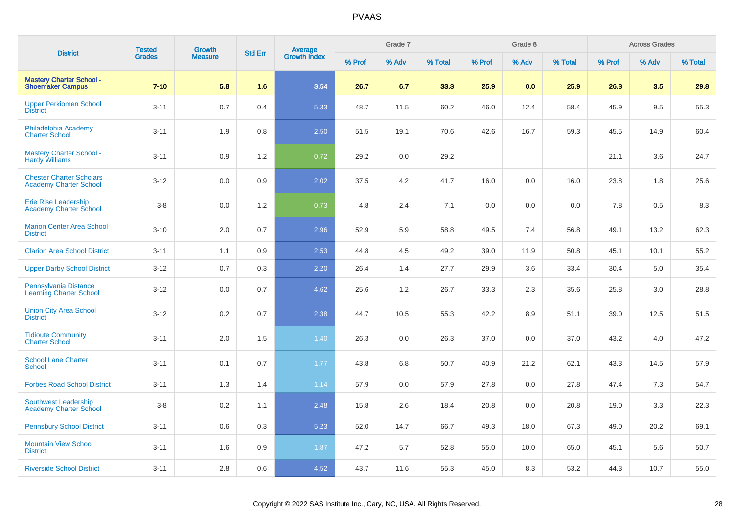| District | Tested Grades | Growth Measure | Std Err | Average Growth Index | Grade 7 | | | Grade 8 | | | Across Grades | | |
|---|---|---|---|---|---|---|---|---|---|---|---|---|---|
| | | | | | % Prof | % Adv | % Total | % Prof | % Adv | % Total | % Prof | % Adv | % Total |
| **Mastery Charter School - Shoemaker Campus** | **7-10** | **5.8** | **1.6** | **3.54** | **26.7** | **6.7** | **33.3** | **25.9** | **0.0** | **25.9** | **26.3** | **3.5** | **29.8** |
| Upper Perkiomen School District | 3-11 | 0.7 | 0.4 | 5.33 | 48.7 | 11.5 | 60.2 | 46.0 | 12.4 | 58.4 | 45.9 | 9.5 | 55.3 |
| Philadelphia Academy Charter School | 3-11 | 1.9 | 0.8 | 2.50 | 51.5 | 19.1 | 70.6 | 42.6 | 16.7 | 59.3 | 45.5 | 14.9 | 60.4 |
| Mastery Charter School - Hardy Williams | 3-11 | 0.9 | 1.2 | 0.72 | 29.2 | 0.0 | 29.2 | | | | 21.1 | 3.6 | 24.7 |
| Chester Charter Scholars Academy Charter School | 3-12 | 0.0 | 0.9 | 2.02 | 37.5 | 4.2 | 41.7 | 16.0 | 0.0 | 16.0 | 23.8 | 1.8 | 25.6 |
| Erie Rise Leadership Academy Charter School | 3-8 | 0.0 | 1.2 | 0.73 | 4.8 | 2.4 | 7.1 | 0.0 | 0.0 | 0.0 | 7.8 | 0.5 | 8.3 |
| Marion Center Area School District | 3-10 | 2.0 | 0.7 | 2.96 | 52.9 | 5.9 | 58.8 | 49.5 | 7.4 | 56.8 | 49.1 | 13.2 | 62.3 |
| Clarion Area School District | 3-11 | 1.1 | 0.9 | 2.53 | 44.8 | 4.5 | 49.2 | 39.0 | 11.9 | 50.8 | 45.1 | 10.1 | 55.2 |
| Upper Darby School District | 3-12 | 0.7 | 0.3 | 2.20 | 26.4 | 1.4 | 27.7 | 29.9 | 3.6 | 33.4 | 30.4 | 5.0 | 35.4 |
| Pennsylvania Distance Learning Charter School | 3-12 | 0.0 | 0.7 | 4.62 | 25.6 | 1.2 | 26.7 | 33.3 | 2.3 | 35.6 | 25.8 | 3.0 | 28.8 |
| Union City Area School District | 3-12 | 0.2 | 0.7 | 2.38 | 44.7 | 10.5 | 55.3 | 42.2 | 8.9 | 51.1 | 39.0 | 12.5 | 51.5 |
| Tidioute Community Charter School | 3-11 | 2.0 | 1.5 | 1.40 | 26.3 | 0.0 | 26.3 | 37.0 | 0.0 | 37.0 | 43.2 | 4.0 | 47.2 |
| School Lane Charter School | 3-11 | 0.1 | 0.7 | 1.77 | 43.8 | 6.8 | 50.7 | 40.9 | 21.2 | 62.1 | 43.3 | 14.5 | 57.9 |
| Forbes Road School District | 3-11 | 1.3 | 1.4 | 1.14 | 57.9 | 0.0 | 57.9 | 27.8 | 0.0 | 27.8 | 47.4 | 7.3 | 54.7 |
| Southwest Leadership Academy Charter School | 3-8 | 0.2 | 1.1 | 2.48 | 15.8 | 2.6 | 18.4 | 20.8 | 0.0 | 20.8 | 19.0 | 3.3 | 22.3 |
| Pennsbury School District | 3-11 | 0.6 | 0.3 | 5.23 | 52.0 | 14.7 | 66.7 | 49.3 | 18.0 | 67.3 | 49.0 | 20.2 | 69.1 |
| Mountain View School District | 3-11 | 1.6 | 0.9 | 1.87 | 47.2 | 5.7 | 52.8 | 55.0 | 10.0 | 65.0 | 45.1 | 5.6 | 50.7 |
| Riverside School District | 3-11 | 2.8 | 0.6 | 4.52 | 43.7 | 11.6 | 55.3 | 45.0 | 8.3 | 53.2 | 44.3 | 10.7 | 55.0 |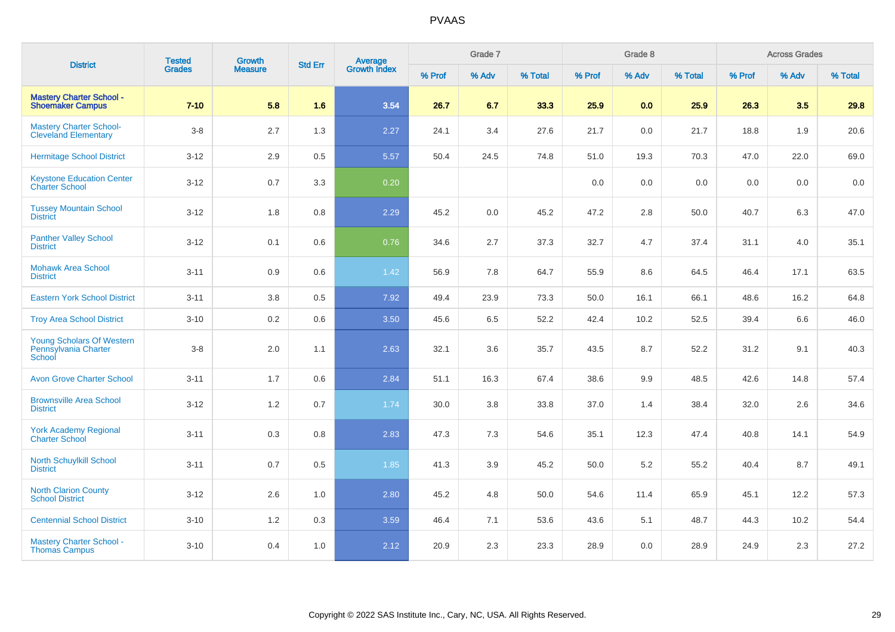| District | Tested Grades | Growth Measure | Std Err | Average Growth Index | Grade 7 | | | Grade 8 | | | Across Grades | | |
|---|---|---|---|---|---|---|---|---|---|---|---|---|---|
| | | | | | % Prof | % Adv | % Total | % Prof | % Adv | % Total | % Prof | % Adv | % Total |
| **Mastery Charter School - Shoemaker Campus** | **7-10** | **5.8** | **1.6** | **3.54** | **26.7** | **6.7** | **33.3** | **25.9** | **0.0** | **25.9** | **26.3** | **3.5** | **29.8** |
| Mastery Charter School-Cleveland Elementary | 3-8 | 2.7 | 1.3 | 2.27 | 24.1 | 3.4 | 27.6 | 21.7 | 0.0 | 21.7 | 18.8 | 1.9 | 20.6 |
| Hermitage School District | 3-12 | 2.9 | 0.5 | 5.57 | 50.4 | 24.5 | 74.8 | 51.0 | 19.3 | 70.3 | 47.0 | 22.0 | 69.0 |
| Keystone Education Center Charter School | 3-12 | 0.7 | 3.3 | 0.20 | | | | 0.0 | 0.0 | 0.0 | 0.0 | 0.0 | 0.0 |
| Tussey Mountain School District | 3-12 | 1.8 | 0.8 | 2.29 | 45.2 | 0.0 | 45.2 | 47.2 | 2.8 | 50.0 | 40.7 | 6.3 | 47.0 |
| Panther Valley School District | 3-12 | 0.1 | 0.6 | 0.76 | 34.6 | 2.7 | 37.3 | 32.7 | 4.7 | 37.4 | 31.1 | 4.0 | 35.1 |
| Mohawk Area School District | 3-11 | 0.9 | 0.6 | 1.42 | 56.9 | 7.8 | 64.7 | 55.9 | 8.6 | 64.5 | 46.4 | 17.1 | 63.5 |
| Eastern York School District | 3-11 | 3.8 | 0.5 | 7.92 | 49.4 | 23.9 | 73.3 | 50.0 | 16.1 | 66.1 | 48.6 | 16.2 | 64.8 |
| Troy Area School District | 3-10 | 0.2 | 0.6 | 3.50 | 45.6 | 6.5 | 52.2 | 42.4 | 10.2 | 52.5 | 39.4 | 6.6 | 46.0 |
| Young Scholars Of Western Pennsylvania Charter School | 3-8 | 2.0 | 1.1 | 2.63 | 32.1 | 3.6 | 35.7 | 43.5 | 8.7 | 52.2 | 31.2 | 9.1 | 40.3 |
| Avon Grove Charter School | 3-11 | 1.7 | 0.6 | 2.84 | 51.1 | 16.3 | 67.4 | 38.6 | 9.9 | 48.5 | 42.6 | 14.8 | 57.4 |
| Brownsville Area School District | 3-12 | 1.2 | 0.7 | 1.74 | 30.0 | 3.8 | 33.8 | 37.0 | 1.4 | 38.4 | 32.0 | 2.6 | 34.6 |
| York Academy Regional Charter School | 3-11 | 0.3 | 0.8 | 2.83 | 47.3 | 7.3 | 54.6 | 35.1 | 12.3 | 47.4 | 40.8 | 14.1 | 54.9 |
| North Schuylkill School District | 3-11 | 0.7 | 0.5 | 1.85 | 41.3 | 3.9 | 45.2 | 50.0 | 5.2 | 55.2 | 40.4 | 8.7 | 49.1 |
| North Clarion County School District | 3-12 | 2.6 | 1.0 | 2.80 | 45.2 | 4.8 | 50.0 | 54.6 | 11.4 | 65.9 | 45.1 | 12.2 | 57.3 |
| Centennial School District | 3-10 | 1.2 | 0.3 | 3.59 | 46.4 | 7.1 | 53.6 | 43.6 | 5.1 | 48.7 | 44.3 | 10.2 | 54.4 |
| Mastery Charter School - Thomas Campus | 3-10 | 0.4 | 1.0 | 2.12 | 20.9 | 2.3 | 23.3 | 28.9 | 0.0 | 28.9 | 24.9 | 2.3 | 27.2 |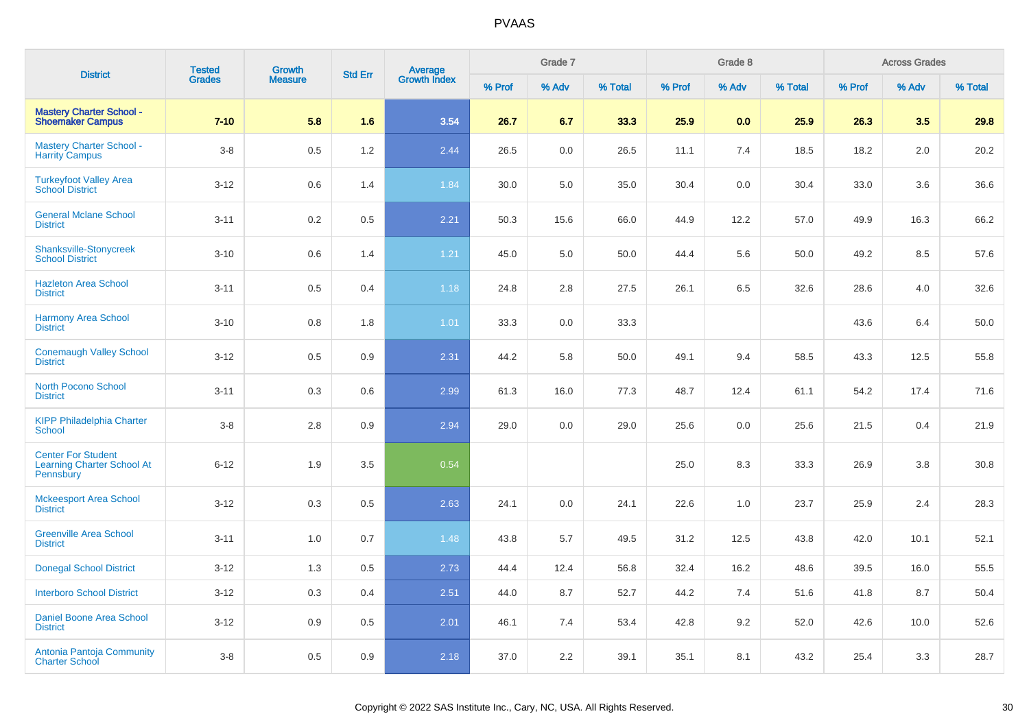# PVAAS

| District | Tested Grades | Growth Measure | Std Err | Average Growth Index | Grade 7 | | | Grade 8 | | | Across Grades | | |
|---|---|---|---|---|---|---|---|---|---|---|---|---|---|
| | | | | | % Prof | % Adv | % Total | % Prof | % Adv | % Total | % Prof | % Adv | % Total |
| **Mastery Charter School - Shoemaker Campus** | **7-10** | **5.8** | **1.6** | **3.54** | **26.7** | **6.7** | **33.3** | **25.9** | **0.0** | **25.9** | **26.3** | **3.5** | **29.8** |
| Mastery Charter School - Harrity Campus | 3-8 | 0.5 | 1.2 | 2.44 | 26.5 | 0.0 | 26.5 | 11.1 | 7.4 | 18.5 | 18.2 | 2.0 | 20.2 |
| Turkeyfoot Valley Area School District | 3-12 | 0.6 | 1.4 | 1.84 | 30.0 | 5.0 | 35.0 | 30.4 | 0.0 | 30.4 | 33.0 | 3.6 | 36.6 |
| General Mclane School District | 3-11 | 0.2 | 0.5 | 2.21 | 50.3 | 15.6 | 66.0 | 44.9 | 12.2 | 57.0 | 49.9 | 16.3 | 66.2 |
| Shanksville-Stonycreek School District | 3-10 | 0.6 | 1.4 | 1.21 | 45.0 | 5.0 | 50.0 | 44.4 | 5.6 | 50.0 | 49.2 | 8.5 | 57.6 |
| Hazleton Area School District | 3-11 | 0.5 | 0.4 | 1.18 | 24.8 | 2.8 | 27.5 | 26.1 | 6.5 | 32.6 | 28.6 | 4.0 | 32.6 |
| Harmony Area School District | 3-10 | 0.8 | 1.8 | 1.01 | 33.3 | 0.0 | 33.3 | | | | 43.6 | 6.4 | 50.0 |
| Conemaugh Valley School District | 3-12 | 0.5 | 0.9 | 2.31 | 44.2 | 5.8 | 50.0 | 49.1 | 9.4 | 58.5 | 43.3 | 12.5 | 55.8 |
| North Pocono School District | 3-11 | 0.3 | 0.6 | 2.99 | 61.3 | 16.0 | 77.3 | 48.7 | 12.4 | 61.1 | 54.2 | 17.4 | 71.6 |
| KIPP Philadelphia Charter School | 3-8 | 2.8 | 0.9 | 2.94 | 29.0 | 0.0 | 29.0 | 25.6 | 0.0 | 25.6 | 21.5 | 0.4 | 21.9 |
| Center For Student Learning Charter School At Pennsbury | 6-12 | 1.9 | 3.5 | 0.54 | | | | 25.0 | 8.3 | 33.3 | 26.9 | 3.8 | 30.8 |
| Mckeesport Area School District | 3-12 | 0.3 | 0.5 | 2.63 | 24.1 | 0.0 | 24.1 | 22.6 | 1.0 | 23.7 | 25.9 | 2.4 | 28.3 |
| Greenville Area School District | 3-11 | 1.0 | 0.7 | 1.48 | 43.8 | 5.7 | 49.5 | 31.2 | 12.5 | 43.8 | 42.0 | 10.1 | 52.1 |
| Donegal School District | 3-12 | 1.3 | 0.5 | 2.73 | 44.4 | 12.4 | 56.8 | 32.4 | 16.2 | 48.6 | 39.5 | 16.0 | 55.5 |
| Interboro School District | 3-12 | 0.3 | 0.4 | 2.51 | 44.0 | 8.7 | 52.7 | 44.2 | 7.4 | 51.6 | 41.8 | 8.7 | 50.4 |
| Daniel Boone Area School District | 3-12 | 0.9 | 0.5 | 2.01 | 46.1 | 7.4 | 53.4 | 42.8 | 9.2 | 52.0 | 42.6 | 10.0 | 52.6 |
| Antonia Pantoja Community Charter School | 3-8 | 0.5 | 0.9 | 2.18 | 37.0 | 2.2 | 39.1 | 35.1 | 8.1 | 43.2 | 25.4 | 3.3 | 28.7 |

Copyright © 2022 SAS Institute Inc., Cary, NC, USA. All Rights Reserved.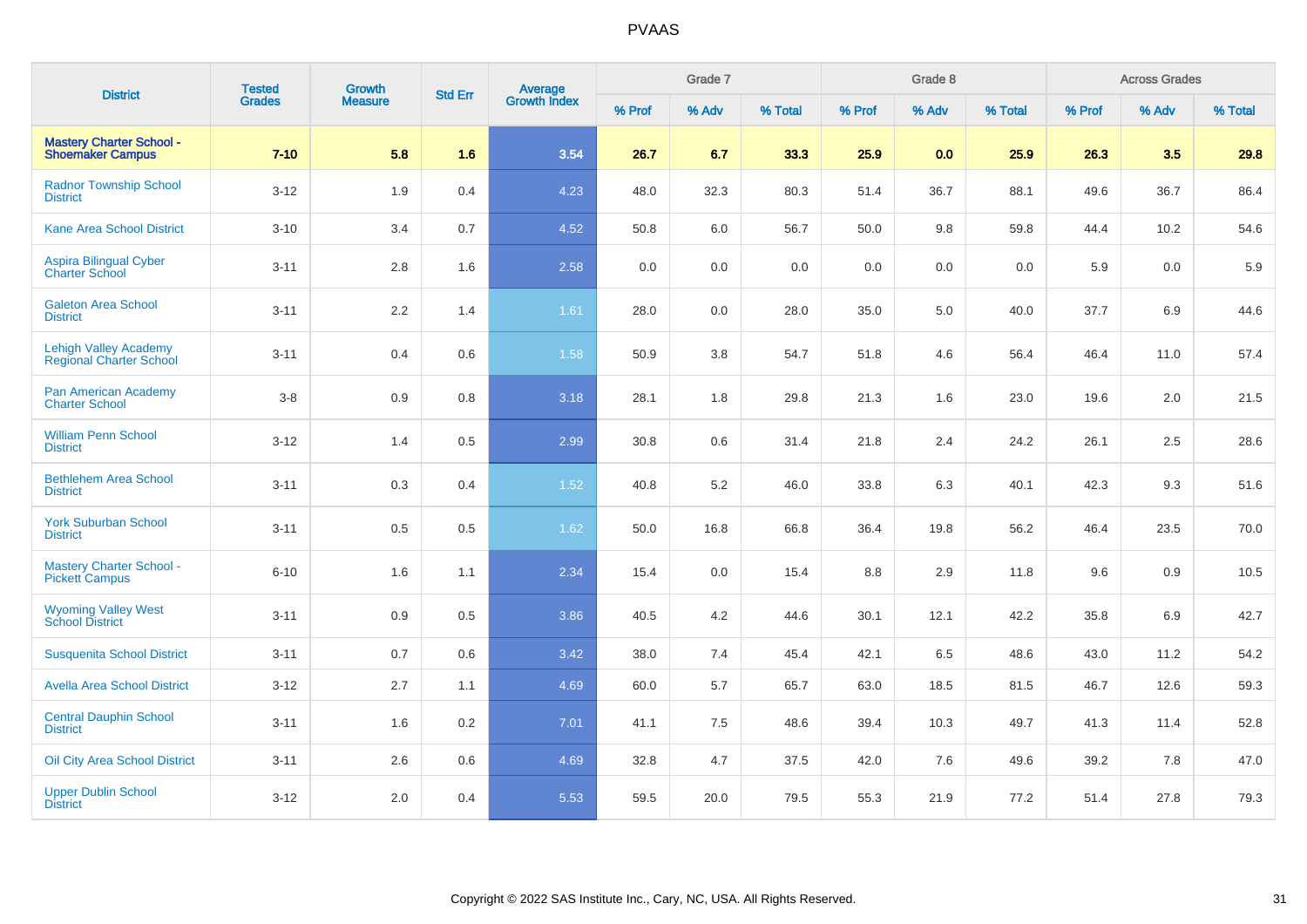# PVAAS

| District | Tested Grades | Growth Measure | Std Err | Average Growth Index | Grade 7 | | | Grade 8 | | | Across Grades | | |
|---|---|---|---|---|---|---|---|---|---|---|---|---|---|
| | | | | | % Prof | % Adv | % Total | % Prof | % Adv | % Total | % Prof | % Adv | % Total |
| **Mastery Charter School - Shoemaker Campus** | **7-10** | **5.8** | **1.6** | **3.54** | **26.7** | **6.7** | **33.3** | **25.9** | **0.0** | **25.9** | **26.3** | **3.5** | **29.8** |
| Radnor Township School District | 3-12 | 1.9 | 0.4 | 4.23 | 48.0 | 32.3 | 80.3 | 51.4 | 36.7 | 88.1 | 49.6 | 36.7 | 86.4 |
| Kane Area School District | 3-10 | 3.4 | 0.7 | 4.52 | 50.8 | 6.0 | 56.7 | 50.0 | 9.8 | 59.8 | 44.4 | 10.2 | 54.6 |
| Aspira Bilingual Cyber Charter School | 3-11 | 2.8 | 1.6 | 2.58 | 0.0 | 0.0 | 0.0 | 0.0 | 0.0 | 0.0 | 5.9 | 0.0 | 5.9 |
| Galeton Area School District | 3-11 | 2.2 | 1.4 | 1.61 | 28.0 | 0.0 | 28.0 | 35.0 | 5.0 | 40.0 | 37.7 | 6.9 | 44.6 |
| Lehigh Valley Academy Regional Charter School | 3-11 | 0.4 | 0.6 | 1.58 | 50.9 | 3.8 | 54.7 | 51.8 | 4.6 | 56.4 | 46.4 | 11.0 | 57.4 |
| Pan American Academy Charter School | 3-8 | 0.9 | 0.8 | 3.18 | 28.1 | 1.8 | 29.8 | 21.3 | 1.6 | 23.0 | 19.6 | 2.0 | 21.5 |
| William Penn School District | 3-12 | 1.4 | 0.5 | 2.99 | 30.8 | 0.6 | 31.4 | 21.8 | 2.4 | 24.2 | 26.1 | 2.5 | 28.6 |
| Bethlehem Area School District | 3-11 | 0.3 | 0.4 | 1.52 | 40.8 | 5.2 | 46.0 | 33.8 | 6.3 | 40.1 | 42.3 | 9.3 | 51.6 |
| York Suburban School District | 3-11 | 0.5 | 0.5 | 1.62 | 50.0 | 16.8 | 66.8 | 36.4 | 19.8 | 56.2 | 46.4 | 23.5 | 70.0 |
| Mastery Charter School - Pickett Campus | 6-10 | 1.6 | 1.1 | 2.34 | 15.4 | 0.0 | 15.4 | 8.8 | 2.9 | 11.8 | 9.6 | 0.9 | 10.5 |
| Wyoming Valley West School District | 3-11 | 0.9 | 0.5 | 3.86 | 40.5 | 4.2 | 44.6 | 30.1 | 12.1 | 42.2 | 35.8 | 6.9 | 42.7 |
| Susquenita School District | 3-11 | 0.7 | 0.6 | 3.42 | 38.0 | 7.4 | 45.4 | 42.1 | 6.5 | 48.6 | 43.0 | 11.2 | 54.2 |
| Avella Area School District | 3-12 | 2.7 | 1.1 | 4.69 | 60.0 | 5.7 | 65.7 | 63.0 | 18.5 | 81.5 | 46.7 | 12.6 | 59.3 |
| Central Dauphin School District | 3-11 | 1.6 | 0.2 | 7.01 | 41.1 | 7.5 | 48.6 | 39.4 | 10.3 | 49.7 | 41.3 | 11.4 | 52.8 |
| Oil City Area School District | 3-11 | 2.6 | 0.6 | 4.69 | 32.8 | 4.7 | 37.5 | 42.0 | 7.6 | 49.6 | 39.2 | 7.8 | 47.0 |
| Upper Dublin School District | 3-12 | 2.0 | 0.4 | 5.53 | 59.5 | 20.0 | 79.5 | 55.3 | 21.9 | 77.2 | 51.4 | 27.8 | 79.3 |

Copyright © 2022 SAS Institute Inc., Cary, NC, USA. All Rights Reserved.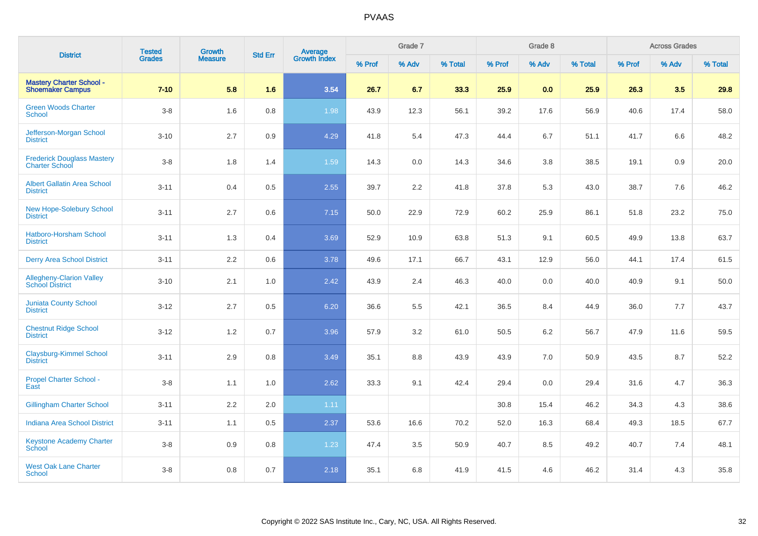| District | Tested Grades | Growth Measure | Std Err | Average Growth Index | Grade 7 | | | Grade 8 | | | Across Grades | | |
|---|---|---|---|---|---|---|---|---|---|---|---|---|---|
| | | | | | % Prof | % Adv | % Total | % Prof | % Adv | % Total | % Prof | % Adv | % Total |
| **Mastery Charter School - Shoemaker Campus** | **7-10** | **5.8** | **1.6** | **3.54** | **26.7** | **6.7** | **33.3** | **25.9** | **0.0** | **25.9** | **26.3** | **3.5** | **29.8** |
| Green Woods Charter School | 3-8 | 1.6 | 0.8 | 1.98 | 43.9 | 12.3 | 56.1 | 39.2 | 17.6 | 56.9 | 40.6 | 17.4 | 58.0 |
| Jefferson-Morgan School District | 3-10 | 2.7 | 0.9 | 4.29 | 41.8 | 5.4 | 47.3 | 44.4 | 6.7 | 51.1 | 41.7 | 6.6 | 48.2 |
| Frederick Douglass Mastery Charter School | 3-8 | 1.8 | 1.4 | 1.59 | 14.3 | 0.0 | 14.3 | 34.6 | 3.8 | 38.5 | 19.1 | 0.9 | 20.0 |
| Albert Gallatin Area School District | 3-11 | 0.4 | 0.5 | 2.55 | 39.7 | 2.2 | 41.8 | 37.8 | 5.3 | 43.0 | 38.7 | 7.6 | 46.2 |
| New Hope-Solebury School District | 3-11 | 2.7 | 0.6 | 7.15 | 50.0 | 22.9 | 72.9 | 60.2 | 25.9 | 86.1 | 51.8 | 23.2 | 75.0 |
| Hatboro-Horsham School District | 3-11 | 1.3 | 0.4 | 3.69 | 52.9 | 10.9 | 63.8 | 51.3 | 9.1 | 60.5 | 49.9 | 13.8 | 63.7 |
| Derry Area School District | 3-11 | 2.2 | 0.6 | 3.78 | 49.6 | 17.1 | 66.7 | 43.1 | 12.9 | 56.0 | 44.1 | 17.4 | 61.5 |
| Allegheny-Clarion Valley School District | 3-10 | 2.1 | 1.0 | 2.42 | 43.9 | 2.4 | 46.3 | 40.0 | 0.0 | 40.0 | 40.9 | 9.1 | 50.0 |
| Juniata County School District | 3-12 | 2.7 | 0.5 | 6.20 | 36.6 | 5.5 | 42.1 | 36.5 | 8.4 | 44.9 | 36.0 | 7.7 | 43.7 |
| Chestnut Ridge School District | 3-12 | 1.2 | 0.7 | 3.96 | 57.9 | 3.2 | 61.0 | 50.5 | 6.2 | 56.7 | 47.9 | 11.6 | 59.5 |
| Claysburg-Kimmel School District | 3-11 | 2.9 | 0.8 | 3.49 | 35.1 | 8.8 | 43.9 | 43.9 | 7.0 | 50.9 | 43.5 | 8.7 | 52.2 |
| Propel Charter School - East | 3-8 | 1.1 | 1.0 | 2.62 | 33.3 | 9.1 | 42.4 | 29.4 | 0.0 | 29.4 | 31.6 | 4.7 | 36.3 |
| Gillingham Charter School | 3-11 | 2.2 | 2.0 | 1.11 | | | | 30.8 | 15.4 | 46.2 | 34.3 | 4.3 | 38.6 |
| Indiana Area School District | 3-11 | 1.1 | 0.5 | 2.37 | 53.6 | 16.6 | 70.2 | 52.0 | 16.3 | 68.4 | 49.3 | 18.5 | 67.7 |
| Keystone Academy Charter School | 3-8 | 0.9 | 0.8 | 1.23 | 47.4 | 3.5 | 50.9 | 40.7 | 8.5 | 49.2 | 40.7 | 7.4 | 48.1 |
| West Oak Lane Charter School | 3-8 | 0.8 | 0.7 | 2.18 | 35.1 | 6.8 | 41.9 | 41.5 | 4.6 | 46.2 | 31.4 | 4.3 | 35.8 |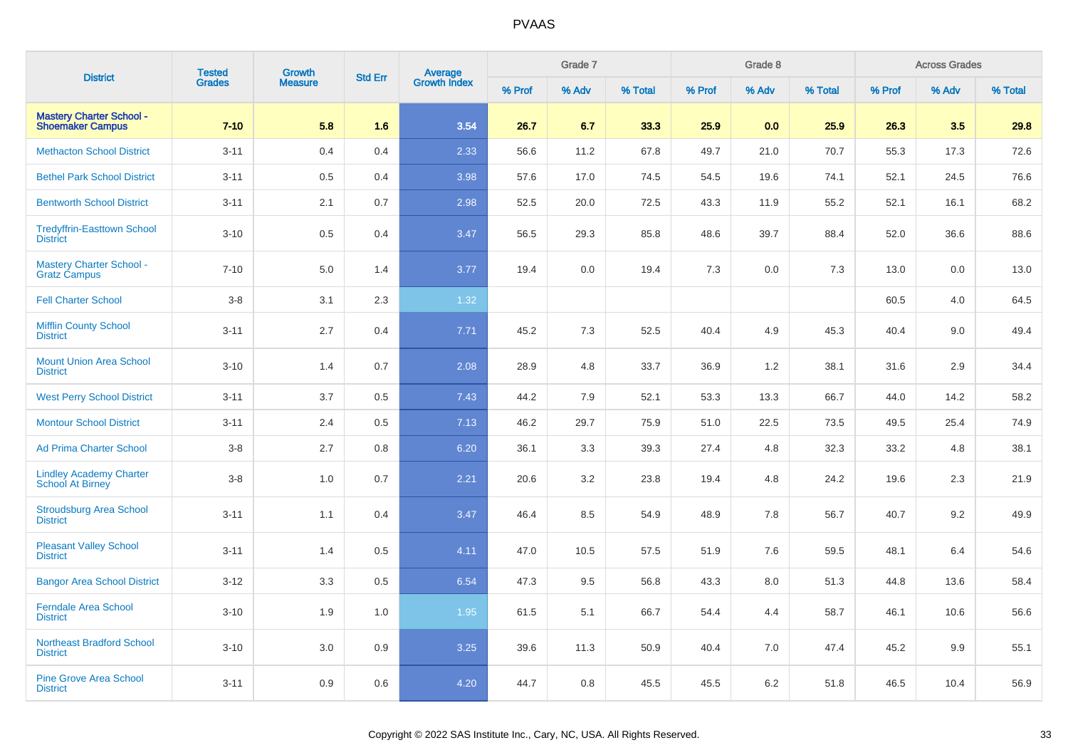| District | Tested Grades | Growth Measure | Std Err | Average Growth Index | Grade 7 | | | Grade 8 | | | Across Grades | | |
|---|---|---|---|---|---|---|---|---|---|---|---|---|---|
| | | | | | % Prof | % Adv | % Total | % Prof | % Adv | % Total | % Prof | % Adv | % Total |
| **Mastery Charter School - Shoemaker Campus** | **7-10** | **5.8** | **1.6** | **3.54** | **26.7** | **6.7** | **33.3** | **25.9** | **0.0** | **25.9** | **26.3** | **3.5** | **29.8** |
| Methacton School District | 3-11 | 0.4 | 0.4 | 2.33 | 56.6 | 11.2 | 67.8 | 49.7 | 21.0 | 70.7 | 55.3 | 17.3 | 72.6 |
| Bethel Park School District | 3-11 | 0.5 | 0.4 | 3.98 | 57.6 | 17.0 | 74.5 | 54.5 | 19.6 | 74.1 | 52.1 | 24.5 | 76.6 |
| Bentworth School District | 3-11 | 2.1 | 0.7 | 2.98 | 52.5 | 20.0 | 72.5 | 43.3 | 11.9 | 55.2 | 52.1 | 16.1 | 68.2 |
| Tredyffrin-Easttown School District | 3-10 | 0.5 | 0.4 | 3.47 | 56.5 | 29.3 | 85.8 | 48.6 | 39.7 | 88.4 | 52.0 | 36.6 | 88.6 |
| Mastery Charter School - Gratz Campus | 7-10 | 5.0 | 1.4 | 3.77 | 19.4 | 0.0 | 19.4 | 7.3 | 0.0 | 7.3 | 13.0 | 0.0 | 13.0 |
| Fell Charter School | 3-8 | 3.1 | 2.3 | 1.32 | | | | | | | 60.5 | 4.0 | 64.5 |
| Mifflin County School District | 3-11 | 2.7 | 0.4 | 7.71 | 45.2 | 7.3 | 52.5 | 40.4 | 4.9 | 45.3 | 40.4 | 9.0 | 49.4 |
| Mount Union Area School District | 3-10 | 1.4 | 0.7 | 2.08 | 28.9 | 4.8 | 33.7 | 36.9 | 1.2 | 38.1 | 31.6 | 2.9 | 34.4 |
| West Perry School District | 3-11 | 3.7 | 0.5 | 7.43 | 44.2 | 7.9 | 52.1 | 53.3 | 13.3 | 66.7 | 44.0 | 14.2 | 58.2 |
| Montour School District | 3-11 | 2.4 | 0.5 | 7.13 | 46.2 | 29.7 | 75.9 | 51.0 | 22.5 | 73.5 | 49.5 | 25.4 | 74.9 |
| Ad Prima Charter School | 3-8 | 2.7 | 0.8 | 6.20 | 36.1 | 3.3 | 39.3 | 27.4 | 4.8 | 32.3 | 33.2 | 4.8 | 38.1 |
| Lindley Academy Charter School At Birney | 3-8 | 1.0 | 0.7 | 2.21 | 20.6 | 3.2 | 23.8 | 19.4 | 4.8 | 24.2 | 19.6 | 2.3 | 21.9 |
| Stroudsburg Area School District | 3-11 | 1.1 | 0.4 | 3.47 | 46.4 | 8.5 | 54.9 | 48.9 | 7.8 | 56.7 | 40.7 | 9.2 | 49.9 |
| Pleasant Valley School District | 3-11 | 1.4 | 0.5 | 4.11 | 47.0 | 10.5 | 57.5 | 51.9 | 7.6 | 59.5 | 48.1 | 6.4 | 54.6 |
| Bangor Area School District | 3-12 | 3.3 | 0.5 | 6.54 | 47.3 | 9.5 | 56.8 | 43.3 | 8.0 | 51.3 | 44.8 | 13.6 | 58.4 |
| Ferndale Area School District | 3-10 | 1.9 | 1.0 | 1.95 | 61.5 | 5.1 | 66.7 | 54.4 | 4.4 | 58.7 | 46.1 | 10.6 | 56.6 |
| Northeast Bradford School District | 3-10 | 3.0 | 0.9 | 3.25 | 39.6 | 11.3 | 50.9 | 40.4 | 7.0 | 47.4 | 45.2 | 9.9 | 55.1 |
| Pine Grove Area School District | 3-11 | 0.9 | 0.6 | 4.20 | 44.7 | 0.8 | 45.5 | 45.5 | 6.2 | 51.8 | 46.5 | 10.4 | 56.9 |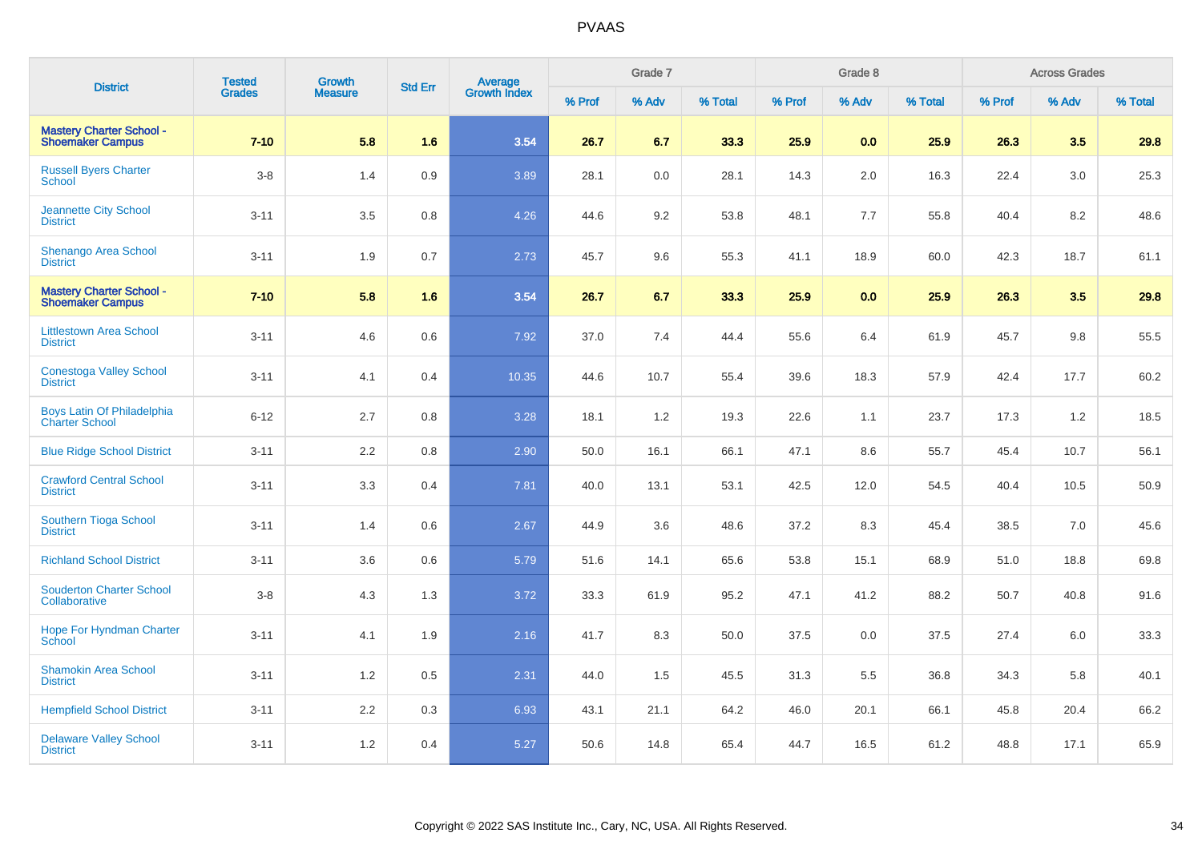| District | Tested Grades | Growth Measure | Std Err | Average Growth Index | Grade 7 | | | Grade 8 | | | Across Grades | | |
|---|---|---|---|---|---|---|---|---|---|---|---|---|---|
| | | | | | % Prof | % Adv | % Total | % Prof | % Adv | % Total | % Prof | % Adv | % Total |
| **Mastery Charter School - Shoemaker Campus** | **7-10** | **5.8** | **1.6** | **3.54** | **26.7** | **6.7** | **33.3** | **25.9** | **0.0** | **25.9** | **26.3** | **3.5** | **29.8** |
| Russell Byers Charter School | 3-8 | 1.4 | 0.9 | 3.89 | 28.1 | 0.0 | 28.1 | 14.3 | 2.0 | 16.3 | 22.4 | 3.0 | 25.3 |
| Jeannette City School District | 3-11 | 3.5 | 0.8 | 4.26 | 44.6 | 9.2 | 53.8 | 48.1 | 7.7 | 55.8 | 40.4 | 8.2 | 48.6 |
| Shenango Area School District | 3-11 | 1.9 | 0.7 | 2.73 | 45.7 | 9.6 | 55.3 | 41.1 | 18.9 | 60.0 | 42.3 | 18.7 | 61.1 |
| **Mastery Charter School - Shoemaker Campus** | **7-10** | **5.8** | **1.6** | **3.54** | **26.7** | **6.7** | **33.3** | **25.9** | **0.0** | **25.9** | **26.3** | **3.5** | **29.8** |
| Littlestown Area School District | 3-11 | 4.6 | 0.6 | 7.92 | 37.0 | 7.4 | 44.4 | 55.6 | 6.4 | 61.9 | 45.7 | 9.8 | 55.5 |
| Conestoga Valley School District | 3-11 | 4.1 | 0.4 | 10.35 | 44.6 | 10.7 | 55.4 | 39.6 | 18.3 | 57.9 | 42.4 | 17.7 | 60.2 |
| Boys Latin Of Philadelphia Charter School | 6-12 | 2.7 | 0.8 | 3.28 | 18.1 | 1.2 | 19.3 | 22.6 | 1.1 | 23.7 | 17.3 | 1.2 | 18.5 |
| Blue Ridge School District | 3-11 | 2.2 | 0.8 | 2.90 | 50.0 | 16.1 | 66.1 | 47.1 | 8.6 | 55.7 | 45.4 | 10.7 | 56.1 |
| Crawford Central School District | 3-11 | 3.3 | 0.4 | 7.81 | 40.0 | 13.1 | 53.1 | 42.5 | 12.0 | 54.5 | 40.4 | 10.5 | 50.9 |
| Southern Tioga School District | 3-11 | 1.4 | 0.6 | 2.67 | 44.9 | 3.6 | 48.6 | 37.2 | 8.3 | 45.4 | 38.5 | 7.0 | 45.6 |
| Richland School District | 3-11 | 3.6 | 0.6 | 5.79 | 51.6 | 14.1 | 65.6 | 53.8 | 15.1 | 68.9 | 51.0 | 18.8 | 69.8 |
| Souderton Charter School Collaborative | 3-8 | 4.3 | 1.3 | 3.72 | 33.3 | 61.9 | 95.2 | 47.1 | 41.2 | 88.2 | 50.7 | 40.8 | 91.6 |
| Hope For Hyndman Charter School | 3-11 | 4.1 | 1.9 | 2.16 | 41.7 | 8.3 | 50.0 | 37.5 | 0.0 | 37.5 | 27.4 | 6.0 | 33.3 |
| Shamokin Area School District | 3-11 | 1.2 | 0.5 | 2.31 | 44.0 | 1.5 | 45.5 | 31.3 | 5.5 | 36.8 | 34.3 | 5.8 | 40.1 |
| Hempfield School District | 3-11 | 2.2 | 0.3 | 6.93 | 43.1 | 21.1 | 64.2 | 46.0 | 20.1 | 66.1 | 45.8 | 20.4 | 66.2 |
| Delaware Valley School District | 3-11 | 1.2 | 0.4 | 5.27 | 50.6 | 14.8 | 65.4 | 44.7 | 16.5 | 61.2 | 48.8 | 17.1 | 65.9 |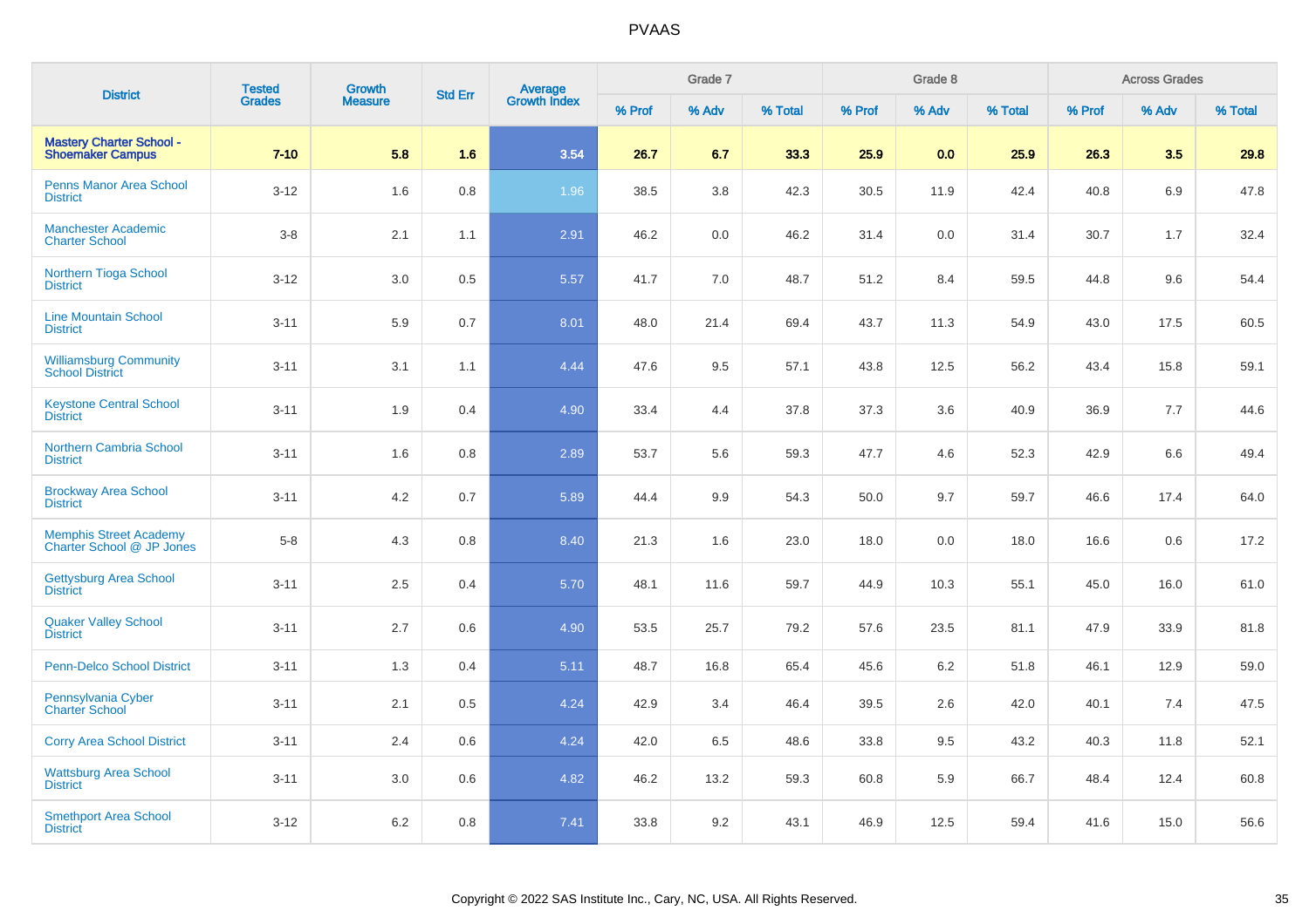| District | Tested Grades | Growth Measure | Std Err | Average Growth Index | Grade 7 | | | Grade 8 | | | Across Grades | | |
|---|---|---|---|---|---|---|---|---|---|---|---|---|---|
| | | | | | % Prof | % Adv | % Total | % Prof | % Adv | % Total | % Prof | % Adv | % Total |
| **Mastery Charter School - Shoemaker Campus** | **7-10** | **5.8** | **1.6** | **3.54** | **26.7** | **6.7** | **33.3** | **25.9** | **0.0** | **25.9** | **26.3** | **3.5** | **29.8** |
| Penns Manor Area School District | 3-12 | 1.6 | 0.8 | 1.96 | 38.5 | 3.8 | 42.3 | 30.5 | 11.9 | 42.4 | 40.8 | 6.9 | 47.8 |
| Manchester Academic Charter School | 3-8 | 2.1 | 1.1 | 2.91 | 46.2 | 0.0 | 46.2 | 31.4 | 0.0 | 31.4 | 30.7 | 1.7 | 32.4 |
| Northern Tioga School District | 3-12 | 3.0 | 0.5 | 5.57 | 41.7 | 7.0 | 48.7 | 51.2 | 8.4 | 59.5 | 44.8 | 9.6 | 54.4 |
| Line Mountain School District | 3-11 | 5.9 | 0.7 | 8.01 | 48.0 | 21.4 | 69.4 | 43.7 | 11.3 | 54.9 | 43.0 | 17.5 | 60.5 |
| Williamsburg Community School District | 3-11 | 3.1 | 1.1 | 4.44 | 47.6 | 9.5 | 57.1 | 43.8 | 12.5 | 56.2 | 43.4 | 15.8 | 59.1 |
| Keystone Central School District | 3-11 | 1.9 | 0.4 | 4.90 | 33.4 | 4.4 | 37.8 | 37.3 | 3.6 | 40.9 | 36.9 | 7.7 | 44.6 |
| Northern Cambria School District | 3-11 | 1.6 | 0.8 | 2.89 | 53.7 | 5.6 | 59.3 | 47.7 | 4.6 | 52.3 | 42.9 | 6.6 | 49.4 |
| Brockway Area School District | 3-11 | 4.2 | 0.7 | 5.89 | 44.4 | 9.9 | 54.3 | 50.0 | 9.7 | 59.7 | 46.6 | 17.4 | 64.0 |
| Memphis Street Academy Charter School @ JP Jones | 5-8 | 4.3 | 0.8 | 8.40 | 21.3 | 1.6 | 23.0 | 18.0 | 0.0 | 18.0 | 16.6 | 0.6 | 17.2 |
| Gettysburg Area School District | 3-11 | 2.5 | 0.4 | 5.70 | 48.1 | 11.6 | 59.7 | 44.9 | 10.3 | 55.1 | 45.0 | 16.0 | 61.0 |
| Quaker Valley School District | 3-11 | 2.7 | 0.6 | 4.90 | 53.5 | 25.7 | 79.2 | 57.6 | 23.5 | 81.1 | 47.9 | 33.9 | 81.8 |
| Penn-Delco School District | 3-11 | 1.3 | 0.4 | 5.11 | 48.7 | 16.8 | 65.4 | 45.6 | 6.2 | 51.8 | 46.1 | 12.9 | 59.0 |
| Pennsylvania Cyber Charter School | 3-11 | 2.1 | 0.5 | 4.24 | 42.9 | 3.4 | 46.4 | 39.5 | 2.6 | 42.0 | 40.1 | 7.4 | 47.5 |
| Corry Area School District | 3-11 | 2.4 | 0.6 | 4.24 | 42.0 | 6.5 | 48.6 | 33.8 | 9.5 | 43.2 | 40.3 | 11.8 | 52.1 |
| Wattsburg Area School District | 3-11 | 3.0 | 0.6 | 4.82 | 46.2 | 13.2 | 59.3 | 60.8 | 5.9 | 66.7 | 48.4 | 12.4 | 60.8 |
| Smethport Area School District | 3-12 | 6.2 | 0.8 | 7.41 | 33.8 | 9.2 | 43.1 | 46.9 | 12.5 | 59.4 | 41.6 | 15.0 | 56.6 |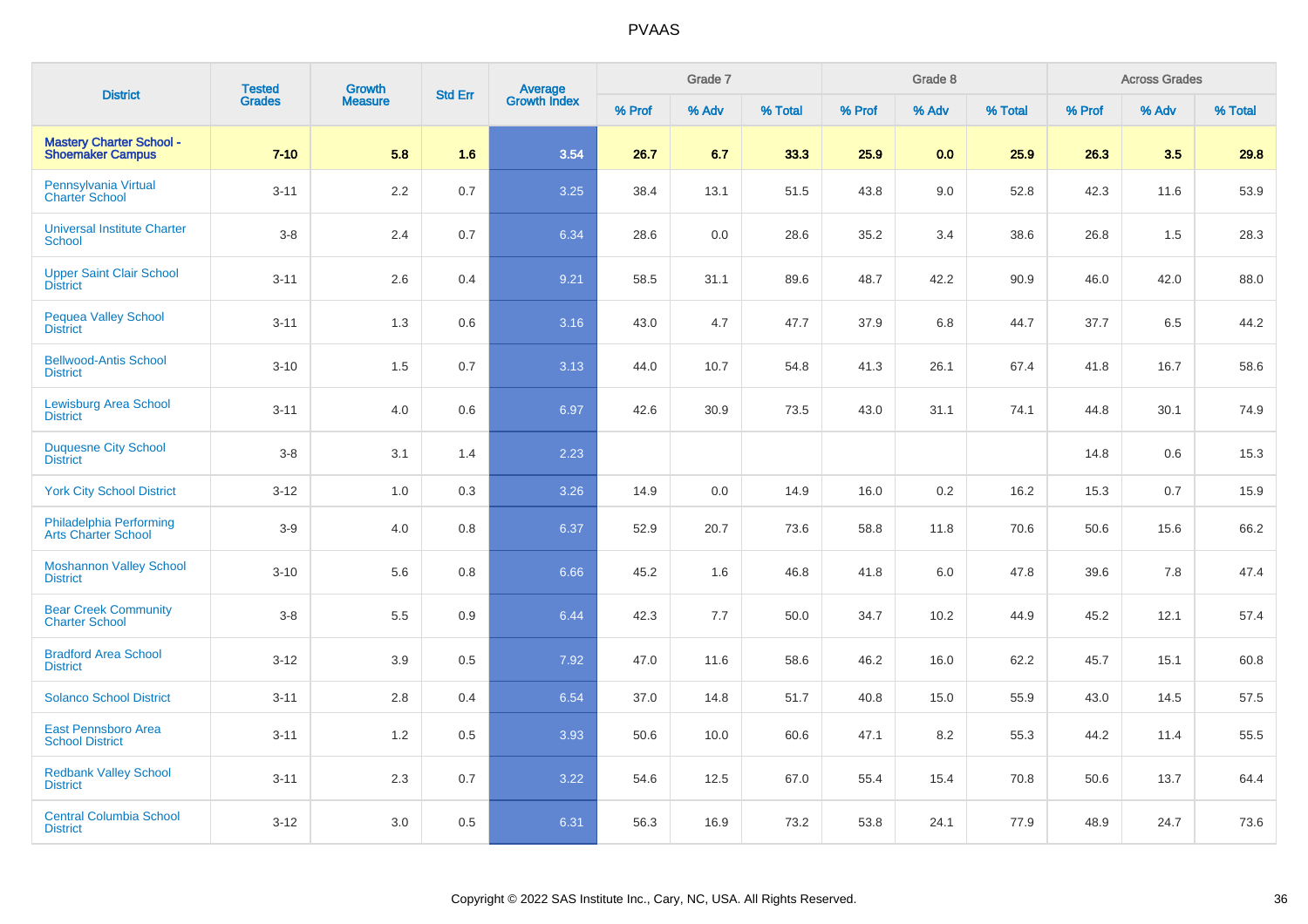| District | Tested Grades | Growth Measure | Std Err | Average Growth Index | Grade 7 | | | Grade 8 | | | Across Grades | | |
|---|---|---|---|---|---|---|---|---|---|---|---|---|---|
| | | | | | % Prof | % Adv | % Total | % Prof | % Adv | % Total | % Prof | % Adv | % Total |
| **Mastery Charter School - Shoemaker Campus** | **7-10** | **5.8** | **1.6** | **3.54** | **26.7** | **6.7** | **33.3** | **25.9** | **0.0** | **25.9** | **26.3** | **3.5** | **29.8** |
| Pennsylvania Virtual Charter School | 3-11 | 2.2 | 0.7 | 3.25 | 38.4 | 13.1 | 51.5 | 43.8 | 9.0 | 52.8 | 42.3 | 11.6 | 53.9 |
| Universal Institute Charter School | 3-8 | 2.4 | 0.7 | 6.34 | 28.6 | 0.0 | 28.6 | 35.2 | 3.4 | 38.6 | 26.8 | 1.5 | 28.3 |
| Upper Saint Clair School District | 3-11 | 2.6 | 0.4 | 9.21 | 58.5 | 31.1 | 89.6 | 48.7 | 42.2 | 90.9 | 46.0 | 42.0 | 88.0 |
| Pequea Valley School District | 3-11 | 1.3 | 0.6 | 3.16 | 43.0 | 4.7 | 47.7 | 37.9 | 6.8 | 44.7 | 37.7 | 6.5 | 44.2 |
| Bellwood-Antis School District | 3-10 | 1.5 | 0.7 | 3.13 | 44.0 | 10.7 | 54.8 | 41.3 | 26.1 | 67.4 | 41.8 | 16.7 | 58.6 |
| Lewisburg Area School District | 3-11 | 4.0 | 0.6 | 6.97 | 42.6 | 30.9 | 73.5 | 43.0 | 31.1 | 74.1 | 44.8 | 30.1 | 74.9 |
| Duquesne City School District | 3-8 | 3.1 | 1.4 | 2.23 | | | | | | | 14.8 | 0.6 | 15.3 |
| York City School District | 3-12 | 1.0 | 0.3 | 3.26 | 14.9 | 0.0 | 14.9 | 16.0 | 0.2 | 16.2 | 15.3 | 0.7 | 15.9 |
| Philadelphia Performing Arts Charter School | 3-9 | 4.0 | 0.8 | 6.37 | 52.9 | 20.7 | 73.6 | 58.8 | 11.8 | 70.6 | 50.6 | 15.6 | 66.2 |
| Moshannon Valley School District | 3-10 | 5.6 | 0.8 | 6.66 | 45.2 | 1.6 | 46.8 | 41.8 | 6.0 | 47.8 | 39.6 | 7.8 | 47.4 |
| Bear Creek Community Charter School | 3-8 | 5.5 | 0.9 | 6.44 | 42.3 | 7.7 | 50.0 | 34.7 | 10.2 | 44.9 | 45.2 | 12.1 | 57.4 |
| Bradford Area School District | 3-12 | 3.9 | 0.5 | 7.92 | 47.0 | 11.6 | 58.6 | 46.2 | 16.0 | 62.2 | 45.7 | 15.1 | 60.8 |
| Solanco School District | 3-11 | 2.8 | 0.4 | 6.54 | 37.0 | 14.8 | 51.7 | 40.8 | 15.0 | 55.9 | 43.0 | 14.5 | 57.5 |
| East Pennsboro Area School District | 3-11 | 1.2 | 0.5 | 3.93 | 50.6 | 10.0 | 60.6 | 47.1 | 8.2 | 55.3 | 44.2 | 11.4 | 55.5 |
| Redbank Valley School District | 3-11 | 2.3 | 0.7 | 3.22 | 54.6 | 12.5 | 67.0 | 55.4 | 15.4 | 70.8 | 50.6 | 13.7 | 64.4 |
| Central Columbia School District | 3-12 | 3.0 | 0.5 | 6.31 | 56.3 | 16.9 | 73.2 | 53.8 | 24.1 | 77.9 | 48.9 | 24.7 | 73.6 |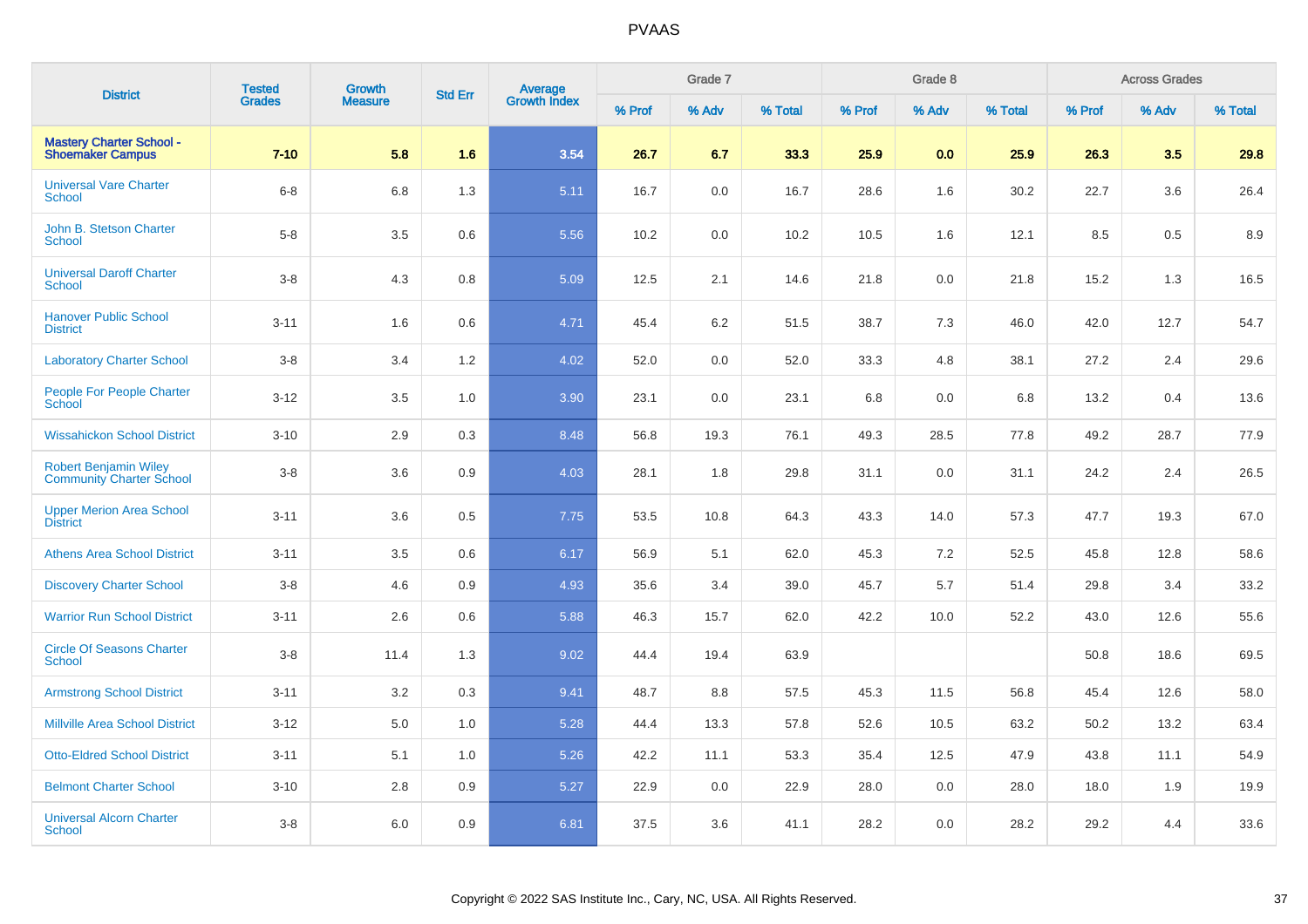# PVAAS

| District | Tested Grades | Growth Measure | Std Err | Average Growth Index | Grade 7 | | | Grade 8 | | | Across Grades | | |
|---|---|---|---|---|---|---|---|---|---|---|---|---|---|
| | | | | | % Prof | % Adv | % Total | % Prof | % Adv | % Total | % Prof | % Adv | % Total |
| **Mastery Charter School - Shoemaker Campus** | **7-10** | **5.8** | **1.6** | **3.54** | **26.7** | **6.7** | **33.3** | **25.9** | **0.0** | **25.9** | **26.3** | **3.5** | **29.8** |
| Universal Vare Charter School | 6-8 | 6.8 | 1.3 | 5.11 | 16.7 | 0.0 | 16.7 | 28.6 | 1.6 | 30.2 | 22.7 | 3.6 | 26.4 |
| John B. Stetson Charter School | 5-8 | 3.5 | 0.6 | 5.56 | 10.2 | 0.0 | 10.2 | 10.5 | 1.6 | 12.1 | 8.5 | 0.5 | 8.9 |
| Universal Daroff Charter School | 3-8 | 4.3 | 0.8 | 5.09 | 12.5 | 2.1 | 14.6 | 21.8 | 0.0 | 21.8 | 15.2 | 1.3 | 16.5 |
| Hanover Public School District | 3-11 | 1.6 | 0.6 | 4.71 | 45.4 | 6.2 | 51.5 | 38.7 | 7.3 | 46.0 | 42.0 | 12.7 | 54.7 |
| Laboratory Charter School | 3-8 | 3.4 | 1.2 | 4.02 | 52.0 | 0.0 | 52.0 | 33.3 | 4.8 | 38.1 | 27.2 | 2.4 | 29.6 |
| People For People Charter School | 3-12 | 3.5 | 1.0 | 3.90 | 23.1 | 0.0 | 23.1 | 6.8 | 0.0 | 6.8 | 13.2 | 0.4 | 13.6 |
| Wissahickon School District | 3-10 | 2.9 | 0.3 | 8.48 | 56.8 | 19.3 | 76.1 | 49.3 | 28.5 | 77.8 | 49.2 | 28.7 | 77.9 |
| Robert Benjamin Wiley Community Charter School | 3-8 | 3.6 | 0.9 | 4.03 | 28.1 | 1.8 | 29.8 | 31.1 | 0.0 | 31.1 | 24.2 | 2.4 | 26.5 |
| Upper Merion Area School District | 3-11 | 3.6 | 0.5 | 7.75 | 53.5 | 10.8 | 64.3 | 43.3 | 14.0 | 57.3 | 47.7 | 19.3 | 67.0 |
| Athens Area School District | 3-11 | 3.5 | 0.6 | 6.17 | 56.9 | 5.1 | 62.0 | 45.3 | 7.2 | 52.5 | 45.8 | 12.8 | 58.6 |
| Discovery Charter School | 3-8 | 4.6 | 0.9 | 4.93 | 35.6 | 3.4 | 39.0 | 45.7 | 5.7 | 51.4 | 29.8 | 3.4 | 33.2 |
| Warrior Run School District | 3-11 | 2.6 | 0.6 | 5.88 | 46.3 | 15.7 | 62.0 | 42.2 | 10.0 | 52.2 | 43.0 | 12.6 | 55.6 |
| Circle Of Seasons Charter School | 3-8 | 11.4 | 1.3 | 9.02 | 44.4 | 19.4 | 63.9 | | | | 50.8 | 18.6 | 69.5 |
| Armstrong School District | 3-11 | 3.2 | 0.3 | 9.41 | 48.7 | 8.8 | 57.5 | 45.3 | 11.5 | 56.8 | 45.4 | 12.6 | 58.0 |
| Millville Area School District | 3-12 | 5.0 | 1.0 | 5.28 | 44.4 | 13.3 | 57.8 | 52.6 | 10.5 | 63.2 | 50.2 | 13.2 | 63.4 |
| Otto-Eldred School District | 3-11 | 5.1 | 1.0 | 5.26 | 42.2 | 11.1 | 53.3 | 35.4 | 12.5 | 47.9 | 43.8 | 11.1 | 54.9 |
| Belmont Charter School | 3-10 | 2.8 | 0.9 | 5.27 | 22.9 | 0.0 | 22.9 | 28.0 | 0.0 | 28.0 | 18.0 | 1.9 | 19.9 |
| Universal Alcorn Charter School | 3-8 | 6.0 | 0.9 | 6.81 | 37.5 | 3.6 | 41.1 | 28.2 | 0.0 | 28.2 | 29.2 | 4.4 | 33.6 |

Copyright © 2022 SAS Institute Inc., Cary, NC, USA. All Rights Reserved.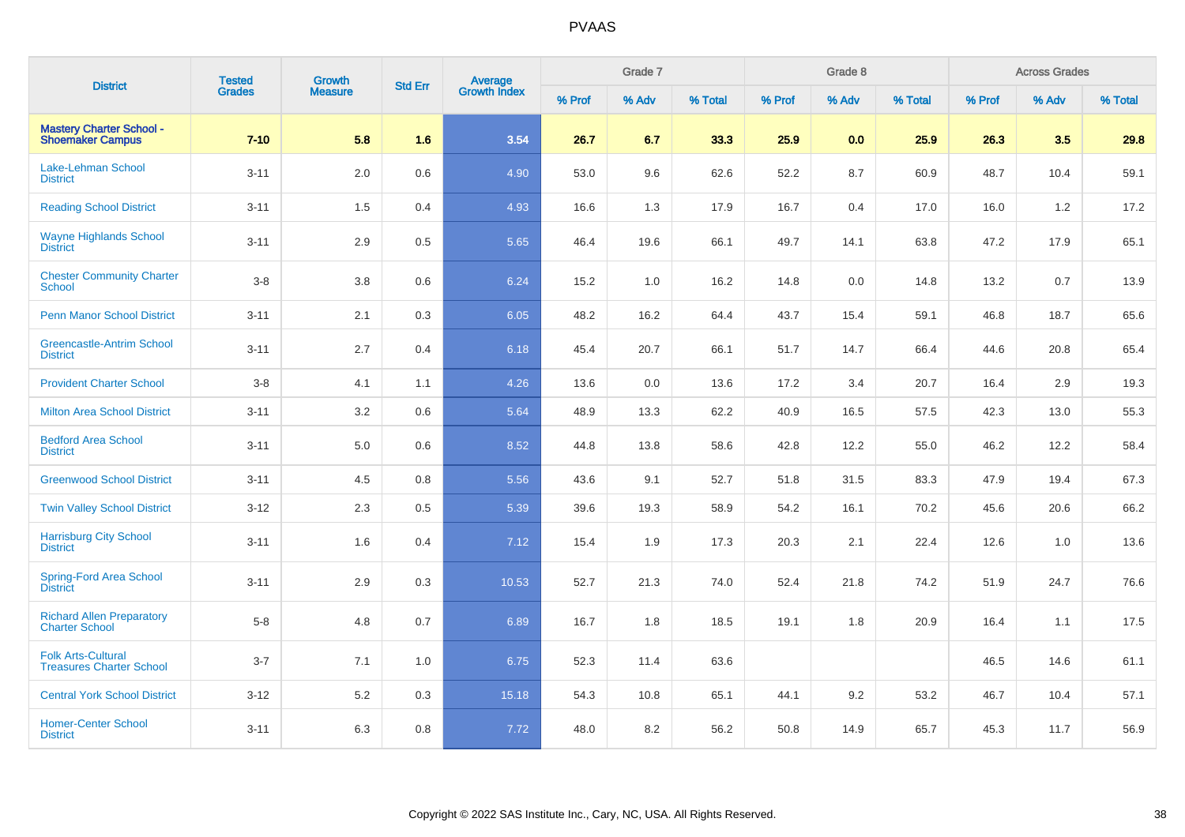# PVAAS

| District | Tested Grades | Growth Measure | Std Err | Average Growth Index | Grade 7 | | | Grade 8 | | | Across Grades | | |
|---|---|---|---|---|---|---|---|---|---|---|---|---|---|
| | | | | | % Prof | % Adv | % Total | % Prof | % Adv | % Total | % Prof | % Adv | % Total |
| **Mastery Charter School - Shoemaker Campus** | **7-10** | **5.8** | **1.6** | **3.54** | **26.7** | **6.7** | **33.3** | **25.9** | **0.0** | **25.9** | **26.3** | **3.5** | **29.8** |
| Lake-Lehman School District | 3-11 | 2.0 | 0.6 | 4.90 | 53.0 | 9.6 | 62.6 | 52.2 | 8.7 | 60.9 | 48.7 | 10.4 | 59.1 |
| Reading School District | 3-11 | 1.5 | 0.4 | 4.93 | 16.6 | 1.3 | 17.9 | 16.7 | 0.4 | 17.0 | 16.0 | 1.2 | 17.2 |
| Wayne Highlands School District | 3-11 | 2.9 | 0.5 | 5.65 | 46.4 | 19.6 | 66.1 | 49.7 | 14.1 | 63.8 | 47.2 | 17.9 | 65.1 |
| Chester Community Charter School | 3-8 | 3.8 | 0.6 | 6.24 | 15.2 | 1.0 | 16.2 | 14.8 | 0.0 | 14.8 | 13.2 | 0.7 | 13.9 |
| Penn Manor School District | 3-11 | 2.1 | 0.3 | 6.05 | 48.2 | 16.2 | 64.4 | 43.7 | 15.4 | 59.1 | 46.8 | 18.7 | 65.6 |
| Greencastle-Antrim School District | 3-11 | 2.7 | 0.4 | 6.18 | 45.4 | 20.7 | 66.1 | 51.7 | 14.7 | 66.4 | 44.6 | 20.8 | 65.4 |
| Provident Charter School | 3-8 | 4.1 | 1.1 | 4.26 | 13.6 | 0.0 | 13.6 | 17.2 | 3.4 | 20.7 | 16.4 | 2.9 | 19.3 |
| Milton Area School District | 3-11 | 3.2 | 0.6 | 5.64 | 48.9 | 13.3 | 62.2 | 40.9 | 16.5 | 57.5 | 42.3 | 13.0 | 55.3 |
| Bedford Area School District | 3-11 | 5.0 | 0.6 | 8.52 | 44.8 | 13.8 | 58.6 | 42.8 | 12.2 | 55.0 | 46.2 | 12.2 | 58.4 |
| Greenwood School District | 3-11 | 4.5 | 0.8 | 5.56 | 43.6 | 9.1 | 52.7 | 51.8 | 31.5 | 83.3 | 47.9 | 19.4 | 67.3 |
| Twin Valley School District | 3-12 | 2.3 | 0.5 | 5.39 | 39.6 | 19.3 | 58.9 | 54.2 | 16.1 | 70.2 | 45.6 | 20.6 | 66.2 |
| Harrisburg City School District | 3-11 | 1.6 | 0.4 | 7.12 | 15.4 | 1.9 | 17.3 | 20.3 | 2.1 | 22.4 | 12.6 | 1.0 | 13.6 |
| Spring-Ford Area School District | 3-11 | 2.9 | 0.3 | 10.53 | 52.7 | 21.3 | 74.0 | 52.4 | 21.8 | 74.2 | 51.9 | 24.7 | 76.6 |
| Richard Allen Preparatory Charter School | 5-8 | 4.8 | 0.7 | 6.89 | 16.7 | 1.8 | 18.5 | 19.1 | 1.8 | 20.9 | 16.4 | 1.1 | 17.5 |
| Folk Arts-Cultural Treasures Charter School | 3-7 | 7.1 | 1.0 | 6.75 | 52.3 | 11.4 | 63.6 | | | | 46.5 | 14.6 | 61.1 |
| Central York School District | 3-12 | 5.2 | 0.3 | 15.18 | 54.3 | 10.8 | 65.1 | 44.1 | 9.2 | 53.2 | 46.7 | 10.4 | 57.1 |
| Homer-Center School District | 3-11 | 6.3 | 0.8 | 7.72 | 48.0 | 8.2 | 56.2 | 50.8 | 14.9 | 65.7 | 45.3 | 11.7 | 56.9 |

Copyright © 2022 SAS Institute Inc., Cary, NC, USA. All Rights Reserved.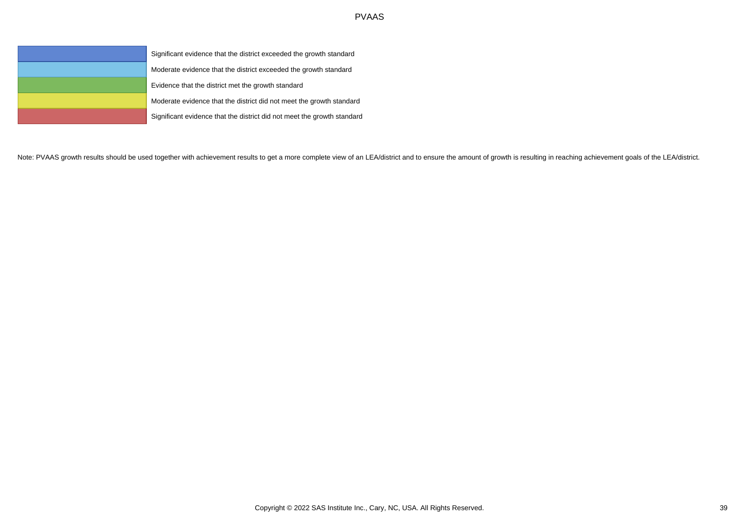PVAAS

Significant evidence that the district exceeded the growth standard

Moderate evidence that the district exceeded the growth standard

Evidence that the district met the growth standard

Moderate evidence that the district did not meet the growth standard

Significant evidence that the district did not meet the growth standard

Note: PVAAS growth results should be used together with achievement results to get a more complete view of an LEA/district and to ensure the amount of growth is resulting in reaching achievement goals of the LEA/district.

Copyright © 2022 SAS Institute Inc., Cary, NC, USA. All Rights Reserved.